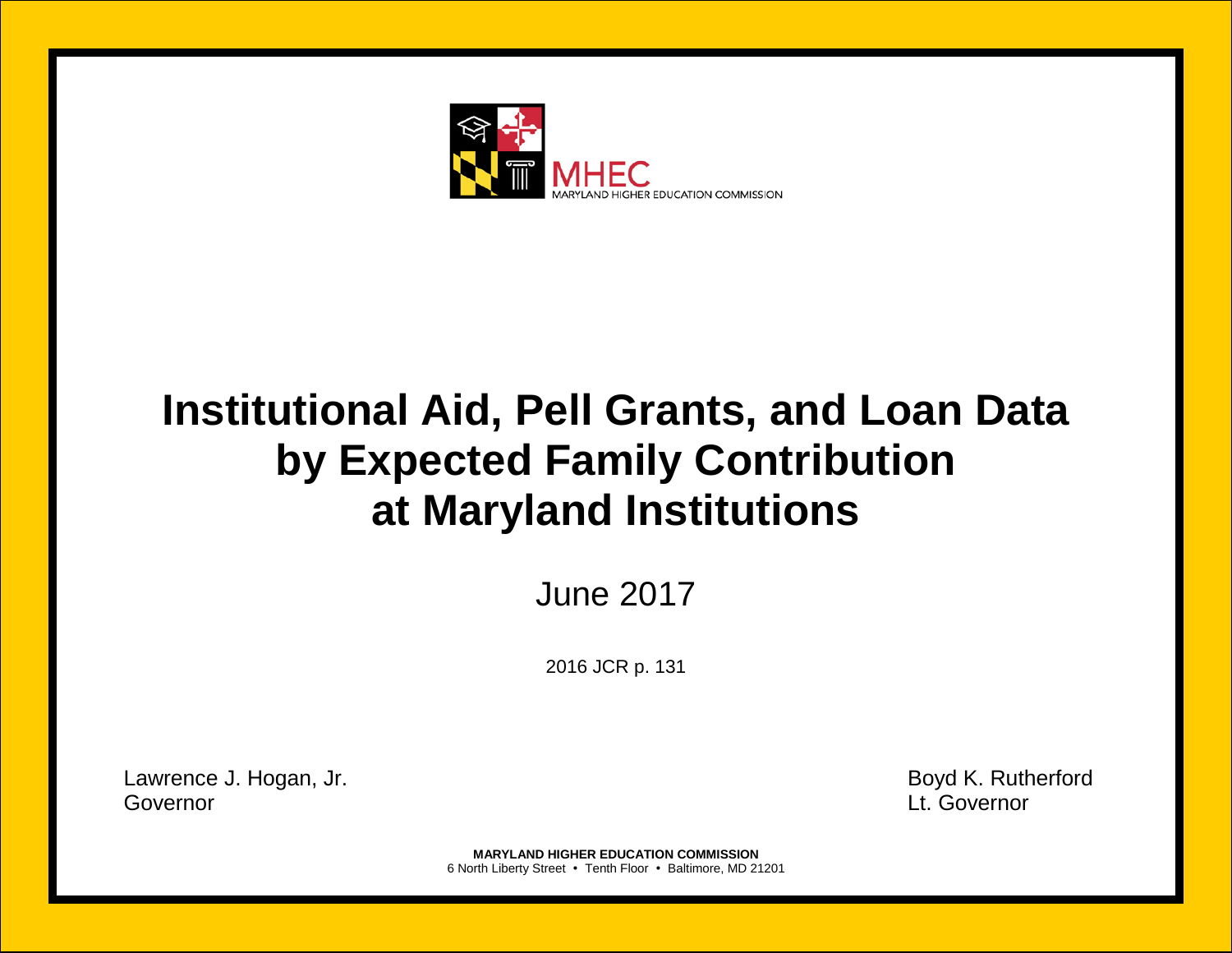MHEC
MARYLAND HIGHER EDUCATION COMMISSION

# Institutional Aid, Pell Grants, and Loan Data by Expected Family Contribution at Maryland Institutions

June 2017

2016 JCR p. 131

Lawrence J. Hogan, Jr.
Governor

Boyd K. Rutherford
Lt. Governor

**MARYLAND HIGHER EDUCATION COMMISSION**
6 North Liberty Street • Tenth Floor • Baltimore, MD 21201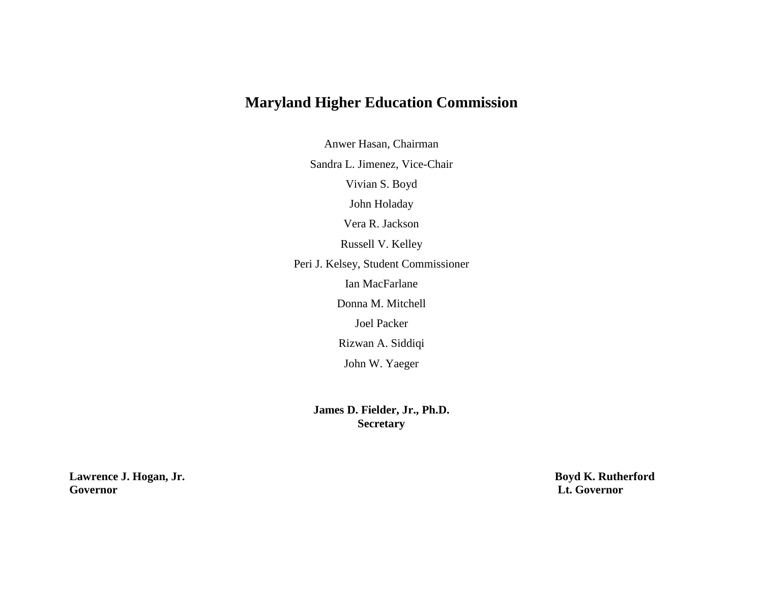# Maryland Higher Education Commission

Anwer Hasan, Chairman

Sandra L. Jimenez, Vice-Chair

Vivian S. Boyd

John Holaday

Vera R. Jackson

Russell V. Kelley

Peri J. Kelsey, Student Commissioner

Ian MacFarlane

Donna M. Mitchell

Joel Packer

Rizwan A. Siddiqi

John W. Yaeger

**James D. Fielder, Jr., Ph.D.**
**Secretary**

**Lawrence J. Hogan, Jr.**
**Governor**

**Boyd K. Rutherford**
**Lt. Governor**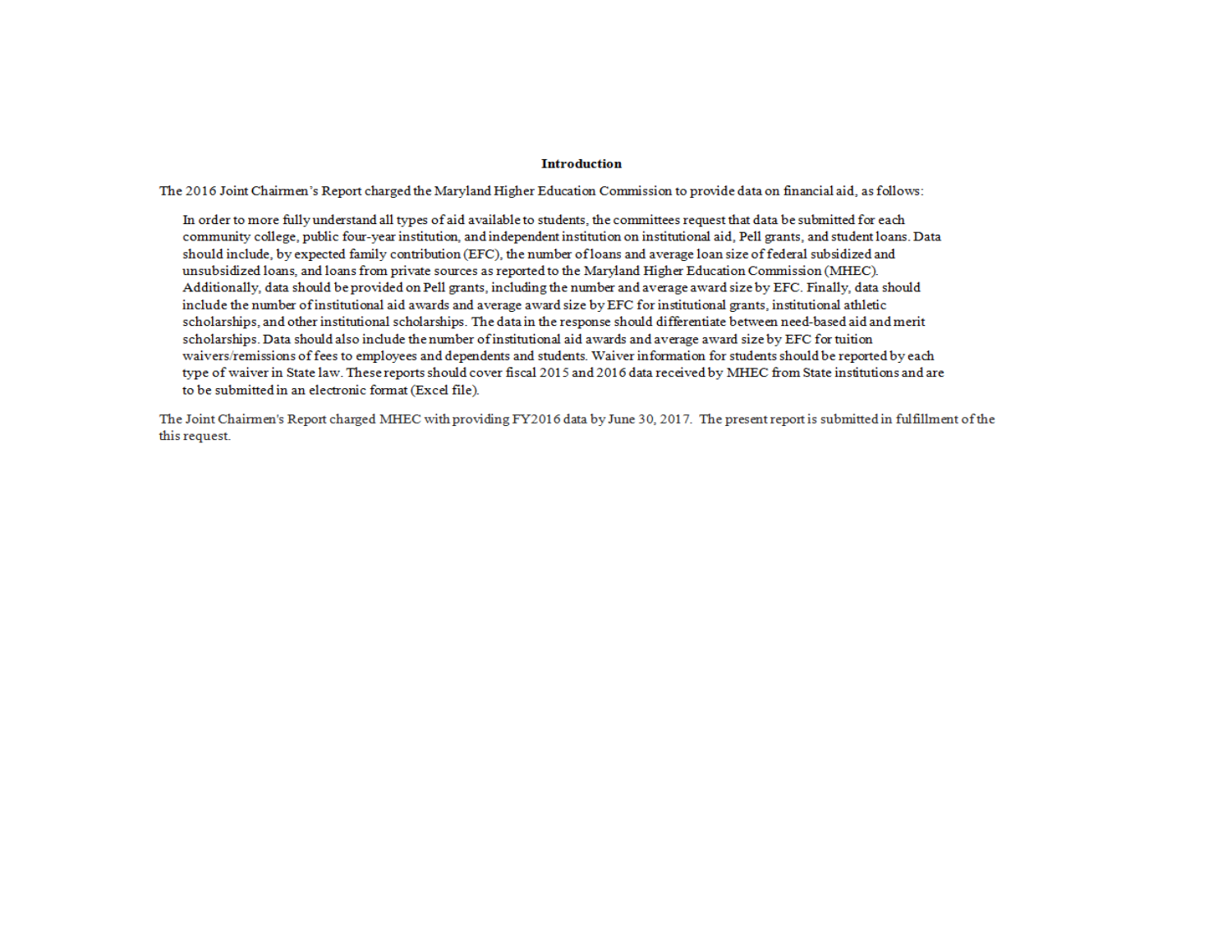## Introduction

The 2016 Joint Chairmen's Report charged the Maryland Higher Education Commission to provide data on financial aid, as follows:

> In order to more fully understand all types of aid available to students, the committees request that data be submitted for each community college, public four-year institution, and independent institution on institutional aid, Pell grants, and student loans. Data should include, by expected family contribution (EFC), the number of loans and average loan size of federal subsidized and unsubsidized loans, and loans from private sources as reported to the Maryland Higher Education Commission (MHEC). Additionally, data should be provided on Pell grants, including the number and average award size by EFC. Finally, data should include the number of institutional aid awards and average award size by EFC for institutional grants, institutional athletic scholarships, and other institutional scholarships. The data in the response should differentiate between need-based aid and merit scholarships. Data should also include the number of institutional aid awards and average award size by EFC for tuition waivers/remissions of fees to employees and dependents and students. Waiver information for students should be reported by each type of waiver in State law. These reports should cover fiscal 2015 and 2016 data received by MHEC from State institutions and are to be submitted in an electronic format (Excel file).

The Joint Chairmen's Report charged MHEC with providing FY2016 data by June 30, 2017. The present report is submitted in fulfillment of the this request.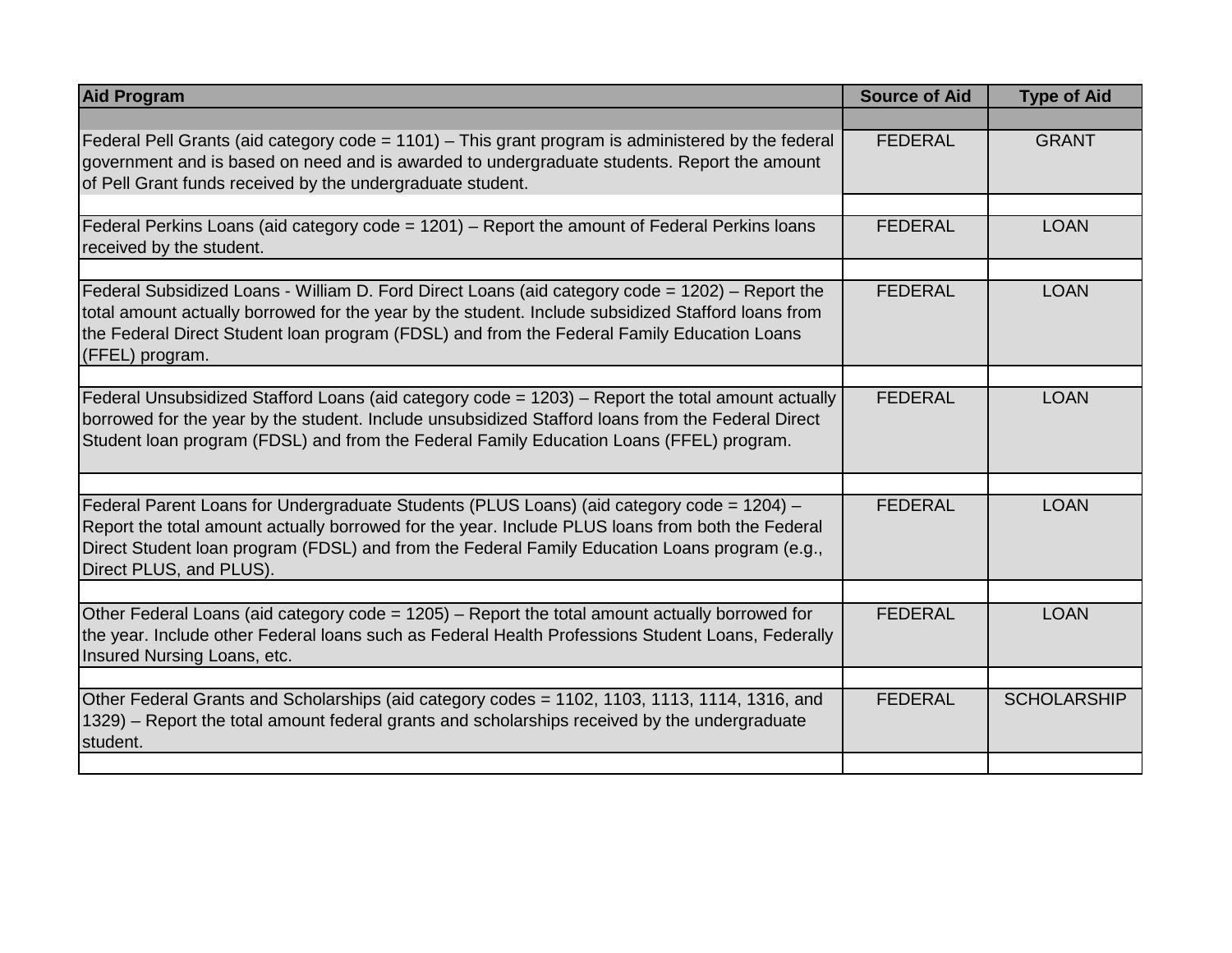| Aid Program | Source of Aid | Type of Aid |
|---|---|---|
| Federal Pell Grants (aid category code = 1101) – This grant program is administered by the federal government and is based on need and is awarded to undergraduate students. Report the amount of Pell Grant funds received by the undergraduate student. | FEDERAL | GRANT |
| Federal Perkins Loans (aid category code = 1201) – Report the amount of Federal Perkins loans received by the student. | FEDERAL | LOAN |
| Federal Subsidized Loans - William D. Ford Direct Loans (aid category code = 1202) – Report the total amount actually borrowed for the year by the student. Include subsidized Stafford loans from the Federal Direct Student loan program (FDSL) and from the Federal Family Education Loans (FFEL) program. | FEDERAL | LOAN |
| Federal Unsubsidized Stafford Loans (aid category code = 1203) – Report the total amount actually borrowed for the year by the student. Include unsubsidized Stafford loans from the Federal Direct Student loan program (FDSL) and from the Federal Family Education Loans (FFEL) program. | FEDERAL | LOAN |
| Federal Parent Loans for Undergraduate Students (PLUS Loans) (aid category code = 1204) – Report the total amount actually borrowed for the year. Include PLUS loans from both the Federal Direct Student loan program (FDSL) and from the Federal Family Education Loans program (e.g., Direct PLUS, and PLUS). | FEDERAL | LOAN |
| Other Federal Loans (aid category code = 1205) – Report the total amount actually borrowed for the year. Include other Federal loans such as Federal Health Professions Student Loans, Federally Insured Nursing Loans, etc. | FEDERAL | LOAN |
| Other Federal Grants and Scholarships (aid category codes = 1102, 1103, 1113, 1114, 1316, and 1329) – Report the total amount federal grants and scholarships received by the undergraduate student. | FEDERAL | SCHOLARSHIP |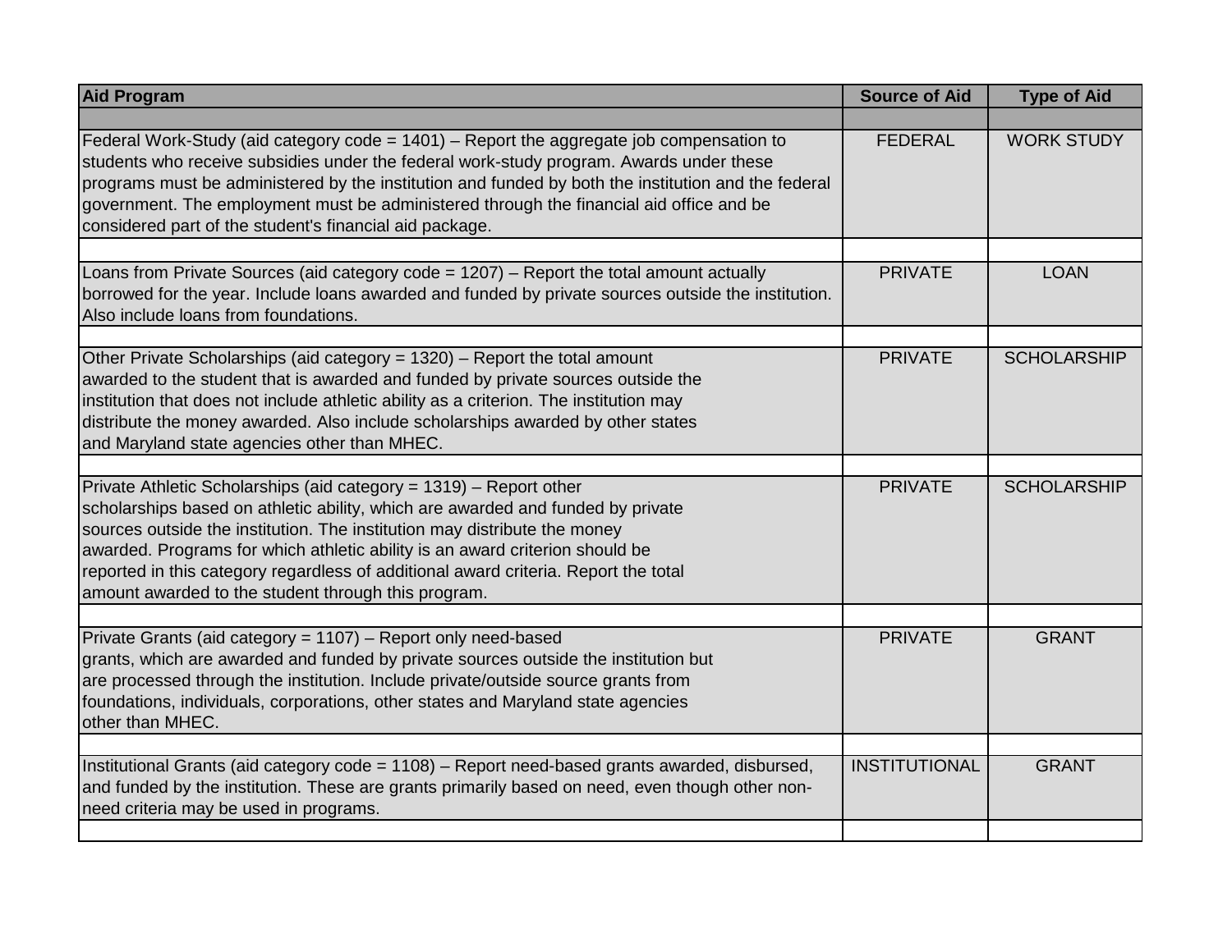| Aid Program | Source of Aid | Type of Aid |
|---|---|---|
| Federal Work-Study (aid category code = 1401) – Report the aggregate job compensation to students who receive subsidies under the federal work-study program. Awards under these programs must be administered by the institution and funded by both the institution and the federal government. The employment must be administered through the financial aid office and be considered part of the student's financial aid package. | FEDERAL | WORK STUDY |
| Loans from Private Sources (aid category code = 1207) – Report the total amount actually borrowed for the year. Include loans awarded and funded by private sources outside the institution. Also include loans from foundations. | PRIVATE | LOAN |
| Other Private Scholarships (aid category = 1320) – Report the total amount awarded to the student that is awarded and funded by private sources outside the institution that does not include athletic ability as a criterion. The institution may distribute the money awarded. Also include scholarships awarded by other states and Maryland state agencies other than MHEC. | PRIVATE | SCHOLARSHIP |
| Private Athletic Scholarships (aid category = 1319) – Report other scholarships based on athletic ability, which are awarded and funded by private sources outside the institution. The institution may distribute the money awarded. Programs for which athletic ability is an award criterion should be reported in this category regardless of additional award criteria. Report the total amount awarded to the student through this program. | PRIVATE | SCHOLARSHIP |
| Private Grants (aid category = 1107) – Report only need-based grants, which are awarded and funded by private sources outside the institution but are processed through the institution. Include private/outside source grants from foundations, individuals, corporations, other states and Maryland state agencies other than MHEC. | PRIVATE | GRANT |
| Institutional Grants (aid category code = 1108) – Report need-based grants awarded, disbursed, and funded by the institution. These are grants primarily based on need, even though other non-need criteria may be used in programs. | INSTITUTIONAL | GRANT |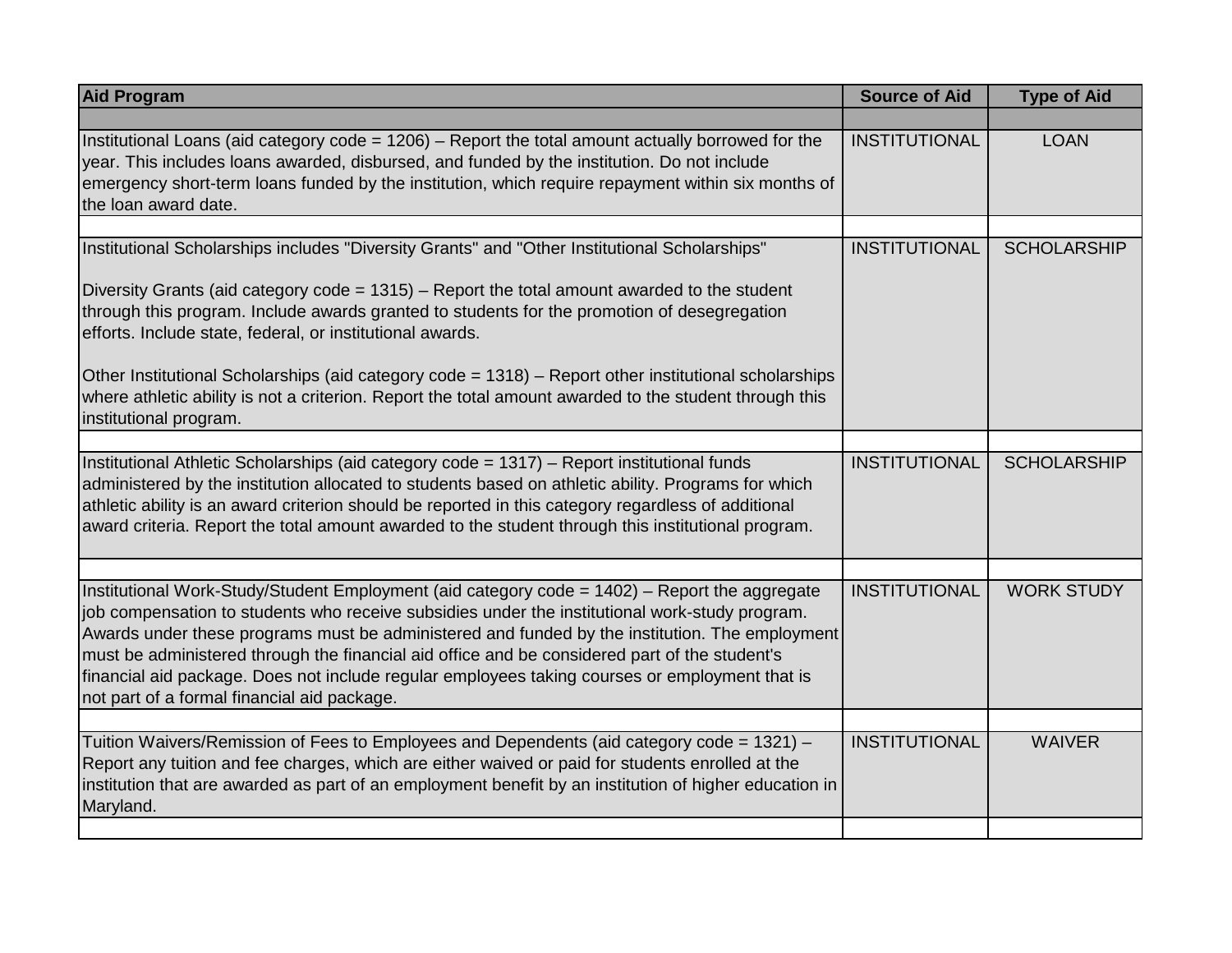| Aid Program | Source of Aid | Type of Aid |
|---|---|---|
| Institutional Loans (aid category code = 1206) – Report the total amount actually borrowed for the year. This includes loans awarded, disbursed, and funded by the institution. Do not include emergency short-term loans funded by the institution, which require repayment within six months of the loan award date. | INSTITUTIONAL | LOAN |
| Institutional Scholarships includes "Diversity Grants" and "Other Institutional Scholarships"<br><br>Diversity Grants (aid category code = 1315) – Report the total amount awarded to the student through this program. Include awards granted to students for the promotion of desegregation efforts. Include state, federal, or institutional awards.<br><br>Other Institutional Scholarships (aid category code = 1318) – Report other institutional scholarships where athletic ability is not a criterion. Report the total amount awarded to the student through this institutional program. | INSTITUTIONAL | SCHOLARSHIP |
| Institutional Athletic Scholarships (aid category code = 1317) – Report institutional funds administered by the institution allocated to students based on athletic ability. Programs for which athletic ability is an award criterion should be reported in this category regardless of additional award criteria. Report the total amount awarded to the student through this institutional program. | INSTITUTIONAL | SCHOLARSHIP |
| Institutional Work-Study/Student Employment (aid category code = 1402) – Report the aggregate job compensation to students who receive subsidies under the institutional work-study program. Awards under these programs must be administered and funded by the institution. The employment must be administered through the financial aid office and be considered part of the student's financial aid package. Does not include regular employees taking courses or employment that is not part of a formal financial aid package. | INSTITUTIONAL | WORK STUDY |
| Tuition Waivers/Remission of Fees to Employees and Dependents (aid category code = 1321) – Report any tuition and fee charges, which are either waived or paid for students enrolled at the institution that are awarded as part of an employment benefit by an institution of higher education in Maryland. | INSTITUTIONAL | WAIVER |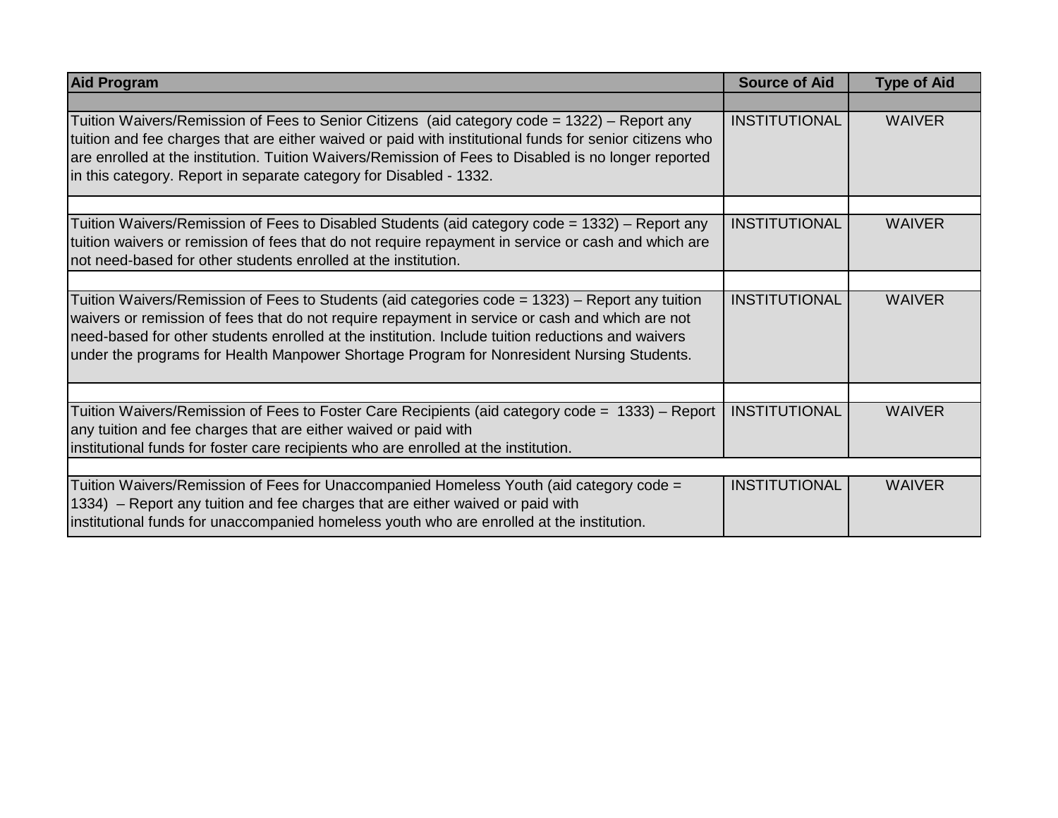| Aid Program | Source of Aid | Type of Aid |
|---|---|---|
| Tuition Waivers/Remission of Fees to Senior Citizens (aid category code = 1322) – Report any tuition and fee charges that are either waived or paid with institutional funds for senior citizens who are enrolled at the institution. Tuition Waivers/Remission of Fees to Disabled is no longer reported in this category. Report in separate category for Disabled - 1332. | INSTITUTIONAL | WAIVER |
| Tuition Waivers/Remission of Fees to Disabled Students (aid category code = 1332) – Report any tuition waivers or remission of fees that do not require repayment in service or cash and which are not need-based for other students enrolled at the institution. | INSTITUTIONAL | WAIVER |
| Tuition Waivers/Remission of Fees to Students (aid categories code = 1323) – Report any tuition waivers or remission of fees that do not require repayment in service or cash and which are not need-based for other students enrolled at the institution. Include tuition reductions and waivers under the programs for Health Manpower Shortage Program for Nonresident Nursing Students. | INSTITUTIONAL | WAIVER |
| Tuition Waivers/Remission of Fees to Foster Care Recipients (aid category code = 1333) – Report any tuition and fee charges that are either waived or paid with institutional funds for foster care recipients who are enrolled at the institution. | INSTITUTIONAL | WAIVER |
| Tuition Waivers/Remission of Fees for Unaccompanied Homeless Youth (aid category code = 1334) – Report any tuition and fee charges that are either waived or paid with institutional funds for unaccompanied homeless youth who are enrolled at the institution. | INSTITUTIONAL | WAIVER |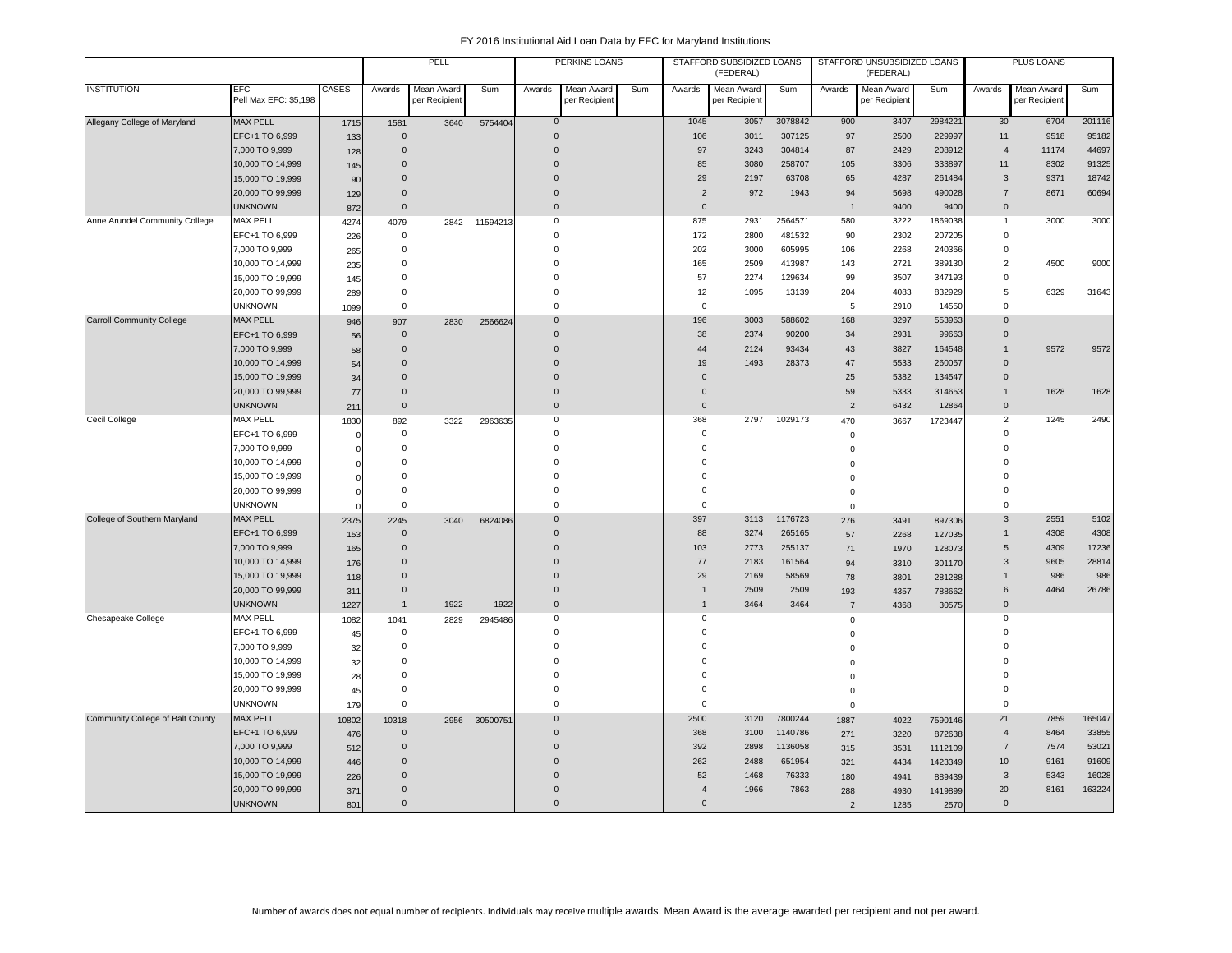# FY 2016 Institutional Aid Loan Data by EFC for Maryland Institutions

| | | | PELL | | | PERKINS LOANS | | | STAFFORD SUBSIDIZED LOANS (FEDERAL) | | | STAFFORD UNSUBSIDIZED LOANS (FEDERAL) | | | PLUS LOANS | | |
|---|---|---|---|---|---|---|---|---|---|---|---|---|---|---|---|---|---|
| INSTITUTION | EFC Pell Max EFC: $5,198 | CASES | Awards | Mean Award per Recipient | Sum | Awards | Mean Award per Recipient | Sum | Awards | Mean Award per Recipient | Sum | Awards | Mean Award per Recipient | Sum | Awards | Mean Award per Recipient | Sum |
| Allegany College of Maryland | MAX PELL | 1715 | 1581 | 3640 | 5754404 | 0 | | | 1045 | 3057 | 3078842 | 900 | 3407 | 2984221 | 30 | 6704 | 201116 |
| | EFC+1 TO 6,999 | 133 | 0 | | | 0 | | | 106 | 3011 | 307125 | 97 | 2500 | 229997 | 11 | 9518 | 95182 |
| | 7,000 TO 9,999 | 128 | 0 | | | 0 | | | 97 | 3243 | 304814 | 87 | 2429 | 208912 | 4 | 11174 | 44697 |
| | 10,000 TO 14,999 | 145 | 0 | | | 0 | | | 85 | 3080 | 258707 | 105 | 3306 | 333897 | 11 | 8302 | 91325 |
| | 15,000 TO 19,999 | 90 | 0 | | | 0 | | | 29 | 2197 | 63708 | 65 | 4287 | 261484 | 3 | 9371 | 18742 |
| | 20,000 TO 99,999 | 129 | 0 | | | 0 | | | 2 | 972 | 1943 | 94 | 5698 | 490028 | 7 | 8671 | 60694 |
| | UNKNOWN | 872 | 0 | | | 0 | | | 0 | | | 1 | 9400 | 9400 | 0 | | |
| Anne Arundel Community College | MAX PELL | 4274 | 4079 | 2842 | 11594213 | 0 | | | 875 | 2931 | 2564571 | 580 | 3222 | 1869038 | 1 | 3000 | 3000 |
| | EFC+1 TO 6,999 | 226 | 0 | | | 0 | | | 172 | 2800 | 481532 | 90 | 2302 | 207205 | 0 | | |
| | 7,000 TO 9,999 | 265 | 0 | | | 0 | | | 202 | 3000 | 605995 | 106 | 2268 | 240366 | 0 | | |
| | 10,000 TO 14,999 | 235 | 0 | | | 0 | | | 165 | 2509 | 413987 | 143 | 2721 | 389130 | 2 | 4500 | 9000 |
| | 15,000 TO 19,999 | 145 | 0 | | | 0 | | | 57 | 2274 | 129634 | 99 | 3507 | 347193 | 0 | | |
| | 20,000 TO 99,999 | 289 | 0 | | | 0 | | | 12 | 1095 | 13139 | 204 | 4083 | 832929 | 5 | 6329 | 31643 |
| | UNKNOWN | 1099 | 0 | | | 0 | | | 0 | | | 5 | 2910 | 14550 | 0 | | |
| Carroll Community College | MAX PELL | 946 | 907 | 2830 | 2566624 | 0 | | | 196 | 3003 | 588602 | 168 | 3297 | 553963 | 0 | | |
| | EFC+1 TO 6,999 | 56 | 0 | | | 0 | | | 38 | 2374 | 90200 | 34 | 2931 | 99663 | 0 | | |
| | 7,000 TO 9,999 | 58 | 0 | | | 0 | | | 44 | 2124 | 93434 | 43 | 3827 | 164548 | 1 | 9572 | 9572 |
| | 10,000 TO 14,999 | 54 | 0 | | | 0 | | | 19 | 1493 | 28373 | 47 | 5533 | 260057 | 0 | | |
| | 15,000 TO 19,999 | 34 | 0 | | | 0 | | | 0 | | | 25 | 5382 | 134547 | 0 | | |
| | 20,000 TO 99,999 | 77 | 0 | | | 0 | | | 0 | | | 59 | 5333 | 314653 | 1 | 1628 | 1628 |
| | UNKNOWN | 211 | 0 | | | 0 | | | 0 | | | 2 | 6432 | 12864 | 0 | | |
| Cecil College | MAX PELL | 1830 | 892 | 3322 | 2963635 | 0 | | | 368 | 2797 | 1029173 | 470 | 3667 | 1723447 | 2 | 1245 | 2490 |
| | EFC+1 TO 6,999 | 0 | 0 | | | 0 | | | 0 | | | 0 | | | 0 | | |
| | 7,000 TO 9,999 | 0 | 0 | | | 0 | | | 0 | | | 0 | | | 0 | | |
| | 10,000 TO 14,999 | 0 | 0 | | | 0 | | | 0 | | | 0 | | | 0 | | |
| | 15,000 TO 19,999 | 0 | 0 | | | 0 | | | 0 | | | 0 | | | 0 | | |
| | 20,000 TO 99,999 | 0 | 0 | | | 0 | | | 0 | | | 0 | | | 0 | | |
| | UNKNOWN | 0 | 0 | | | 0 | | | 0 | | | 0 | | | 0 | | |
| College of Southern Maryland | MAX PELL | 2375 | 2245 | 3040 | 6824086 | 0 | | | 397 | 3113 | 1176723 | 276 | 3491 | 897306 | 3 | 2551 | 5102 |
| | EFC+1 TO 6,999 | 153 | 0 | | | 0 | | | 88 | 3274 | 265165 | 57 | 2268 | 127035 | 1 | 4308 | 4308 |
| | 7,000 TO 9,999 | 165 | 0 | | | 0 | | | 103 | 2773 | 255137 | 71 | 1970 | 128073 | 5 | 4309 | 17236 |
| | 10,000 TO 14,999 | 176 | 0 | | | 0 | | | 77 | 2183 | 161564 | 94 | 3310 | 301170 | 3 | 9605 | 28814 |
| | 15,000 TO 19,999 | 118 | 0 | | | 0 | | | 29 | 2169 | 58569 | 78 | 3801 | 281288 | 1 | 986 | 986 |
| | 20,000 TO 99,999 | 311 | 0 | | | 0 | | | 1 | 2509 | 2509 | 193 | 4357 | 788662 | 6 | 4464 | 26786 |
| | UNKNOWN | 1227 | 1 | 1922 | 1922 | 0 | | | 1 | 3464 | 3464 | 7 | 4368 | 30575 | 0 | | |
| Chesapeake College | MAX PELL | 1082 | 1041 | 2829 | 2945486 | 0 | | | 0 | | | 0 | | | 0 | | |
| | EFC+1 TO 6,999 | 45 | 0 | | | 0 | | | 0 | | | 0 | | | 0 | | |
| | 7,000 TO 9,999 | 32 | 0 | | | 0 | | | 0 | | | 0 | | | 0 | | |
| | 10,000 TO 14,999 | 32 | 0 | | | 0 | | | 0 | | | 0 | | | 0 | | |
| | 15,000 TO 19,999 | 28 | 0 | | | 0 | | | 0 | | | 0 | | | 0 | | |
| | 20,000 TO 99,999 | 45 | 0 | | | 0 | | | 0 | | | 0 | | | 0 | | |
| | UNKNOWN | 179 | 0 | | | 0 | | | 0 | | | 0 | | | 0 | | |
| Community College of Balt County | MAX PELL | 10802 | 10318 | 2956 | 30500751 | 0 | | | 2500 | 3120 | 7800244 | 1887 | 4022 | 7590146 | 21 | 7859 | 165047 |
| | EFC+1 TO 6,999 | 476 | 0 | | | 0 | | | 368 | 3100 | 1140786 | 271 | 3220 | 872638 | 4 | 8464 | 33855 |
| | 7,000 TO 9,999 | 512 | 0 | | | 0 | | | 392 | 2898 | 1136058 | 315 | 3531 | 1112109 | 7 | 7574 | 53021 |
| | 10,000 TO 14,999 | 446 | 0 | | | 0 | | | 262 | 2488 | 651954 | 321 | 4434 | 1423349 | 10 | 9161 | 91609 |
| | 15,000 TO 19,999 | 226 | 0 | | | 0 | | | 52 | 1468 | 76333 | 180 | 4941 | 889439 | 3 | 5343 | 16028 |
| | 20,000 TO 99,999 | 371 | 0 | | | 0 | | | 4 | 1966 | 7863 | 288 | 4930 | 1419899 | 20 | 8161 | 163224 |
| | UNKNOWN | 801 | 0 | | | 0 | | | 0 | | | 2 | 1285 | 2570 | 0 | | |

Number of awards does not equal number of recipients. Individuals may receive multiple awards. Mean Award is the average awarded per recipient and not per award.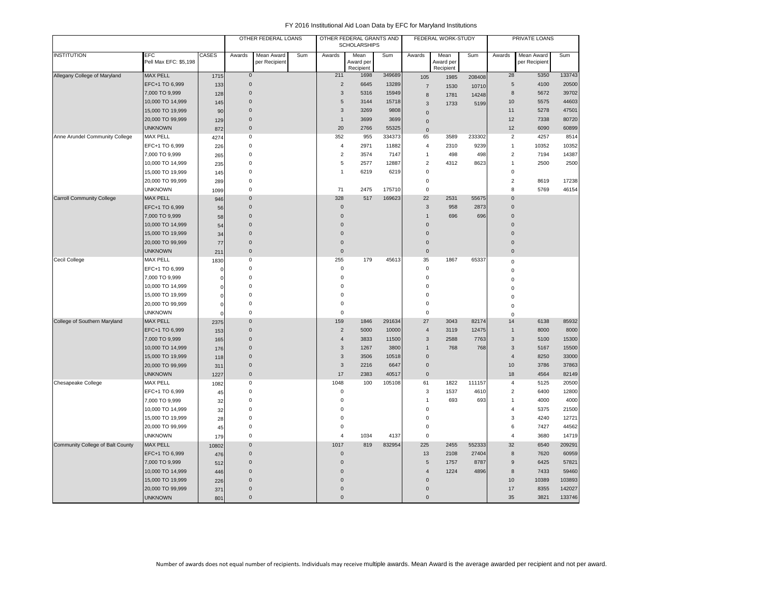# FY 2016 Institutional Aid Loan Data by EFC for Maryland Institutions

| | | | OTHER FEDERAL LOANS | | | OTHER FEDERAL GRANTS AND SCHOLARSHIPS | | | FEDERAL WORK-STUDY | | | PRIVATE LOANS | | |
|---|---|---|---|---|---|---|---|---|---|---|---|---|---|---|
| INSTITUTION | EFC Pell Max EFC: $5,198 | CASES | Awards | Mean Award per Recipient | Sum | Awards | Mean Award per Recipient | Sum | Awards | Mean Award per Recipient | Sum | Awards | Mean Award per Recipient | Sum |
| Allegany College of Maryland | MAX PELL | 1715 | 0 | | | 211 | 1698 | 349689 | 105 | 1985 | 208408 | 28 | 5350 | 133743 |
| | EFC+1 TO 6,999 | 133 | 0 | | | 2 | 6645 | 13289 | 7 | 1530 | 10710 | 5 | 4100 | 20500 |
| | 7,000 TO 9,999 | 128 | 0 | | | 3 | 5316 | 15949 | 8 | 1781 | 14248 | 8 | 5672 | 39702 |
| | 10,000 TO 14,999 | 145 | 0 | | | 5 | 3144 | 15718 | 3 | 1733 | 5199 | 10 | 5575 | 44603 |
| | 15,000 TO 19,999 | 90 | 0 | | | 3 | 3269 | 9808 | 0 | | | 11 | 5278 | 47501 |
| | 20,000 TO 99,999 | 129 | 0 | | | 1 | 3699 | 3699 | 0 | | | 12 | 7338 | 80720 |
| | UNKNOWN | 872 | 0 | | | 20 | 2766 | 55325 | 0 | | | 12 | 6090 | 60899 |
| Anne Arundel Community College | MAX PELL | 4274 | 0 | | | 352 | 955 | 334373 | 65 | 3589 | 233302 | 2 | 4257 | 8514 |
| | EFC+1 TO 6,999 | 226 | 0 | | | 4 | 2971 | 11882 | 4 | 2310 | 9239 | 1 | 10352 | 10352 |
| | 7,000 TO 9,999 | 265 | 0 | | | 2 | 3574 | 7147 | 1 | 498 | 498 | 2 | 7194 | 14387 |
| | 10,000 TO 14,999 | 235 | 0 | | | 5 | 2577 | 12887 | 2 | 4312 | 8623 | 1 | 2500 | 2500 |
| | 15,000 TO 19,999 | 145 | 0 | | | 1 | 6219 | 6219 | 0 | | | 0 | | |
| | 20,000 TO 99,999 | 289 | 0 | | | | | | 0 | | | 2 | 8619 | 17238 |
| | UNKNOWN | 1099 | 0 | | | 71 | 2475 | 175710 | 0 | | | 8 | 5769 | 46154 |
| Carroll Community College | MAX PELL | 946 | 0 | | | 328 | 517 | 169623 | 22 | 2531 | 55675 | 0 | | |
| | EFC+1 TO 6,999 | 56 | 0 | | | 0 | | | 3 | 958 | 2873 | 0 | | |
| | 7,000 TO 9,999 | 58 | 0 | | | 0 | | | 1 | 696 | 696 | 0 | | |
| | 10,000 TO 14,999 | 54 | 0 | | | 0 | | | 0 | | | 0 | | |
| | 15,000 TO 19,999 | 34 | 0 | | | 0 | | | 0 | | | 0 | | |
| | 20,000 TO 99,999 | 77 | 0 | | | 0 | | | 0 | | | 0 | | |
| | UNKNOWN | 211 | 0 | | | 0 | | | 0 | | | 0 | | |
| Cecil College | MAX PELL | 1830 | 0 | | | 255 | 179 | 45613 | 35 | 1867 | 65337 | 0 | | |
| | EFC+1 TO 6,999 | 0 | 0 | | | 0 | | | 0 | | | 0 | | |
| | 7,000 TO 9,999 | 0 | 0 | | | 0 | | | 0 | | | 0 | | |
| | 10,000 TO 14,999 | 0 | 0 | | | 0 | | | 0 | | | 0 | | |
| | 15,000 TO 19,999 | 0 | 0 | | | 0 | | | 0 | | | 0 | | |
| | 20,000 TO 99,999 | 0 | 0 | | | 0 | | | 0 | | | 0 | | |
| | UNKNOWN | 0 | 0 | | | 0 | | | 0 | | | 0 | | |
| College of Southern Maryland | MAX PELL | 2375 | 0 | | | 159 | 1846 | 291634 | 27 | 3043 | 82174 | 14 | 6138 | 85932 |
| | EFC+1 TO 6,999 | 153 | 0 | | | 2 | 5000 | 10000 | 4 | 3119 | 12475 | 1 | 8000 | 8000 |
| | 7,000 TO 9,999 | 165 | 0 | | | 4 | 3833 | 11500 | 3 | 2588 | 7763 | 3 | 5100 | 15300 |
| | 10,000 TO 14,999 | 176 | 0 | | | 3 | 1267 | 3800 | 1 | 768 | 768 | 3 | 5167 | 15500 |
| | 15,000 TO 19,999 | 118 | 0 | | | 3 | 3506 | 10518 | 0 | | | 4 | 8250 | 33000 |
| | 20,000 TO 99,999 | 311 | 0 | | | 3 | 2216 | 6647 | 0 | | | 10 | 3786 | 37863 |
| | UNKNOWN | 1227 | 0 | | | 17 | 2383 | 40517 | 0 | | | 18 | 4564 | 82149 |
| Chesapeake College | MAX PELL | 1082 | 0 | | | 1048 | 100 | 105108 | 61 | 1822 | 111157 | 4 | 5125 | 20500 |
| | EFC+1 TO 6,999 | 45 | 0 | | | 0 | | | 3 | 1537 | 4610 | 2 | 6400 | 12800 |
| | 7,000 TO 9,999 | 32 | 0 | | | 0 | | | 1 | 693 | 693 | 1 | 4000 | 4000 |
| | 10,000 TO 14,999 | 32 | 0 | | | 0 | | | 0 | | | 4 | 5375 | 21500 |
| | 15,000 TO 19,999 | 28 | 0 | | | 0 | | | 0 | | | 3 | 4240 | 12721 |
| | 20,000 TO 99,999 | 45 | 0 | | | 0 | | | 0 | | | 6 | 7427 | 44562 |
| | UNKNOWN | 179 | 0 | | | 4 | 1034 | 4137 | 0 | | | 4 | 3680 | 14719 |
| Community College of Balt County | MAX PELL | 10802 | 0 | | | 1017 | 819 | 832954 | 225 | 2455 | 552333 | 32 | 6540 | 209291 |
| | EFC+1 TO 6,999 | 476 | 0 | | | 0 | | | 13 | 2108 | 27404 | 8 | 7620 | 60959 |
| | 7,000 TO 9,999 | 512 | 0 | | | 0 | | | 5 | 1757 | 8787 | 9 | 6425 | 57821 |
| | 10,000 TO 14,999 | 446 | 0 | | | 0 | | | 4 | 1224 | 4896 | 8 | 7433 | 59460 |
| | 15,000 TO 19,999 | 226 | 0 | | | 0 | | | 0 | | | 10 | 10389 | 103893 |
| | 20,000 TO 99,999 | 371 | 0 | | | 0 | | | 0 | | | 17 | 8355 | 142027 |
| | UNKNOWN | 801 | 0 | | | 0 | | | 0 | | | 35 | 3821 | 133746 |

Number of awards does not equal number of recipients. Individuals may receive multiple awards. Mean Award is the average awarded per recipient and not per award.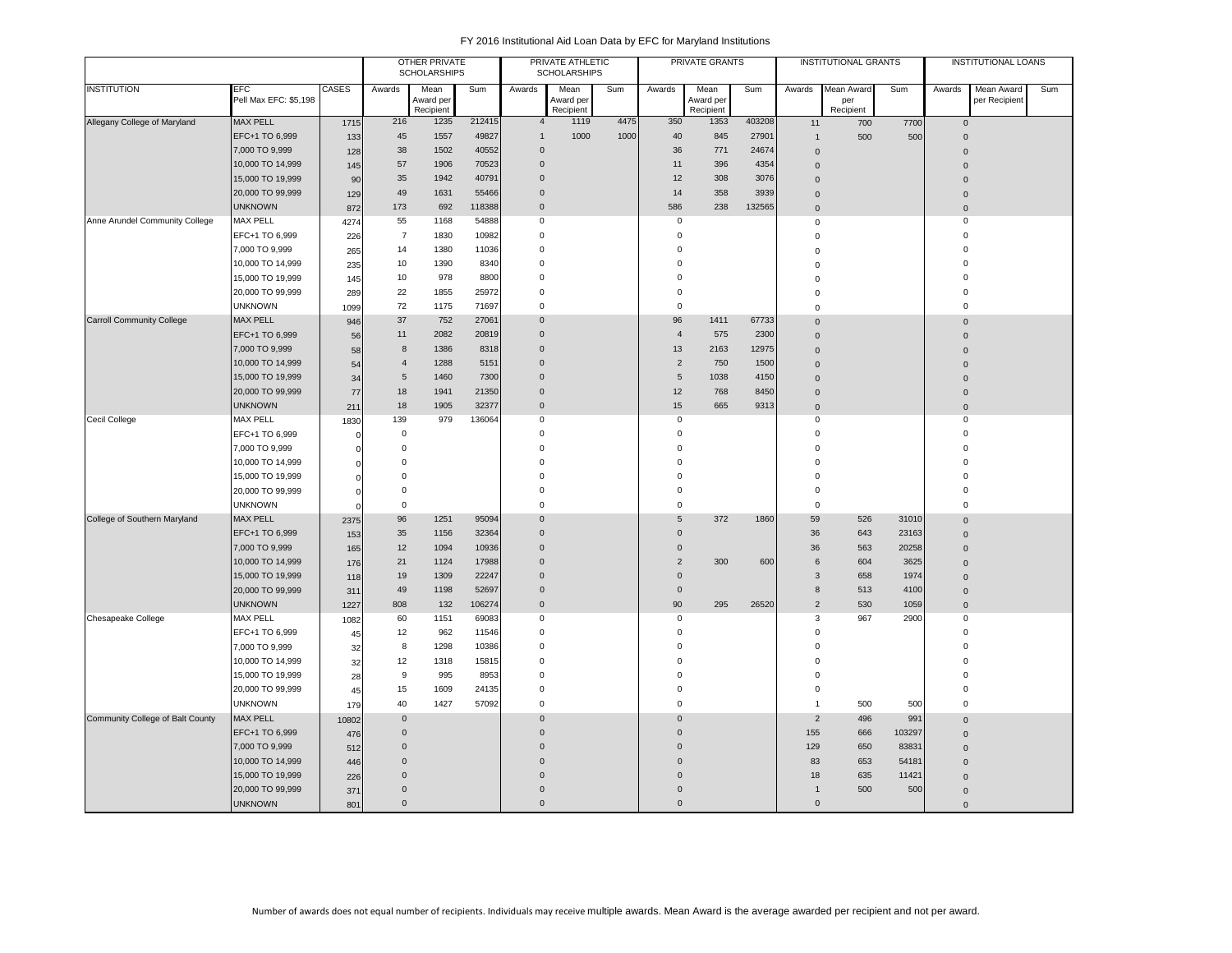# FY 2016 Institutional Aid Loan Data by EFC for Maryland Institutions

| | | | OTHER PRIVATE SCHOLARSHIPS | | | PRIVATE ATHLETIC SCHOLARSHIPS | | | PRIVATE GRANTS | | | INSTITUTIONAL GRANTS | | | INSTITUTIONAL LOANS | | |
|---|---|---|---|---|---|---|---|---|---|---|---|---|---|---|---|---|---|
| INSTITUTION | EFC Pell Max EFC: $5,198 | CASES | Awards | Mean Award per Recipient | Sum | Awards | Mean Award per Recipient | Sum | Awards | Mean Award per Recipient | Sum | Awards | Mean Award per Recipient | Sum | Awards | Mean Award per Recipient | Sum |
| Allegany College of Maryland | MAX PELL | 1715 | 216 | 1235 | 212415 | 4 | 1119 | 4475 | 350 | 1353 | 403208 | 11 | 700 | 7700 | 0 | | |
| | EFC+1 TO 6,999 | 133 | 45 | 1557 | 49827 | 1 | 1000 | 1000 | 40 | 845 | 27901 | 1 | 500 | 500 | 0 | | |
| | 7,000 TO 9,999 | 128 | 38 | 1502 | 40552 | 0 | | | 36 | 771 | 24674 | 0 | | | 0 | | |
| | 10,000 TO 14,999 | 145 | 57 | 1906 | 70523 | 0 | | | 11 | 396 | 4354 | 0 | | | 0 | | |
| | 15,000 TO 19,999 | 90 | 35 | 1942 | 40791 | 0 | | | 12 | 308 | 3076 | 0 | | | 0 | | |
| | 20,000 TO 99,999 | 129 | 49 | 1631 | 55466 | 0 | | | 14 | 358 | 3939 | 0 | | | 0 | | |
| | UNKNOWN | 872 | 173 | 692 | 118388 | 0 | | | 586 | 238 | 132565 | 0 | | | 0 | | |
| Anne Arundel Community College | MAX PELL | 4274 | 55 | 1168 | 54888 | 0 | | | 0 | | | 0 | | | 0 | | |
| | EFC+1 TO 6,999 | 226 | 7 | 1830 | 10982 | 0 | | | 0 | | | 0 | | | 0 | | |
| | 7,000 TO 9,999 | 265 | 14 | 1380 | 11036 | 0 | | | 0 | | | 0 | | | 0 | | |
| | 10,000 TO 14,999 | 235 | 10 | 1390 | 8340 | 0 | | | 0 | | | 0 | | | 0 | | |
| | 15,000 TO 19,999 | 145 | 10 | 978 | 8800 | 0 | | | 0 | | | 0 | | | 0 | | |
| | 20,000 TO 99,999 | 289 | 22 | 1855 | 25972 | 0 | | | 0 | | | 0 | | | 0 | | |
| | UNKNOWN | 1099 | 72 | 1175 | 71697 | 0 | | | 0 | | | 0 | | | 0 | | |
| Carroll Community College | MAX PELL | 946 | 37 | 752 | 27061 | 0 | | | 96 | 1411 | 67733 | 0 | | | 0 | | |
| | EFC+1 TO 6,999 | 56 | 11 | 2082 | 20819 | 0 | | | 4 | 575 | 2300 | 0 | | | 0 | | |
| | 7,000 TO 9,999 | 58 | 8 | 1386 | 8318 | 0 | | | 13 | 2163 | 12975 | 0 | | | 0 | | |
| | 10,000 TO 14,999 | 54 | 4 | 1288 | 5151 | 0 | | | 2 | 750 | 1500 | 0 | | | 0 | | |
| | 15,000 TO 19,999 | 34 | 5 | 1460 | 7300 | 0 | | | 5 | 1038 | 4150 | 0 | | | 0 | | |
| | 20,000 TO 99,999 | 77 | 18 | 1941 | 21350 | 0 | | | 12 | 768 | 8450 | 0 | | | 0 | | |
| | UNKNOWN | 211 | 18 | 1905 | 32377 | 0 | | | 15 | 665 | 9313 | 0 | | | 0 | | |
| Cecil College | MAX PELL | 1830 | 139 | 979 | 136064 | 0 | | | 0 | | | 0 | | | 0 | | |
| | EFC+1 TO 6,999 | 0 | 0 | | | 0 | | | 0 | | | 0 | | | 0 | | |
| | 7,000 TO 9,999 | 0 | 0 | | | 0 | | | 0 | | | 0 | | | 0 | | |
| | 10,000 TO 14,999 | 0 | 0 | | | 0 | | | 0 | | | 0 | | | 0 | | |
| | 15,000 TO 19,999 | 0 | 0 | | | 0 | | | 0 | | | 0 | | | 0 | | |
| | 20,000 TO 99,999 | 0 | 0 | | | 0 | | | 0 | | | 0 | | | 0 | | |
| | UNKNOWN | 0 | 0 | | | 0 | | | 0 | | | 0 | | | 0 | | |
| College of Southern Maryland | MAX PELL | 2375 | 96 | 1251 | 95094 | 0 | | | 5 | 372 | 1860 | 59 | 526 | 31010 | 0 | | |
| | EFC+1 TO 6,999 | 153 | 35 | 1156 | 32364 | 0 | | | 0 | | | 36 | 643 | 23163 | 0 | | |
| | 7,000 TO 9,999 | 165 | 12 | 1094 | 10936 | 0 | | | 0 | | | 36 | 563 | 20258 | 0 | | |
| | 10,000 TO 14,999 | 176 | 21 | 1124 | 17988 | 0 | | | 2 | 300 | 600 | 6 | 604 | 3625 | 0 | | |
| | 15,000 TO 19,999 | 118 | 19 | 1309 | 22247 | 0 | | | 0 | | | 3 | 658 | 1974 | 0 | | |
| | 20,000 TO 99,999 | 311 | 49 | 1198 | 52697 | 0 | | | 0 | | | 8 | 513 | 4100 | 0 | | |
| | UNKNOWN | 1227 | 808 | 132 | 106274 | 0 | | | 90 | 295 | 26520 | 2 | 530 | 1059 | 0 | | |
| Chesapeake College | MAX PELL | 1082 | 60 | 1151 | 69083 | 0 | | | 0 | | | 3 | 967 | 2900 | 0 | | |
| | EFC+1 TO 6,999 | 45 | 12 | 962 | 11546 | 0 | | | 0 | | | 0 | | | 0 | | |
| | 7,000 TO 9,999 | 32 | 8 | 1298 | 10386 | 0 | | | 0 | | | 0 | | | 0 | | |
| | 10,000 TO 14,999 | 32 | 12 | 1318 | 15815 | 0 | | | 0 | | | 0 | | | 0 | | |
| | 15,000 TO 19,999 | 28 | 9 | 995 | 8953 | 0 | | | 0 | | | 0 | | | 0 | | |
| | 20,000 TO 99,999 | 45 | 15 | 1609 | 24135 | 0 | | | 0 | | | 0 | | | 0 | | |
| | UNKNOWN | 179 | 40 | 1427 | 57092 | 0 | | | 0 | | | 1 | 500 | 500 | 0 | | |
| Community College of Balt County | MAX PELL | 10802 | 0 | | | 0 | | | 0 | | | 2 | 496 | 991 | 0 | | |
| | EFC+1 TO 6,999 | 476 | 0 | | | 0 | | | 0 | | | 155 | 666 | 103297 | 0 | | |
| | 7,000 TO 9,999 | 512 | 0 | | | 0 | | | 0 | | | 129 | 650 | 83831 | 0 | | |
| | 10,000 TO 14,999 | 446 | 0 | | | 0 | | | 0 | | | 83 | 653 | 54181 | 0 | | |
| | 15,000 TO 19,999 | 226 | 0 | | | 0 | | | 0 | | | 18 | 635 | 11421 | 0 | | |
| | 20,000 TO 99,999 | 371 | 0 | | | 0 | | | 0 | | | 1 | 500 | 500 | 0 | | |
| | UNKNOWN | 801 | 0 | | | 0 | | | 0 | | | 0 | | | 0 | | |

Number of awards does not equal number of recipients. Individuals may receive multiple awards. Mean Award is the average awarded per recipient and not per award.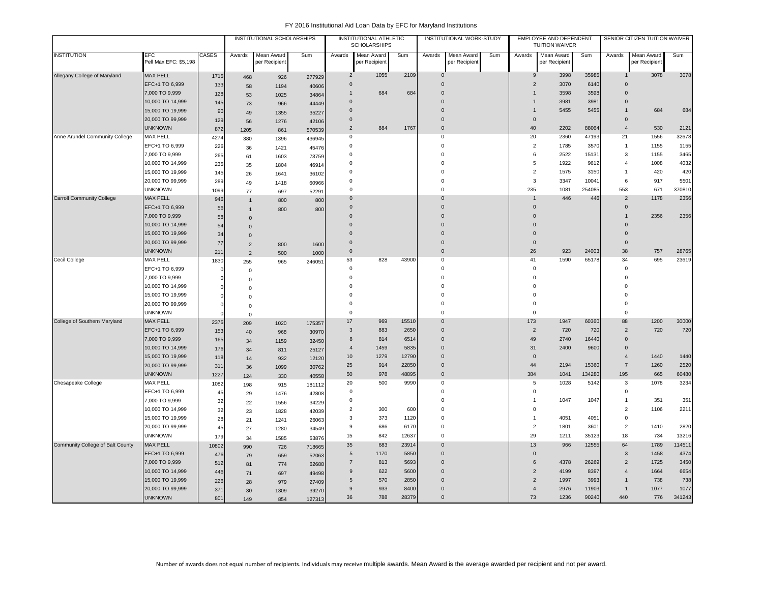FY 2016 Institutional Aid Loan Data by EFC for Maryland Institutions

| | | | INSTITUTIONAL SCHOLARSHIPS | | | INSTITUTIONAL ATHLETIC SCHOLARSHIPS | | | INSTITUTIONAL WORK-STUDY | | | EMPLOYEE AND DEPENDENT TUITION WAIVER | | | SENIOR CITIZEN TUITION WAIVER | | |
|---|---|---|---|---|---|---|---|---|---|---|---|---|---|---|---|---|---|
| INSTITUTION | EFC Pell Max EFC: $5,198 | CASES | Awards | Mean Award per Recipient | Sum | Awards | Mean Award per Recipient | Sum | Awards | Mean Award per Recipient | Sum | Awards | Mean Award per Recipient | Sum | Awards | Mean Award per Recipient | Sum |
| Allegany College of Maryland | MAX PELL | 1715 | 468 | 926 | 277929 | 2 | 1055 | 2109 | 0 | | | 9 | 3998 | 35985 | 1 | 3078 | 3078 |
| | EFC+1 TO 6,999 | 133 | 58 | 1194 | 40606 | 0 | | | 0 | | | 2 | 3070 | 6140 | 0 | | |
| | 7,000 TO 9,999 | 128 | 53 | 1025 | 34864 | 1 | 684 | 684 | 0 | | | 1 | 3598 | 3598 | 0 | | |
| | 10,000 TO 14,999 | 145 | 73 | 966 | 44449 | 0 | | | 0 | | | 1 | 3981 | 3981 | 0 | | |
| | 15,000 TO 19,999 | 90 | 49 | 1355 | 35227 | 0 | | | 0 | | | 1 | 5455 | 5455 | 1 | 684 | 684 |
| | 20,000 TO 99,999 | 129 | 56 | 1276 | 42106 | 0 | | | 0 | | | 0 | | | 0 | | |
| | UNKNOWN | 872 | 1205 | 861 | 570539 | 2 | 884 | 1767 | 0 | | | 40 | 2202 | 88064 | 4 | 530 | 2121 |
| Anne Arundel Community College | MAX PELL | 4274 | 380 | 1396 | 436945 | 0 | | | 0 | | | 20 | 2360 | 47193 | 21 | 1556 | 32678 |
| | EFC+1 TO 6,999 | 226 | 36 | 1421 | 45476 | 0 | | | 0 | | | 2 | 1785 | 3570 | 1 | 1155 | 1155 |
| | 7,000 TO 9,999 | 265 | 61 | 1603 | 73759 | 0 | | | 0 | | | 6 | 2522 | 15131 | 3 | 1155 | 3465 |
| | 10,000 TO 14,999 | 235 | 35 | 1804 | 46914 | 0 | | | 0 | | | 5 | 1922 | 9612 | 4 | 1008 | 4032 |
| | 15,000 TO 19,999 | 145 | 26 | 1641 | 36102 | 0 | | | 0 | | | 2 | 1575 | 3150 | 1 | 420 | 420 |
| | 20,000 TO 99,999 | 289 | 49 | 1418 | 60966 | 0 | | | 0 | | | 3 | 3347 | 10041 | 6 | 917 | 5501 |
| | UNKNOWN | 1099 | 77 | 697 | 52291 | 0 | | | 0 | | | 235 | 1081 | 254085 | 553 | 671 | 370810 |
| Carroll Community College | MAX PELL | 946 | 1 | 800 | 800 | 0 | | | 0 | | | 1 | 446 | 446 | 2 | 1178 | 2356 |
| | EFC+1 TO 6,999 | 56 | 1 | 800 | 800 | 0 | | | 0 | | | 0 | | | 0 | | |
| | 7,000 TO 9,999 | 58 | 0 | | | 0 | | | 0 | | | 0 | | | 1 | 2356 | 2356 |
| | 10,000 TO 14,999 | 54 | 0 | | | 0 | | | 0 | | | 0 | | | 0 | | |
| | 15,000 TO 19,999 | 34 | 0 | | | 0 | | | 0 | | | 0 | | | 0 | | |
| | 20,000 TO 99,999 | 77 | 2 | 800 | 1600 | 0 | | | 0 | | | 0 | | | 0 | | |
| | UNKNOWN | 211 | 2 | 500 | 1000 | 0 | | | 0 | | | 26 | 923 | 24003 | 38 | 757 | 28765 |
| Cecil College | MAX PELL | 1830 | 255 | 965 | 246051 | 53 | 828 | 43900 | 0 | | | 41 | 1590 | 65178 | 34 | 695 | 23619 |
| | EFC+1 TO 6,999 | 0 | 0 | | | 0 | | | 0 | | | 0 | | | 0 | | |
| | 7,000 TO 9,999 | 0 | 0 | | | 0 | | | 0 | | | 0 | | | 0 | | |
| | 10,000 TO 14,999 | 0 | 0 | | | 0 | | | 0 | | | 0 | | | 0 | | |
| | 15,000 TO 19,999 | 0 | 0 | | | 0 | | | 0 | | | 0 | | | 0 | | |
| | 20,000 TO 99,999 | 0 | 0 | | | 0 | | | 0 | | | 0 | | | 0 | | |
| | UNKNOWN | 0 | 0 | | | 0 | | | 0 | | | 0 | | | 0 | | |
| College of Southern Maryland | MAX PELL | 2375 | 209 | 1020 | 175357 | 17 | 969 | 15510 | 0 | | | 173 | 1947 | 60360 | 88 | 1200 | 30000 |
| | EFC+1 TO 6,999 | 153 | 40 | 968 | 30970 | 3 | 883 | 2650 | 0 | | | 2 | 720 | 720 | 2 | 720 | 720 |
| | 7,000 TO 9,999 | 165 | 34 | 1159 | 32450 | 8 | 814 | 6514 | 0 | | | 49 | 2740 | 16440 | 0 | | |
| | 10,000 TO 14,999 | 176 | 34 | 811 | 25127 | 4 | 1459 | 5835 | 0 | | | 31 | 2400 | 9600 | 0 | | |
| | 15,000 TO 19,999 | 118 | 14 | 932 | 12120 | 10 | 1279 | 12790 | 0 | | | 0 | | | 4 | 1440 | 1440 |
| | 20,000 TO 99,999 | 311 | 36 | 1099 | 30762 | 25 | 914 | 22850 | 0 | | | 44 | 2194 | 15360 | 7 | 1260 | 2520 |
| | UNKNOWN | 1227 | 124 | 330 | 40558 | 50 | 978 | 48895 | 0 | | | 384 | 1041 | 134280 | 195 | 665 | 60480 |
| Chesapeake College | MAX PELL | 1082 | 198 | 915 | 181112 | 20 | 500 | 9990 | 0 | | | 5 | 1028 | 5142 | 3 | 1078 | 3234 |
| | EFC+1 TO 6,999 | 45 | 29 | 1476 | 42808 | 0 | | | 0 | | | 0 | | | 0 | | |
| | 7,000 TO 9,999 | 32 | 22 | 1556 | 34229 | 0 | | | 0 | | | 1 | 1047 | 1047 | 1 | 351 | 351 |
| | 10,000 TO 14,999 | 32 | 23 | 1828 | 42039 | 2 | 300 | 600 | 0 | | | 0 | | | 2 | 1106 | 2211 |
| | 15,000 TO 19,999 | 28 | 21 | 1241 | 26063 | 3 | 373 | 1120 | 0 | | | 1 | 4051 | 4051 | 0 | | |
| | 20,000 TO 99,999 | 45 | 27 | 1280 | 34549 | 9 | 686 | 6170 | 0 | | | 2 | 1801 | 3601 | 2 | 1410 | 2820 |
| | UNKNOWN | 179 | 34 | 1585 | 53876 | 15 | 842 | 12637 | 0 | | | 29 | 1211 | 35123 | 18 | 734 | 13216 |
| Community College of Balt County | MAX PELL | 10802 | 990 | 726 | 718665 | 35 | 683 | 23914 | 0 | | | 13 | 966 | 12555 | 64 | 1789 | 114511 |
| | EFC+1 TO 6,999 | 476 | 79 | 659 | 52063 | 5 | 1170 | 5850 | 0 | | | 0 | | | 3 | 1458 | 4374 |
| | 7,000 TO 9,999 | 512 | 81 | 774 | 62688 | 7 | 813 | 5693 | 0 | | | 6 | 4378 | 26269 | 2 | 1725 | 3450 |
| | 10,000 TO 14,999 | 446 | 71 | 697 | 49498 | 9 | 622 | 5600 | 0 | | | 2 | 4199 | 8397 | 4 | 1664 | 6654 |
| | 15,000 TO 19,999 | 226 | 28 | 979 | 27409 | 5 | 570 | 2850 | 0 | | | 2 | 1997 | 3993 | 1 | 738 | 738 |
| | 20,000 TO 99,999 | 371 | 30 | 1309 | 39270 | 9 | 933 | 8400 | 0 | | | 4 | 2976 | 11903 | 1 | 1077 | 1077 |
| | UNKNOWN | 801 | 149 | 854 | 127313 | 36 | 788 | 28379 | 0 | | | 73 | 1236 | 90240 | 440 | 776 | 341243 |

Number of awards does not equal number of recipients. Individuals may receive multiple awards. Mean Award is the average awarded per recipient and not per award.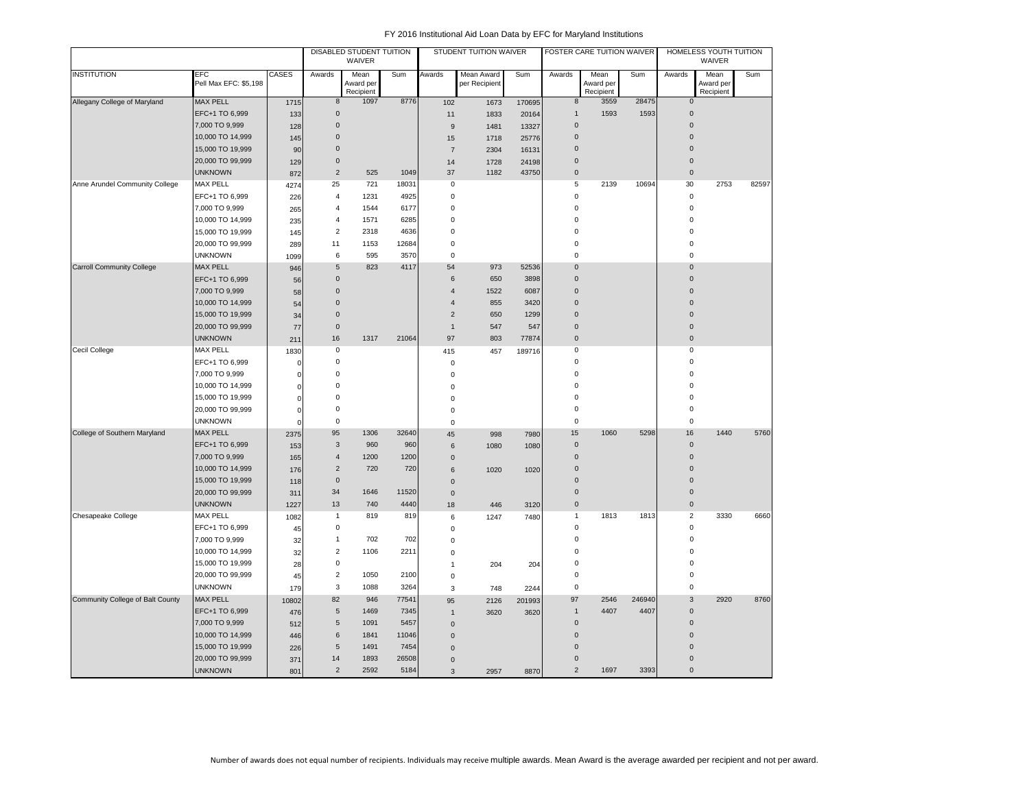FY 2016 Institutional Aid Loan Data by EFC for Maryland Institutions

| | | | DISABLED STUDENT TUITION WAIVER | | | STUDENT TUITION WAIVER | | | FOSTER CARE TUITION WAIVER | | | HOMELESS YOUTH TUITION WAIVER | | |
|---|---|---|---|---|---|---|---|---|---|---|---|---|---|---|
| INSTITUTION | EFC Pell Max EFC: $5,198 | CASES | Awards | Mean Award per Recipient | Sum | Awards | Mean Award per Recipient | Sum | Awards | Mean Award per Recipient | Sum | Awards | Mean Award per Recipient | Sum |
| Allegany College of Maryland | MAX PELL | 1715 | 8 | 1097 | 8776 | 102 | 1673 | 170695 | 8 | 3559 | 28475 | 0 | | |
| | EFC+1 TO 6,999 | 133 | 0 | | | 11 | 1833 | 20164 | 1 | 1593 | 1593 | 0 | | |
| | 7,000 TO 9,999 | 128 | 0 | | | 9 | 1481 | 13327 | 0 | | | 0 | | |
| | 10,000 TO 14,999 | 145 | 0 | | | 15 | 1718 | 25776 | 0 | | | 0 | | |
| | 15,000 TO 19,999 | 90 | 0 | | | 7 | 2304 | 16131 | 0 | | | 0 | | |
| | 20,000 TO 99,999 | 129 | 0 | | | 14 | 1728 | 24198 | 0 | | | 0 | | |
| | UNKNOWN | 872 | 2 | 525 | 1049 | 37 | 1182 | 43750 | 0 | | | 0 | | |
| Anne Arundel Community College | MAX PELL | 4274 | 25 | 721 | 18031 | 0 | | | 5 | 2139 | 10694 | 30 | 2753 | 82597 |
| | EFC+1 TO 6,999 | 226 | 4 | 1231 | 4925 | 0 | | | 0 | | | 0 | | |
| | 7,000 TO 9,999 | 265 | 4 | 1544 | 6177 | 0 | | | 0 | | | 0 | | |
| | 10,000 TO 14,999 | 235 | 4 | 1571 | 6285 | 0 | | | 0 | | | 0 | | |
| | 15,000 TO 19,999 | 145 | 2 | 2318 | 4636 | 0 | | | 0 | | | 0 | | |
| | 20,000 TO 99,999 | 289 | 11 | 1153 | 12684 | 0 | | | 0 | | | 0 | | |
| | UNKNOWN | 1099 | 6 | 595 | 3570 | 0 | | | 0 | | | 0 | | |
| Carroll Community College | MAX PELL | 946 | 5 | 823 | 4117 | 54 | 973 | 52536 | 0 | | | 0 | | |
| | EFC+1 TO 6,999 | 56 | 0 | | | 6 | 650 | 3898 | 0 | | | 0 | | |
| | 7,000 TO 9,999 | 58 | 0 | | | 4 | 1522 | 6087 | 0 | | | 0 | | |
| | 10,000 TO 14,999 | 54 | 0 | | | 4 | 855 | 3420 | 0 | | | 0 | | |
| | 15,000 TO 19,999 | 34 | 0 | | | 2 | 650 | 1299 | 0 | | | 0 | | |
| | 20,000 TO 99,999 | 77 | 0 | | | 1 | 547 | 547 | 0 | | | 0 | | |
| | UNKNOWN | 211 | 16 | 1317 | 21064 | 97 | 803 | 77874 | 0 | | | 0 | | |
| Cecil College | MAX PELL | 1830 | 0 | | | 415 | 457 | 189716 | 0 | | | 0 | | |
| | EFC+1 TO 6,999 | 0 | 0 | | | 0 | | | 0 | | | 0 | | |
| | 7,000 TO 9,999 | 0 | 0 | | | 0 | | | 0 | | | 0 | | |
| | 10,000 TO 14,999 | 0 | 0 | | | 0 | | | 0 | | | 0 | | |
| | 15,000 TO 19,999 | 0 | 0 | | | 0 | | | 0 | | | 0 | | |
| | 20,000 TO 99,999 | 0 | 0 | | | 0 | | | 0 | | | 0 | | |
| | UNKNOWN | 0 | 0 | | | 0 | | | 0 | | | 0 | | |
| College of Southern Maryland | MAX PELL | 2375 | 95 | 1306 | 32640 | 45 | 998 | 7980 | 15 | 1060 | 5298 | 16 | 1440 | 5760 |
| | EFC+1 TO 6,999 | 153 | 3 | 960 | 960 | 6 | 1080 | 1080 | 0 | | | 0 | | |
| | 7,000 TO 9,999 | 165 | 4 | 1200 | 1200 | 0 | | | 0 | | | 0 | | |
| | 10,000 TO 14,999 | 176 | 2 | 720 | 720 | 6 | 1020 | 1020 | 0 | | | 0 | | |
| | 15,000 TO 19,999 | 118 | 0 | | | 0 | | | 0 | | | 0 | | |
| | 20,000 TO 99,999 | 311 | 34 | 1646 | 11520 | 0 | | | 0 | | | 0 | | |
| | UNKNOWN | 1227 | 13 | 740 | 4440 | 18 | 446 | 3120 | 0 | | | 0 | | |
| Chesapeake College | MAX PELL | 1082 | 1 | 819 | 819 | 6 | 1247 | 7480 | 1 | 1813 | 1813 | 2 | 3330 | 6660 |
| | EFC+1 TO 6,999 | 45 | 0 | | | 0 | | | 0 | | | 0 | | |
| | 7,000 TO 9,999 | 32 | 1 | 702 | 702 | 0 | | | 0 | | | 0 | | |
| | 10,000 TO 14,999 | 32 | 2 | 1106 | 2211 | 0 | | | 0 | | | 0 | | |
| | 15,000 TO 19,999 | 28 | 0 | | | 1 | 204 | 204 | 0 | | | 0 | | |
| | 20,000 TO 99,999 | 45 | 2 | 1050 | 2100 | 0 | | | 0 | | | 0 | | |
| | UNKNOWN | 179 | 3 | 1088 | 3264 | 3 | 748 | 2244 | 0 | | | 0 | | |
| Community College of Balt County | MAX PELL | 10802 | 82 | 946 | 77541 | 95 | 2126 | 201993 | 97 | 2546 | 246940 | 3 | 2920 | 8760 |
| | EFC+1 TO 6,999 | 476 | 5 | 1469 | 7345 | 1 | 3620 | 3620 | 1 | 4407 | 4407 | 0 | | |
| | 7,000 TO 9,999 | 512 | 5 | 1091 | 5457 | 0 | | | 0 | | | 0 | | |
| | 10,000 TO 14,999 | 446 | 6 | 1841 | 11046 | 0 | | | 0 | | | 0 | | |
| | 15,000 TO 19,999 | 226 | 5 | 1491 | 7454 | 0 | | | 0 | | | 0 | | |
| | 20,000 TO 99,999 | 371 | 14 | 1893 | 26508 | 0 | | | 0 | | | 0 | | |
| | UNKNOWN | 801 | 2 | 2592 | 5184 | 3 | 2957 | 8870 | 2 | 1697 | 3393 | 0 | | |

Number of awards does not equal number of recipients. Individuals may receive multiple awards. Mean Award is the average awarded per recipient and not per award.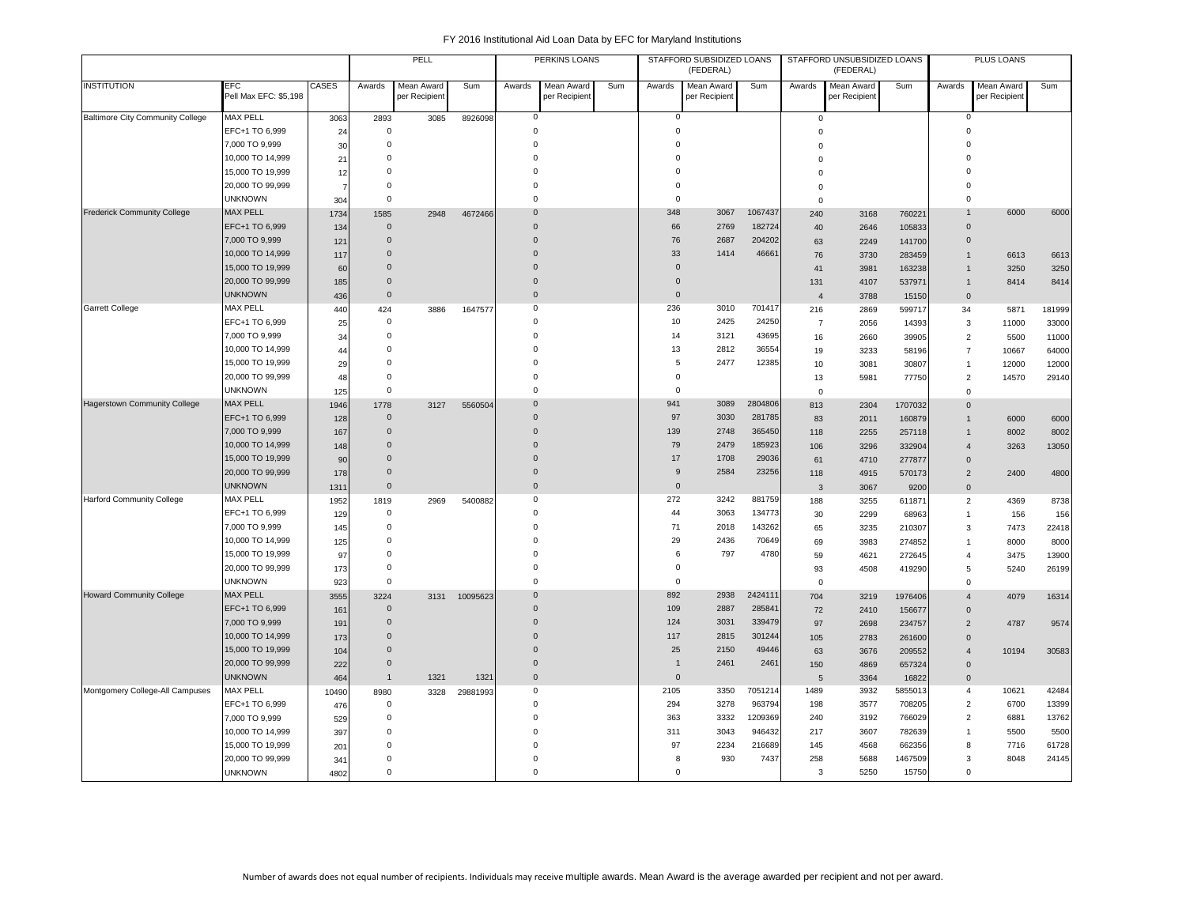FY 2016 Institutional Aid Loan Data by EFC for Maryland Institutions

| | | | PELL | | | PERKINS LOANS | | | STAFFORD SUBSIDIZED LOANS (FEDERAL) | | | STAFFORD UNSUBSIDIZED LOANS (FEDERAL) | | | PLUS LOANS | | |
|---|---|---|---|---|---|---|---|---|---|---|---|---|---|---|---|---|---|
| INSTITUTION | EFC Pell Max EFC: $5,198 | CASES | Awards | Mean Award per Recipient | Sum | Awards | Mean Award per Recipient | Sum | Awards | Mean Award per Recipient | Sum | Awards | Mean Award per Recipient | Sum | Awards | Mean Award per Recipient | Sum |
| Baltimore City Community College | MAX PELL | 3063 | 2893 | 3085 | 8926098 | 0 | | | 0 | | | 0 | | | 0 | | |
| | EFC+1 TO 6,999 | 24 | 0 | | | 0 | | | 0 | | | 0 | | | 0 | | |
| | 7,000 TO 9,999 | 30 | 0 | | | 0 | | | 0 | | | 0 | | | 0 | | |
| | 10,000 TO 14,999 | 21 | 0 | | | 0 | | | 0 | | | 0 | | | 0 | | |
| | 15,000 TO 19,999 | 12 | 0 | | | 0 | | | 0 | | | 0 | | | 0 | | |
| | 20,000 TO 99,999 | 7 | 0 | | | 0 | | | 0 | | | 0 | | | 0 | | |
| | UNKNOWN | 304 | 0 | | | 0 | | | 0 | | | 0 | | | 0 | | |
| Frederick Community College | MAX PELL | 1734 | 1585 | 2948 | 4672466 | 0 | | | 348 | 3067 | 1067437 | 240 | 3168 | 760221 | 1 | 6000 | 6000 |
| | EFC+1 TO 6,999 | 134 | 0 | | | 0 | | | 66 | 2769 | 182724 | 40 | 2646 | 105833 | 0 | | |
| | 7,000 TO 9,999 | 121 | 0 | | | 0 | | | 76 | 2687 | 204202 | 63 | 2249 | 141700 | 0 | | |
| | 10,000 TO 14,999 | 117 | 0 | | | 0 | | | 33 | 1414 | 46661 | 76 | 3730 | 283459 | 1 | 6613 | 6613 |
| | 15,000 TO 19,999 | 60 | 0 | | | 0 | | | 0 | | | 41 | 3981 | 163238 | 1 | 3250 | 3250 |
| | 20,000 TO 99,999 | 185 | 0 | | | 0 | | | 0 | | | 131 | 4107 | 537971 | 1 | 8414 | 8414 |
| | UNKNOWN | 436 | 0 | | | 0 | | | 0 | | | 4 | 3788 | 15150 | 0 | | |
| Garrett College | MAX PELL | 440 | 424 | 3886 | 1647577 | 0 | | | 236 | 3010 | 701417 | 216 | 2869 | 599717 | 34 | 5871 | 181999 |
| | EFC+1 TO 6,999 | 25 | 0 | | | 0 | | | 10 | 2425 | 24250 | 7 | 2056 | 14393 | 3 | 11000 | 33000 |
| | 7,000 TO 9,999 | 34 | 0 | | | 0 | | | 14 | 3121 | 43695 | 16 | 2660 | 39905 | 2 | 5500 | 11000 |
| | 10,000 TO 14,999 | 44 | 0 | | | 0 | | | 13 | 2812 | 36554 | 19 | 3233 | 58196 | 7 | 10667 | 64000 |
| | 15,000 TO 19,999 | 29 | 0 | | | 0 | | | 5 | 2477 | 12385 | 10 | 3081 | 30807 | 1 | 12000 | 12000 |
| | 20,000 TO 99,999 | 48 | 0 | | | 0 | | | 0 | | | 13 | 5981 | 77750 | 2 | 14570 | 29140 |
| | UNKNOWN | 125 | 0 | | | 0 | | | 0 | | | 0 | | | 0 | | |
| Hagerstown Community College | MAX PELL | 1946 | 1778 | 3127 | 5560504 | 0 | | | 941 | 3089 | 2804806 | 813 | 2304 | 1707032 | 0 | | |
| | EFC+1 TO 6,999 | 128 | 0 | | | 0 | | | 97 | 3030 | 281785 | 83 | 2011 | 160879 | 1 | 6000 | 6000 |
| | 7,000 TO 9,999 | 167 | 0 | | | 0 | | | 139 | 2748 | 365450 | 118 | 2255 | 257118 | 1 | 8002 | 8002 |
| | 10,000 TO 14,999 | 148 | 0 | | | 0 | | | 79 | 2479 | 185923 | 106 | 3296 | 332904 | 4 | 3263 | 13050 |
| | 15,000 TO 19,999 | 90 | 0 | | | 0 | | | 17 | 1708 | 29036 | 61 | 4710 | 277877 | 0 | | |
| | 20,000 TO 99,999 | 178 | 0 | | | 0 | | | 9 | 2584 | 23256 | 118 | 4915 | 570173 | 2 | 2400 | 4800 |
| | UNKNOWN | 1311 | 0 | | | 0 | | | 0 | | | 3 | 3067 | 9200 | 0 | | |
| Harford Community College | MAX PELL | 1952 | 1819 | 2969 | 5400882 | 0 | | | 272 | 3242 | 881759 | 188 | 3255 | 611871 | 2 | 4369 | 8738 |
| | EFC+1 TO 6,999 | 129 | 0 | | | 0 | | | 44 | 3063 | 134773 | 30 | 2299 | 68963 | 1 | 156 | 156 |
| | 7,000 TO 9,999 | 145 | 0 | | | 0 | | | 71 | 2018 | 143262 | 65 | 3235 | 210307 | 3 | 7473 | 22418 |
| | 10,000 TO 14,999 | 125 | 0 | | | 0 | | | 29 | 2436 | 70649 | 69 | 3983 | 274852 | 1 | 8000 | 8000 |
| | 15,000 TO 19,999 | 97 | 0 | | | 0 | | | 6 | 797 | 4780 | 59 | 4621 | 272645 | 4 | 3475 | 13900 |
| | 20,000 TO 99,999 | 173 | 0 | | | 0 | | | 0 | | | 93 | 4508 | 419290 | 5 | 5240 | 26199 |
| | UNKNOWN | 923 | 0 | | | 0 | | | 0 | | | 0 | | | 0 | | |
| Howard Community College | MAX PELL | 3555 | 3224 | 3131 | 10095623 | 0 | | | 892 | 2938 | 2424111 | 704 | 3219 | 1976406 | 4 | 4079 | 16314 |
| | EFC+1 TO 6,999 | 161 | 0 | | | 0 | | | 109 | 2887 | 285841 | 72 | 2410 | 156677 | 0 | | |
| | 7,000 TO 9,999 | 191 | 0 | | | 0 | | | 124 | 3031 | 339479 | 97 | 2698 | 234757 | 2 | 4787 | 9574 |
| | 10,000 TO 14,999 | 173 | 0 | | | 0 | | | 117 | 2815 | 301244 | 105 | 2783 | 261600 | 0 | | |
| | 15,000 TO 19,999 | 104 | 0 | | | 0 | | | 25 | 2150 | 49446 | 63 | 3676 | 209552 | 4 | 10194 | 30583 |
| | 20,000 TO 99,999 | 222 | 0 | | | 0 | | | 1 | 2461 | 2461 | 150 | 4869 | 657324 | 0 | | |
| | UNKNOWN | 464 | 1 | 1321 | 1321 | 0 | | | 0 | | | 5 | 3364 | 16822 | 0 | | |
| Montgomery College-All Campuses | MAX PELL | 10490 | 8980 | 3328 | 29881993 | 0 | | | 2105 | 3350 | 7051214 | 1489 | 3932 | 5855013 | 4 | 10621 | 42484 |
| | EFC+1 TO 6,999 | 476 | 0 | | | 0 | | | 294 | 3278 | 963794 | 198 | 3577 | 708205 | 2 | 6700 | 13399 |
| | 7,000 TO 9,999 | 529 | 0 | | | 0 | | | 363 | 3332 | 1209369 | 240 | 3192 | 766029 | 2 | 6881 | 13762 |
| | 10,000 TO 14,999 | 397 | 0 | | | 0 | | | 311 | 3043 | 946432 | 217 | 3607 | 782639 | 1 | 5500 | 5500 |
| | 15,000 TO 19,999 | 201 | 0 | | | 0 | | | 97 | 2234 | 216689 | 145 | 4568 | 662356 | 8 | 7716 | 61728 |
| | 20,000 TO 99,999 | 341 | 0 | | | 0 | | | 8 | 930 | 7437 | 258 | 5688 | 1467509 | 3 | 8048 | 24145 |
| | UNKNOWN | 4802 | 0 | | | 0 | | | 0 | | | 3 | 5250 | 15750 | 0 | | |

Number of awards does not equal number of recipients. Individuals may receive multiple awards. Mean Award is the average awarded per recipient and not per award.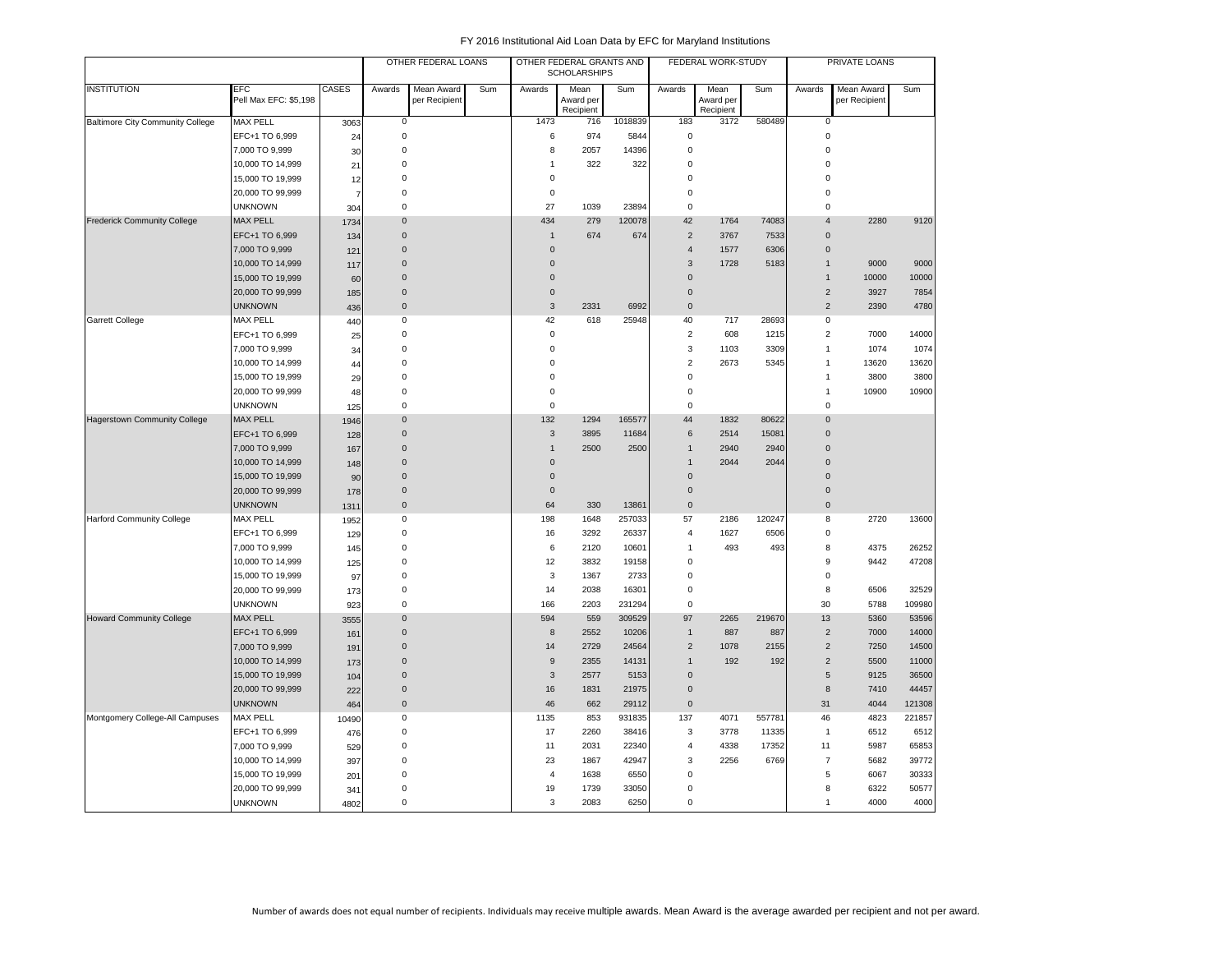# FY 2016 Institutional Aid Loan Data by EFC for Maryland Institutions

| | | | OTHER FEDERAL LOANS | | | OTHER FEDERAL GRANTS AND SCHOLARSHIPS | | | FEDERAL WORK-STUDY | | | PRIVATE LOANS | | |
|---|---|---|---|---|---|---|---|---|---|---|---|---|---|---|
| INSTITUTION | EFC Pell Max EFC: $5,198 | CASES | Awards | Mean Award per Recipient | Sum | Awards | Mean Award per Recipient | Sum | Awards | Mean Award per Recipient | Sum | Awards | Mean Award per Recipient | Sum |
| Baltimore City Community College | MAX PELL | 3063 | 0 | | | 1473 | 716 | 1018839 | 183 | 3172 | 580489 | 0 | | |
| | EFC+1 TO 6,999 | 24 | 0 | | | 6 | 974 | 5844 | 0 | | | 0 | | |
| | 7,000 TO 9,999 | 30 | 0 | | | 8 | 2057 | 14396 | 0 | | | 0 | | |
| | 10,000 TO 14,999 | 21 | 0 | | | 1 | 322 | 322 | 0 | | | 0 | | |
| | 15,000 TO 19,999 | 12 | 0 | | | 0 | | | 0 | | | 0 | | |
| | 20,000 TO 99,999 | 7 | 0 | | | 0 | | | 0 | | | 0 | | |
| | UNKNOWN | 304 | 0 | | | 27 | 1039 | 23894 | 0 | | | 0 | | |
| Frederick Community College | MAX PELL | 1734 | 0 | | | 434 | 279 | 120078 | 42 | 1764 | 74083 | 4 | 2280 | 9120 |
| | EFC+1 TO 6,999 | 134 | 0 | | | 1 | 674 | 674 | 2 | 3767 | 7533 | 0 | | |
| | 7,000 TO 9,999 | 121 | 0 | | | 0 | | | 4 | 1577 | 6306 | 0 | | |
| | 10,000 TO 14,999 | 117 | 0 | | | 0 | | | 3 | 1728 | 5183 | 1 | 9000 | 9000 |
| | 15,000 TO 19,999 | 60 | 0 | | | 0 | | | 0 | | | 1 | 10000 | 10000 |
| | 20,000 TO 99,999 | 185 | 0 | | | 0 | | | 0 | | | 2 | 3927 | 7854 |
| | UNKNOWN | 436 | 0 | | | 3 | 2331 | 6992 | 0 | | | 2 | 2390 | 4780 |
| Garrett College | MAX PELL | 440 | 0 | | | 42 | 618 | 25948 | 40 | 717 | 28693 | 0 | | |
| | EFC+1 TO 6,999 | 25 | 0 | | | 0 | | | 2 | 608 | 1215 | 2 | 7000 | 14000 |
| | 7,000 TO 9,999 | 34 | 0 | | | 0 | | | 3 | 1103 | 3309 | 1 | 1074 | 1074 |
| | 10,000 TO 14,999 | 44 | 0 | | | 0 | | | 2 | 2673 | 5345 | 1 | 13620 | 13620 |
| | 15,000 TO 19,999 | 29 | 0 | | | 0 | | | 0 | | | 1 | 3800 | 3800 |
| | 20,000 TO 99,999 | 48 | 0 | | | 0 | | | 0 | | | 1 | 10900 | 10900 |
| | UNKNOWN | 125 | 0 | | | 0 | | | 0 | | | 0 | | |
| Hagerstown Community College | MAX PELL | 1946 | 0 | | | 132 | 1294 | 165577 | 44 | 1832 | 80622 | 0 | | |
| | EFC+1 TO 6,999 | 128 | 0 | | | 3 | 3895 | 11684 | 6 | 2514 | 15081 | 0 | | |
| | 7,000 TO 9,999 | 167 | 0 | | | 1 | 2500 | 2500 | 1 | 2940 | 2940 | 0 | | |
| | 10,000 TO 14,999 | 148 | 0 | | | 0 | | | 1 | 2044 | 2044 | 0 | | |
| | 15,000 TO 19,999 | 90 | 0 | | | 0 | | | 0 | | | 0 | | |
| | 20,000 TO 99,999 | 178 | 0 | | | 0 | | | 0 | | | 0 | | |
| | UNKNOWN | 1311 | 0 | | | 64 | 330 | 13861 | 0 | | | 0 | | |
| Harford Community College | MAX PELL | 1952 | 0 | | | 198 | 1648 | 257033 | 57 | 2186 | 120247 | 8 | 2720 | 13600 |
| | EFC+1 TO 6,999 | 129 | 0 | | | 16 | 3292 | 26337 | 4 | 1627 | 6506 | 0 | | |
| | 7,000 TO 9,999 | 145 | 0 | | | 6 | 2120 | 10601 | 1 | 493 | 493 | 8 | 4375 | 26252 |
| | 10,000 TO 14,999 | 125 | 0 | | | 12 | 3832 | 19158 | 0 | | | 9 | 9442 | 47208 |
| | 15,000 TO 19,999 | 97 | 0 | | | 3 | 1367 | 2733 | 0 | | | 0 | | |
| | 20,000 TO 99,999 | 173 | 0 | | | 14 | 2038 | 16301 | 0 | | | 8 | 6506 | 32529 |
| | UNKNOWN | 923 | 0 | | | 166 | 2203 | 231294 | 0 | | | 30 | 5788 | 109980 |
| Howard Community College | MAX PELL | 3555 | 0 | | | 594 | 559 | 309529 | 97 | 2265 | 219670 | 13 | 5360 | 53596 |
| | EFC+1 TO 6,999 | 161 | 0 | | | 8 | 2552 | 10206 | 1 | 887 | 887 | 2 | 7000 | 14000 |
| | 7,000 TO 9,999 | 191 | 0 | | | 14 | 2729 | 24564 | 2 | 1078 | 2155 | 2 | 7250 | 14500 |
| | 10,000 TO 14,999 | 173 | 0 | | | 9 | 2355 | 14131 | 1 | 192 | 192 | 2 | 5500 | 11000 |
| | 15,000 TO 19,999 | 104 | 0 | | | 3 | 2577 | 5153 | 0 | | | 5 | 9125 | 36500 |
| | 20,000 TO 99,999 | 222 | 0 | | | 16 | 1831 | 21975 | 0 | | | 8 | 7410 | 44457 |
| | UNKNOWN | 464 | 0 | | | 46 | 662 | 29112 | 0 | | | 31 | 4044 | 121308 |
| Montgomery College-All Campuses | MAX PELL | 10490 | 0 | | | 1135 | 853 | 931835 | 137 | 4071 | 557781 | 46 | 4823 | 221857 |
| | EFC+1 TO 6,999 | 476 | 0 | | | 17 | 2260 | 38416 | 3 | 3778 | 11335 | 1 | 6512 | 6512 |
| | 7,000 TO 9,999 | 529 | 0 | | | 11 | 2031 | 22340 | 4 | 4338 | 17352 | 11 | 5987 | 65853 |
| | 10,000 TO 14,999 | 397 | 0 | | | 23 | 1867 | 42947 | 3 | 2256 | 6769 | 7 | 5682 | 39772 |
| | 15,000 TO 19,999 | 201 | 0 | | | 4 | 1638 | 6550 | 0 | | | 5 | 6067 | 30333 |
| | 20,000 TO 99,999 | 341 | 0 | | | 19 | 1739 | 33050 | 0 | | | 8 | 6322 | 50577 |
| | UNKNOWN | 4802 | 0 | | | 3 | 2083 | 6250 | 0 | | | 1 | 4000 | 4000 |

Number of awards does not equal number of recipients. Individuals may receive multiple awards. Mean Award is the average awarded per recipient and not per award.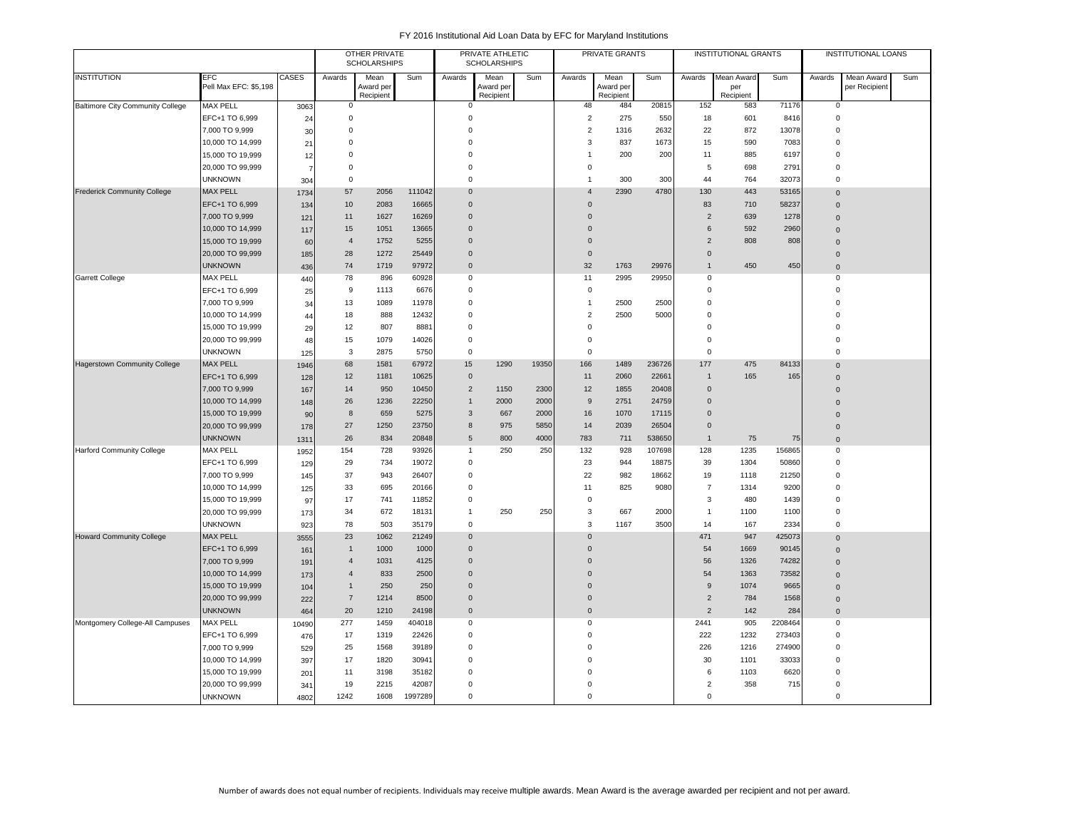# FY 2016 Institutional Aid Loan Data by EFC for Maryland Institutions

| | | | OTHER PRIVATE SCHOLARSHIPS | | | PRIVATE ATHLETIC SCHOLARSHIPS | | | PRIVATE GRANTS | | | INSTITUTIONAL GRANTS | | | INSTITUTIONAL LOANS | | |
|---|---|---|---|---|---|---|---|---|---|---|---|---|---|---|---|---|---|
| INSTITUTION | EFC Pell Max EFC: $5,198 | CASES | Awards | Mean Award per Recipient | Sum | Awards | Mean Award per Recipient | Sum | Awards | Mean Award per Recipient | Sum | Awards | Mean Award per Recipient | Sum | Awards | Mean Award per Recipient | Sum |
| Baltimore City Community College | MAX PELL | 3063 | 0 | | | 0 | | | 48 | 484 | 20815 | 152 | 583 | 71176 | 0 | | |
| | EFC+1 TO 6,999 | 24 | 0 | | | 0 | | | 2 | 275 | 550 | 18 | 601 | 8416 | 0 | | |
| | 7,000 TO 9,999 | 30 | 0 | | | 0 | | | 2 | 1316 | 2632 | 22 | 872 | 13078 | 0 | | |
| | 10,000 TO 14,999 | 21 | 0 | | | 0 | | | 3 | 837 | 1673 | 15 | 590 | 7083 | 0 | | |
| | 15,000 TO 19,999 | 12 | 0 | | | 0 | | | 1 | 200 | 200 | 11 | 885 | 6197 | 0 | | |
| | 20,000 TO 99,999 | 7 | 0 | | | 0 | | | 0 | | | 5 | 698 | 2791 | 0 | | |
| | UNKNOWN | 304 | 0 | | | 0 | | | 1 | 300 | 300 | 44 | 764 | 32073 | 0 | | |
| Frederick Community College | MAX PELL | 1734 | 57 | 2056 | 111042 | 0 | | | 4 | 2390 | 4780 | 130 | 443 | 53165 | 0 | | |
| | EFC+1 TO 6,999 | 134 | 10 | 2083 | 16665 | 0 | | | 0 | | | 83 | 710 | 58237 | 0 | | |
| | 7,000 TO 9,999 | 121 | 11 | 1627 | 16269 | 0 | | | 0 | | | 2 | 639 | 1278 | 0 | | |
| | 10,000 TO 14,999 | 117 | 15 | 1051 | 13665 | 0 | | | 0 | | | 6 | 592 | 2960 | 0 | | |
| | 15,000 TO 19,999 | 60 | 4 | 1752 | 5255 | 0 | | | 0 | | | 2 | 808 | 808 | 0 | | |
| | 20,000 TO 99,999 | 185 | 28 | 1272 | 25449 | 0 | | | 0 | | | 0 | | | 0 | | |
| | UNKNOWN | 436 | 74 | 1719 | 97972 | 0 | | | 32 | 1763 | 29976 | 1 | 450 | 450 | 0 | | |
| Garrett College | MAX PELL | 440 | 78 | 896 | 60928 | 0 | | | 11 | 2995 | 29950 | 0 | | | 0 | | |
| | EFC+1 TO 6,999 | 25 | 9 | 1113 | 6676 | 0 | | | 0 | | | 0 | | | 0 | | |
| | 7,000 TO 9,999 | 34 | 13 | 1089 | 11978 | 0 | | | 1 | 2500 | 2500 | 0 | | | 0 | | |
| | 10,000 TO 14,999 | 44 | 18 | 888 | 12432 | 0 | | | 2 | 2500 | 5000 | 0 | | | 0 | | |
| | 15,000 TO 19,999 | 29 | 12 | 807 | 8881 | 0 | | | 0 | | | 0 | | | 0 | | |
| | 20,000 TO 99,999 | 48 | 15 | 1079 | 14026 | 0 | | | 0 | | | 0 | | | 0 | | |
| | UNKNOWN | 125 | 3 | 2875 | 5750 | 0 | | | 0 | | | 0 | | | 0 | | |
| Hagerstown Community College | MAX PELL | 1946 | 68 | 1581 | 67972 | 15 | 1290 | 19350 | 166 | 1489 | 236726 | 177 | 475 | 84133 | 0 | | |
| | EFC+1 TO 6,999 | 128 | 12 | 1181 | 10625 | 0 | | | 11 | 2060 | 22661 | 1 | 165 | 165 | 0 | | |
| | 7,000 TO 9,999 | 167 | 14 | 950 | 10450 | 2 | 1150 | 2300 | 12 | 1855 | 20408 | 0 | | | 0 | | |
| | 10,000 TO 14,999 | 148 | 26 | 1236 | 22250 | 1 | 2000 | 2000 | 9 | 2751 | 24759 | 0 | | | 0 | | |
| | 15,000 TO 19,999 | 90 | 8 | 659 | 5275 | 3 | 667 | 2000 | 16 | 1070 | 17115 | 0 | | | 0 | | |
| | 20,000 TO 99,999 | 178 | 27 | 1250 | 23750 | 8 | 975 | 5850 | 14 | 2039 | 26504 | 0 | | | 0 | | |
| | UNKNOWN | 1311 | 26 | 834 | 20848 | 5 | 800 | 4000 | 783 | 711 | 538650 | 1 | 75 | 75 | 0 | | |
| Harford Community College | MAX PELL | 1952 | 154 | 728 | 93926 | 1 | 250 | 250 | 132 | 928 | 107698 | 128 | 1235 | 156865 | 0 | | |
| | EFC+1 TO 6,999 | 129 | 29 | 734 | 19072 | 0 | | | 23 | 944 | 18875 | 39 | 1304 | 50860 | 0 | | |
| | 7,000 TO 9,999 | 145 | 37 | 943 | 26407 | 0 | | | 22 | 982 | 18662 | 19 | 1118 | 21250 | 0 | | |
| | 10,000 TO 14,999 | 125 | 33 | 695 | 20166 | 0 | | | 11 | 825 | 9080 | 7 | 1314 | 9200 | 0 | | |
| | 15,000 TO 19,999 | 97 | 17 | 741 | 11852 | 0 | | | 0 | | | 3 | 480 | 1439 | 0 | | |
| | 20,000 TO 99,999 | 173 | 34 | 672 | 18131 | 1 | 250 | 250 | 3 | 667 | 2000 | 1 | 1100 | 1100 | 0 | | |
| | UNKNOWN | 923 | 78 | 503 | 35179 | 0 | | | 3 | 1167 | 3500 | 14 | 167 | 2334 | 0 | | |
| Howard Community College | MAX PELL | 3555 | 23 | 1062 | 21249 | 0 | | | 0 | | | 471 | 947 | 425073 | 0 | | |
| | EFC+1 TO 6,999 | 161 | 1 | 1000 | 1000 | 0 | | | 0 | | | 54 | 1669 | 90145 | 0 | | |
| | 7,000 TO 9,999 | 191 | 4 | 1031 | 4125 | 0 | | | 0 | | | 56 | 1326 | 74282 | 0 | | |
| | 10,000 TO 14,999 | 173 | 4 | 833 | 2500 | 0 | | | 0 | | | 54 | 1363 | 73582 | 0 | | |
| | 15,000 TO 19,999 | 104 | 1 | 250 | 250 | 0 | | | 0 | | | 9 | 1074 | 9665 | 0 | | |
| | 20,000 TO 99,999 | 222 | 7 | 1214 | 8500 | 0 | | | 0 | | | 2 | 784 | 1568 | 0 | | |
| | UNKNOWN | 464 | 20 | 1210 | 24198 | 0 | | | 0 | | | 2 | 142 | 284 | 0 | | |
| Montgomery College-All Campuses | MAX PELL | 10490 | 277 | 1459 | 404018 | 0 | | | 0 | | | 2441 | 905 | 2208464 | 0 | | |
| | EFC+1 TO 6,999 | 476 | 17 | 1319 | 22426 | 0 | | | 0 | | | 222 | 1232 | 273403 | 0 | | |
| | 7,000 TO 9,999 | 529 | 25 | 1568 | 39189 | 0 | | | 0 | | | 226 | 1216 | 274900 | 0 | | |
| | 10,000 TO 14,999 | 397 | 17 | 1820 | 30941 | 0 | | | 0 | | | 30 | 1101 | 33033 | 0 | | |
| | 15,000 TO 19,999 | 201 | 11 | 3198 | 35182 | 0 | | | 0 | | | 6 | 1103 | 6620 | 0 | | |
| | 20,000 TO 99,999 | 341 | 19 | 2215 | 42087 | 0 | | | 0 | | | 2 | 358 | 715 | 0 | | |
| | UNKNOWN | 4802 | 1242 | 1608 | 1997289 | 0 | | | 0 | | | 0 | | | 0 | | |

Number of awards does not equal number of recipients. Individuals may receive multiple awards. Mean Award is the average awarded per recipient and not per award.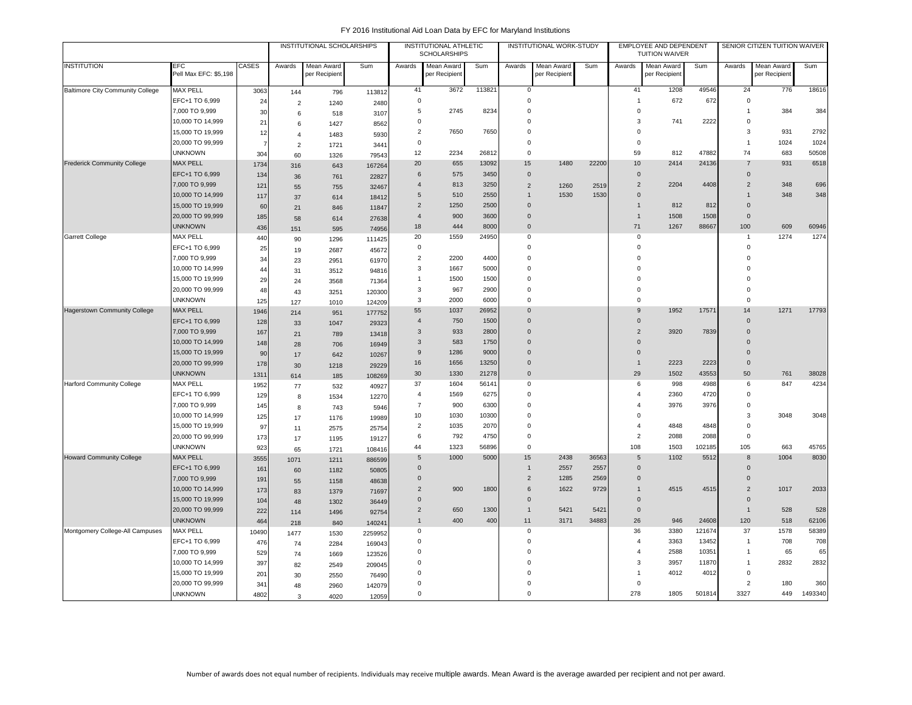FY 2016 Institutional Aid Loan Data by EFC for Maryland Institutions

| | | | INSTITUTIONAL SCHOLARSHIPS | | | INSTITUTIONAL ATHLETIC SCHOLARSHIPS | | | INSTITUTIONAL WORK-STUDY | | | EMPLOYEE AND DEPENDENT TUITION WAIVER | | | SENIOR CITIZEN TUITION WAIVER | | |
|---|---|---|---|---|---|---|---|---|---|---|---|---|---|---|---|---|---|
| INSTITUTION | EFC Pell Max EFC: $5,198 | CASES | Awards | Mean Award per Recipient | Sum | Awards | Mean Award per Recipient | Sum | Awards | Mean Award per Recipient | Sum | Awards | Mean Award per Recipient | Sum | Awards | Mean Award per Recipient | Sum |
| Baltimore City Community College | MAX PELL | 3063 | 144 | 796 | 113812 | 41 | 3672 | 113821 | 0 | | | 41 | 1208 | 49546 | 24 | 776 | 18616 |
| | EFC+1 TO 6,999 | 24 | 2 | 1240 | 2480 | 0 | | | 0 | | | 1 | 672 | 672 | 0 | | |
| | 7,000 TO 9,999 | 30 | 6 | 518 | 3107 | 5 | 2745 | 8234 | 0 | | | 0 | | | 1 | 384 | 384 |
| | 10,000 TO 14,999 | 21 | 6 | 1427 | 8562 | 0 | | | 0 | | | 3 | 741 | 2222 | 0 | | |
| | 15,000 TO 19,999 | 12 | 4 | 1483 | 5930 | 2 | 7650 | 7650 | 0 | | | 0 | | | 3 | 931 | 2792 |
| | 20,000 TO 99,999 | 7 | 2 | 1721 | 3441 | 0 | | | 0 | | | 0 | | | 1 | 1024 | 1024 |
| | UNKNOWN | 304 | 60 | 1326 | 79543 | 12 | 2234 | 26812 | 0 | | | 59 | 812 | 47882 | 74 | 683 | 50508 |
| Frederick Community College | MAX PELL | 1734 | 316 | 643 | 167264 | 20 | 655 | 13092 | 15 | 1480 | 22200 | 10 | 2414 | 24136 | 7 | 931 | 6518 |
| | EFC+1 TO 6,999 | 134 | 36 | 761 | 22827 | 6 | 575 | 3450 | 0 | | | 0 | | | 0 | | |
| | 7,000 TO 9,999 | 121 | 55 | 755 | 32467 | 4 | 813 | 3250 | 2 | 1260 | 2519 | 2 | 2204 | 4408 | 2 | 348 | 696 |
| | 10,000 TO 14,999 | 117 | 37 | 614 | 18412 | 5 | 510 | 2550 | 1 | 1530 | 1530 | 0 | | | 1 | 348 | 348 |
| | 15,000 TO 19,999 | 60 | 21 | 846 | 11847 | 2 | 1250 | 2500 | 0 | | | 1 | 812 | 812 | 0 | | |
| | 20,000 TO 99,999 | 185 | 58 | 614 | 27638 | 4 | 900 | 3600 | 0 | | | 1 | 1508 | 1508 | 0 | | |
| | UNKNOWN | 436 | 151 | 595 | 74956 | 18 | 444 | 8000 | 0 | | | 71 | 1267 | 88667 | 100 | 609 | 60946 |
| Garrett College | MAX PELL | 440 | 90 | 1296 | 111425 | 20 | 1559 | 24950 | 0 | | | 0 | | | 1 | 1274 | 1274 |
| | EFC+1 TO 6,999 | 25 | 19 | 2687 | 45672 | 0 | | | 0 | | | 0 | | | 0 | | |
| | 7,000 TO 9,999 | 34 | 23 | 2951 | 61970 | 2 | 2200 | 4400 | 0 | | | 0 | | | 0 | | |
| | 10,000 TO 14,999 | 44 | 31 | 3512 | 94816 | 3 | 1667 | 5000 | 0 | | | 0 | | | 0 | | |
| | 15,000 TO 19,999 | 29 | 24 | 3568 | 71364 | 1 | 1500 | 1500 | 0 | | | 0 | | | 0 | | |
| | 20,000 TO 99,999 | 48 | 43 | 3251 | 120300 | 3 | 967 | 2900 | 0 | | | 0 | | | 0 | | |
| | UNKNOWN | 125 | 127 | 1010 | 124209 | 3 | 2000 | 6000 | 0 | | | 0 | | | 0 | | |
| Hagerstown Community College | MAX PELL | 1946 | 214 | 951 | 177752 | 55 | 1037 | 26952 | 0 | | | 9 | 1952 | 17571 | 14 | 1271 | 17793 |
| | EFC+1 TO 6,999 | 128 | 33 | 1047 | 29323 | 4 | 750 | 1500 | 0 | | | 0 | | | 0 | | |
| | 7,000 TO 9,999 | 167 | 21 | 789 | 13418 | 3 | 933 | 2800 | 0 | | | 2 | 3920 | 7839 | 0 | | |
| | 10,000 TO 14,999 | 148 | 28 | 706 | 16949 | 3 | 583 | 1750 | 0 | | | 0 | | | 0 | | |
| | 15,000 TO 19,999 | 90 | 17 | 642 | 10267 | 9 | 1286 | 9000 | 0 | | | 0 | | | 0 | | |
| | 20,000 TO 99,999 | 178 | 30 | 1218 | 29229 | 16 | 1656 | 13250 | 0 | | | 1 | 2223 | 2223 | 0 | | |
| | UNKNOWN | 1311 | 614 | 185 | 108269 | 30 | 1330 | 21278 | 0 | | | 29 | 1502 | 43553 | 50 | 761 | 38028 |
| Harford Community College | MAX PELL | 1952 | 77 | 532 | 40927 | 37 | 1604 | 56141 | 0 | | | 6 | 998 | 4988 | 6 | 847 | 4234 |
| | EFC+1 TO 6,999 | 129 | 8 | 1534 | 12270 | 4 | 1569 | 6275 | 0 | | | 4 | 2360 | 4720 | 0 | | |
| | 7,000 TO 9,999 | 145 | 8 | 743 | 5946 | 7 | 900 | 6300 | 0 | | | 4 | 3976 | 3976 | 0 | | |
| | 10,000 TO 14,999 | 125 | 17 | 1176 | 19989 | 10 | 1030 | 10300 | 0 | | | 0 | | | 3 | 3048 | 3048 |
| | 15,000 TO 19,999 | 97 | 11 | 2575 | 25754 | 2 | 1035 | 2070 | 0 | | | 4 | 4848 | 4848 | 0 | | |
| | 20,000 TO 99,999 | 173 | 17 | 1195 | 19127 | 6 | 792 | 4750 | 0 | | | 2 | 2088 | 2088 | 0 | | |
| | UNKNOWN | 923 | 65 | 1721 | 108416 | 44 | 1323 | 56896 | 0 | | | 108 | 1503 | 102185 | 105 | 663 | 45765 |
| Howard Community College | MAX PELL | 3555 | 1071 | 1211 | 886599 | 5 | 1000 | 5000 | 15 | 2438 | 36563 | 5 | 1102 | 5512 | 8 | 1004 | 8030 |
| | EFC+1 TO 6,999 | 161 | 60 | 1182 | 50805 | 0 | | | 1 | 2557 | 2557 | 0 | | | 0 | | |
| | 7,000 TO 9,999 | 191 | 55 | 1158 | 48638 | 0 | | | 2 | 1285 | 2569 | 0 | | | 0 | | |
| | 10,000 TO 14,999 | 173 | 83 | 1379 | 71697 | 2 | 900 | 1800 | 6 | 1622 | 9729 | 1 | 4515 | 4515 | 2 | 1017 | 2033 |
| | 15,000 TO 19,999 | 104 | 48 | 1302 | 36449 | 0 | | | 0 | | | 0 | | | 0 | | |
| | 20,000 TO 99,999 | 222 | 114 | 1496 | 92754 | 2 | 650 | 1300 | 1 | 5421 | 5421 | 0 | | | 1 | 528 | 528 |
| | UNKNOWN | 464 | 218 | 840 | 140241 | 1 | 400 | 400 | 11 | 3171 | 34883 | 26 | 946 | 24608 | 120 | 518 | 62106 |
| Montgomery College-All Campuses | MAX PELL | 10490 | 1477 | 1530 | 2259952 | 0 | | | 0 | | | 36 | 3380 | 121674 | 37 | 1578 | 58389 |
| | EFC+1 TO 6,999 | 476 | 74 | 2284 | 169043 | 0 | | | 0 | | | 4 | 3363 | 13452 | 1 | 708 | 708 |
| | 7,000 TO 9,999 | 529 | 74 | 1669 | 123526 | 0 | | | 0 | | | 4 | 2588 | 10351 | 1 | 65 | 65 |
| | 10,000 TO 14,999 | 397 | 82 | 2549 | 209045 | 0 | | | 0 | | | 3 | 3957 | 11870 | 1 | 2832 | 2832 |
| | 15,000 TO 19,999 | 201 | 30 | 2550 | 76490 | 0 | | | 0 | | | 1 | 4012 | 4012 | 0 | | |
| | 20,000 TO 99,999 | 341 | 48 | 2960 | 142079 | 0 | | | 0 | | | 0 | | | 2 | 180 | 360 |
| | UNKNOWN | 4802 | 3 | 4020 | 12059 | 0 | | | 0 | | | 278 | 1805 | 501814 | 3327 | 449 | 1493340 |

Number of awards does not equal number of recipients. Individuals may receive multiple awards. Mean Award is the average awarded per recipient and not per award.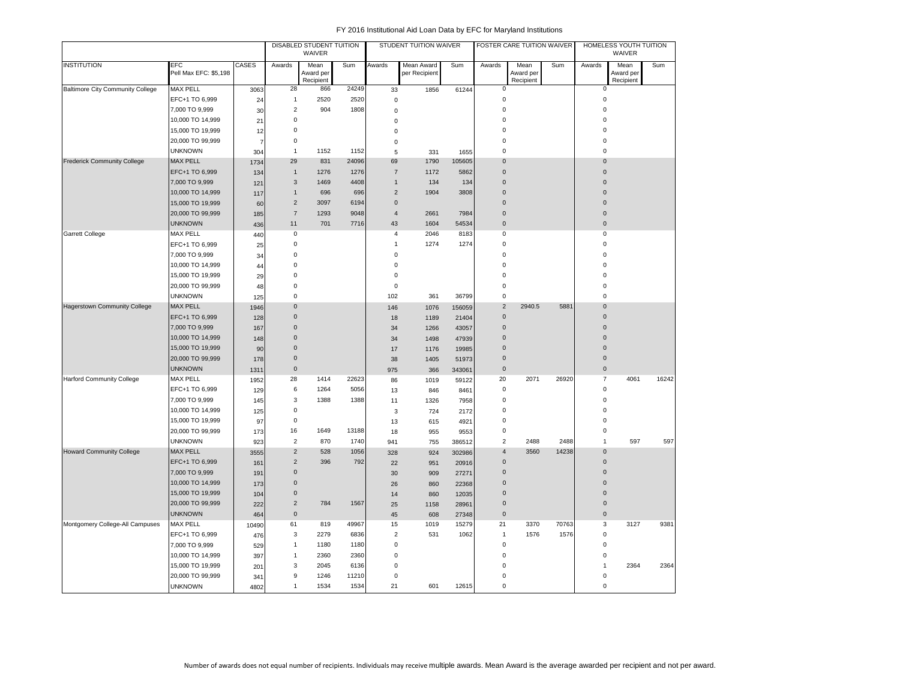# FY 2016 Institutional Aid Loan Data by EFC for Maryland Institutions

| | | | DISABLED STUDENT TUITION WAIVER | | | STUDENT TUITION WAIVER | | | FOSTER CARE TUITION WAIVER | | | HOMELESS YOUTH TUITION WAIVER | | |
|---|---|---|---|---|---|---|---|---|---|---|---|---|---|---|
| INSTITUTION | EFC Pell Max EFC: $5,198 | CASES | Awards | Mean Award per Recipient | Sum | Awards | Mean Award per Recipient | Sum | Awards | Mean Award per Recipient | Sum | Awards | Mean Award per Recipient | Sum |
| Baltimore City Community College | MAX PELL | 3063 | 28 | 866 | 24249 | 33 | 1856 | 61244 | 0 | | | 0 | | |
| | EFC+1 TO 6,999 | 24 | 1 | 2520 | 2520 | 0 | | | 0 | | | 0 | | |
| | 7,000 TO 9,999 | 30 | 2 | 904 | 1808 | 0 | | | 0 | | | 0 | | |
| | 10,000 TO 14,999 | 21 | 0 | | | 0 | | | 0 | | | 0 | | |
| | 15,000 TO 19,999 | 12 | 0 | | | 0 | | | 0 | | | 0 | | |
| | 20,000 TO 99,999 | 7 | 0 | | | 0 | | | 0 | | | 0 | | |
| | UNKNOWN | 304 | 1 | 1152 | 1152 | 5 | 331 | 1655 | 0 | | | 0 | | |
| Frederick Community College | MAX PELL | 1734 | 29 | 831 | 24096 | 69 | 1790 | 105605 | 0 | | | 0 | | |
| | EFC+1 TO 6,999 | 134 | 1 | 1276 | 1276 | 7 | 1172 | 5862 | 0 | | | 0 | | |
| | 7,000 TO 9,999 | 121 | 3 | 1469 | 4408 | 1 | 134 | 134 | 0 | | | 0 | | |
| | 10,000 TO 14,999 | 117 | 1 | 696 | 696 | 2 | 1904 | 3808 | 0 | | | 0 | | |
| | 15,000 TO 19,999 | 60 | 2 | 3097 | 6194 | 0 | | | 0 | | | 0 | | |
| | 20,000 TO 99,999 | 185 | 7 | 1293 | 9048 | 4 | 2661 | 7984 | 0 | | | 0 | | |
| | UNKNOWN | 436 | 11 | 701 | 7716 | 43 | 1604 | 54534 | 0 | | | 0 | | |
| Garrett College | MAX PELL | 440 | 0 | | | 4 | 2046 | 8183 | 0 | | | 0 | | |
| | EFC+1 TO 6,999 | 25 | 0 | | | 1 | 1274 | 1274 | 0 | | | 0 | | |
| | 7,000 TO 9,999 | 34 | 0 | | | 0 | | | 0 | | | 0 | | |
| | 10,000 TO 14,999 | 44 | 0 | | | 0 | | | 0 | | | 0 | | |
| | 15,000 TO 19,999 | 29 | 0 | | | 0 | | | 0 | | | 0 | | |
| | 20,000 TO 99,999 | 48 | 0 | | | 0 | | | 0 | | | 0 | | |
| | UNKNOWN | 125 | 0 | | | 102 | 361 | 36799 | 0 | | | 0 | | |
| Hagerstown Community College | MAX PELL | 1946 | 0 | | | 146 | 1076 | 156059 | 2 | 2940.5 | 5881 | 0 | | |
| | EFC+1 TO 6,999 | 128 | 0 | | | 18 | 1189 | 21404 | 0 | | | 0 | | |
| | 7,000 TO 9,999 | 167 | 0 | | | 34 | 1266 | 43057 | 0 | | | 0 | | |
| | 10,000 TO 14,999 | 148 | 0 | | | 34 | 1498 | 47939 | 0 | | | 0 | | |
| | 15,000 TO 19,999 | 90 | 0 | | | 17 | 1176 | 19985 | 0 | | | 0 | | |
| | 20,000 TO 99,999 | 178 | 0 | | | 38 | 1405 | 51973 | 0 | | | 0 | | |
| | UNKNOWN | 1311 | 0 | | | 975 | 366 | 343061 | 0 | | | 0 | | |
| Harford Community College | MAX PELL | 1952 | 28 | 1414 | 22623 | 86 | 1019 | 59122 | 20 | 2071 | 26920 | 7 | 4061 | 16242 |
| | EFC+1 TO 6,999 | 129 | 6 | 1264 | 5056 | 13 | 846 | 8461 | 0 | | | 0 | | |
| | 7,000 TO 9,999 | 145 | 3 | 1388 | 1388 | 11 | 1326 | 7958 | 0 | | | 0 | | |
| | 10,000 TO 14,999 | 125 | 0 | | | 3 | 724 | 2172 | 0 | | | 0 | | |
| | 15,000 TO 19,999 | 97 | 0 | | | 13 | 615 | 4921 | 0 | | | 0 | | |
| | 20,000 TO 99,999 | 173 | 16 | 1649 | 13188 | 18 | 955 | 9553 | 0 | | | 0 | | |
| | UNKNOWN | 923 | 2 | 870 | 1740 | 941 | 755 | 386512 | 2 | 2488 | 2488 | 1 | 597 | 597 |
| Howard Community College | MAX PELL | 3555 | 2 | 528 | 1056 | 328 | 924 | 302986 | 4 | 3560 | 14238 | 0 | | |
| | EFC+1 TO 6,999 | 161 | 2 | 396 | 792 | 22 | 951 | 20916 | 0 | | | 0 | | |
| | 7,000 TO 9,999 | 191 | 0 | | | 30 | 909 | 27271 | 0 | | | 0 | | |
| | 10,000 TO 14,999 | 173 | 0 | | | 26 | 860 | 22368 | 0 | | | 0 | | |
| | 15,000 TO 19,999 | 104 | 0 | | | 14 | 860 | 12035 | 0 | | | 0 | | |
| | 20,000 TO 99,999 | 222 | 2 | 784 | 1567 | 25 | 1158 | 28961 | 0 | | | 0 | | |
| | UNKNOWN | 464 | 0 | | | 45 | 608 | 27348 | 0 | | | 0 | | |
| Montgomery College-All Campuses | MAX PELL | 10490 | 61 | 819 | 49967 | 15 | 1019 | 15279 | 21 | 3370 | 70763 | 3 | 3127 | 9381 |
| | EFC+1 TO 6,999 | 476 | 3 | 2279 | 6836 | 2 | 531 | 1062 | 1 | 1576 | 1576 | 0 | | |
| | 7,000 TO 9,999 | 529 | 1 | 1180 | 1180 | 0 | | | 0 | | | 0 | | |
| | 10,000 TO 14,999 | 397 | 1 | 2360 | 2360 | 0 | | | 0 | | | 0 | | |
| | 15,000 TO 19,999 | 201 | 3 | 2045 | 6136 | 0 | | | 0 | | | 1 | 2364 | 2364 |
| | 20,000 TO 99,999 | 341 | 9 | 1246 | 11210 | 0 | | | 0 | | | 0 | | |
| | UNKNOWN | 4802 | 1 | 1534 | 1534 | 21 | 601 | 12615 | 0 | | | 0 | | |

Number of awards does not equal number of recipients. Individuals may receive multiple awards. Mean Award is the average awarded per recipient and not per award.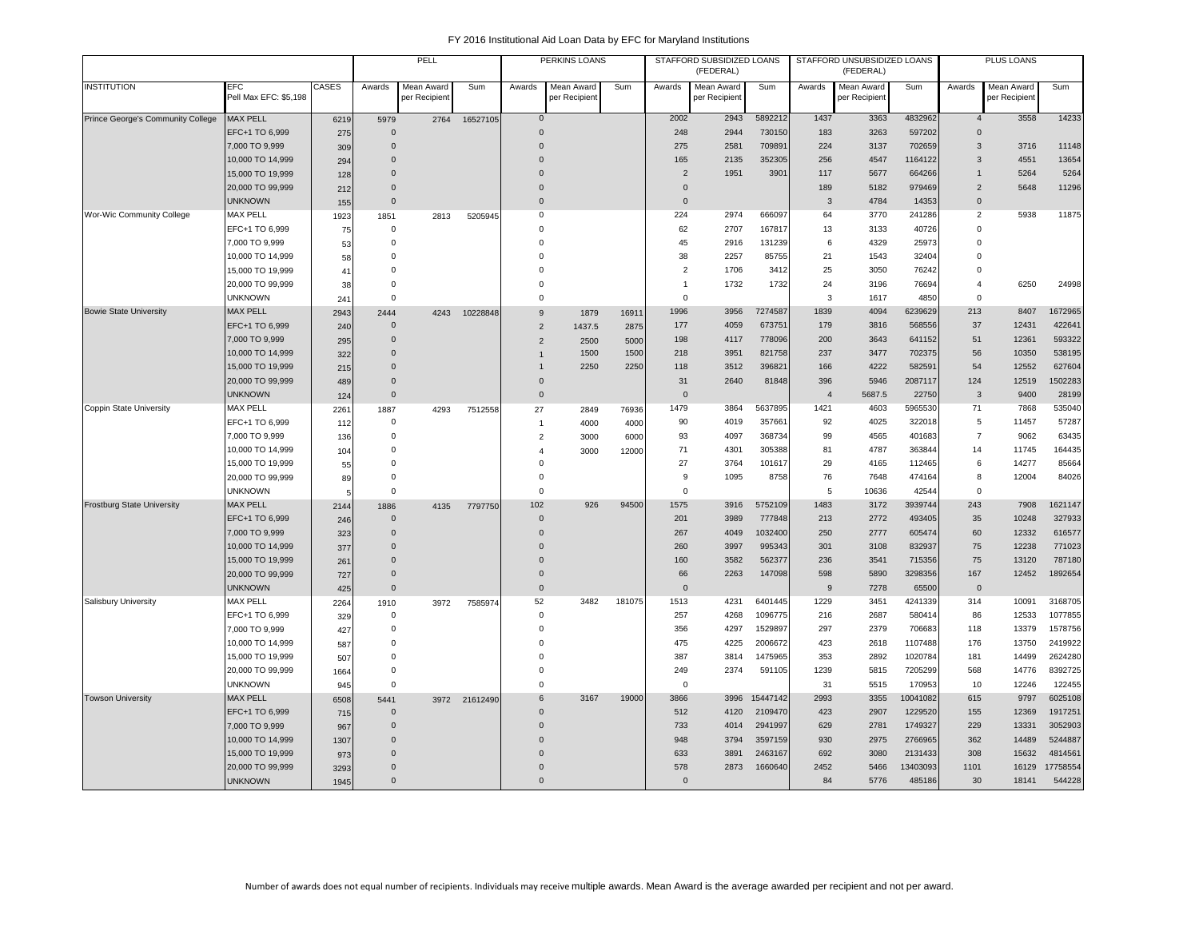FY 2016 Institutional Aid Loan Data by EFC for Maryland Institutions

| | | | PELL | | | PERKINS LOANS | | | STAFFORD SUBSIDIZED LOANS (FEDERAL) | | | STAFFORD UNSUBSIDIZED LOANS (FEDERAL) | | | PLUS LOANS | | |
|---|---|---|---|---|---|---|---|---|---|---|---|---|---|---|---|---|---|
| INSTITUTION | EFC Pell Max EFC: $5,198 | CASES | Awards | Mean Award per Recipient | Sum | Awards | Mean Award per Recipient | Sum | Awards | Mean Award per Recipient | Sum | Awards | Mean Award per Recipient | Sum | Awards | Mean Award per Recipient | Sum |
| Prince George's Community College | MAX PELL | 6219 | 5979 | 2764 | 16527105 | 0 | | | 2002 | 2943 | 5892212 | 1437 | 3363 | 4832962 | 4 | 3558 | 14233 |
| | EFC+1 TO 6,999 | 275 | 0 | | | 0 | | | 248 | 2944 | 730150 | 183 | 3263 | 597202 | 0 | | |
| | 7,000 TO 9,999 | 309 | 0 | | | 0 | | | 275 | 2581 | 709891 | 224 | 3137 | 702659 | 3 | 3716 | 11148 |
| | 10,000 TO 14,999 | 294 | 0 | | | 0 | | | 165 | 2135 | 352305 | 256 | 4547 | 1164122 | 3 | 4551 | 13654 |
| | 15,000 TO 19,999 | 128 | 0 | | | 0 | | | 2 | 1951 | 3901 | 117 | 5677 | 664266 | 1 | 5264 | 5264 |
| | 20,000 TO 99,999 | 212 | 0 | | | 0 | | | 0 | | | 189 | 5182 | 979469 | 2 | 5648 | 11296 |
| | UNKNOWN | 155 | 0 | | | 0 | | | 0 | | | 3 | 4784 | 14353 | 0 | | |
| Wor-Wic Community College | MAX PELL | 1923 | 1851 | 2813 | 5205945 | 0 | | | 224 | 2974 | 666097 | 64 | 3770 | 241286 | 2 | 5938 | 11875 |
| | EFC+1 TO 6,999 | 75 | 0 | | | 0 | | | 62 | 2707 | 167817 | 13 | 3133 | 40726 | 0 | | |
| | 7,000 TO 9,999 | 53 | 0 | | | 0 | | | 45 | 2916 | 131239 | 6 | 4329 | 25973 | 0 | | |
| | 10,000 TO 14,999 | 58 | 0 | | | 0 | | | 38 | 2257 | 85755 | 21 | 1543 | 32404 | 0 | | |
| | 15,000 TO 19,999 | 41 | 0 | | | 0 | | | 2 | 1706 | 3412 | 25 | 3050 | 76242 | 0 | | |
| | 20,000 TO 99,999 | 38 | 0 | | | 0 | | | 1 | 1732 | 1732 | 24 | 3196 | 76694 | 4 | 6250 | 24998 |
| | UNKNOWN | 241 | 0 | | | 0 | | | 0 | | | 3 | 1617 | 4850 | 0 | | |
| Bowie State University | MAX PELL | 2943 | 2444 | 4243 | 10228848 | 9 | 1879 | 16911 | 1996 | 3956 | 7274587 | 1839 | 4094 | 6239629 | 213 | 8407 | 1672965 |
| | EFC+1 TO 6,999 | 240 | 0 | | | 2 | 1437.5 | 2875 | 177 | 4059 | 673751 | 179 | 3816 | 568556 | 37 | 12431 | 422641 |
| | 7,000 TO 9,999 | 295 | 0 | | | 2 | 2500 | 5000 | 198 | 4117 | 778096 | 200 | 3643 | 641152 | 51 | 12361 | 593322 |
| | 10,000 TO 14,999 | 322 | 0 | | | 1 | 1500 | 1500 | 218 | 3951 | 821758 | 237 | 3477 | 702375 | 56 | 10350 | 538195 |
| | 15,000 TO 19,999 | 215 | 0 | | | 1 | 2250 | 2250 | 118 | 3512 | 396821 | 166 | 4222 | 582591 | 54 | 12552 | 627604 |
| | 20,000 TO 99,999 | 489 | 0 | | | 0 | | | 31 | 2640 | 81848 | 396 | 5946 | 2087117 | 124 | 12519 | 1502283 |
| | UNKNOWN | 124 | 0 | | | 0 | | | 0 | | | 4 | 5687.5 | 22750 | 3 | 9400 | 28199 |
| Coppin State University | MAX PELL | 2261 | 1887 | 4293 | 7512558 | 27 | 2849 | 76936 | 1479 | 3864 | 5637895 | 1421 | 4603 | 5965530 | 71 | 7868 | 535040 |
| | EFC+1 TO 6,999 | 112 | 0 | | | 1 | 4000 | 4000 | 90 | 4019 | 357661 | 92 | 4025 | 322018 | 5 | 11457 | 57287 |
| | 7,000 TO 9,999 | 136 | 0 | | | 2 | 3000 | 6000 | 93 | 4097 | 368734 | 99 | 4565 | 401683 | 7 | 9062 | 63435 |
| | 10,000 TO 14,999 | 104 | 0 | | | 4 | 3000 | 12000 | 71 | 4301 | 305388 | 81 | 4787 | 363844 | 14 | 11745 | 164435 |
| | 15,000 TO 19,999 | 55 | 0 | | | 0 | | | 27 | 3764 | 101617 | 29 | 4165 | 112465 | 6 | 14277 | 85664 |
| | 20,000 TO 99,999 | 89 | 0 | | | 0 | | | 9 | 1095 | 8758 | 76 | 7648 | 474164 | 8 | 12004 | 84026 |
| | UNKNOWN | 5 | 0 | | | 0 | | | 0 | | | 5 | 10636 | 42544 | 0 | | |
| Frostburg State University | MAX PELL | 2144 | 1886 | 4135 | 7797750 | 102 | 926 | 94500 | 1575 | 3916 | 5752109 | 1483 | 3172 | 3939744 | 243 | 7908 | 1621147 |
| | EFC+1 TO 6,999 | 246 | 0 | | | 0 | | | 201 | 3989 | 777848 | 213 | 2772 | 493405 | 35 | 10248 | 327933 |
| | 7,000 TO 9,999 | 323 | 0 | | | 0 | | | 267 | 4049 | 1032400 | 250 | 2777 | 605474 | 60 | 12332 | 616577 |
| | 10,000 TO 14,999 | 377 | 0 | | | 0 | | | 260 | 3997 | 995343 | 301 | 3108 | 832937 | 75 | 12238 | 771023 |
| | 15,000 TO 19,999 | 261 | 0 | | | 0 | | | 160 | 3582 | 562377 | 236 | 3541 | 715356 | 75 | 13120 | 787180 |
| | 20,000 TO 99,999 | 727 | 0 | | | 0 | | | 66 | 2263 | 147098 | 598 | 5890 | 3298356 | 167 | 12452 | 1892654 |
| | UNKNOWN | 425 | 0 | | | 0 | | | 0 | | | 9 | 7278 | 65500 | 0 | | |
| Salisbury University | MAX PELL | 2264 | 1910 | 3972 | 7585974 | 52 | 3482 | 181075 | 1513 | 4231 | 6401445 | 1229 | 3451 | 4241339 | 314 | 10091 | 3168705 |
| | EFC+1 TO 6,999 | 329 | 0 | | | 0 | | | 257 | 4268 | 1096775 | 216 | 2687 | 580414 | 86 | 12533 | 1077855 |
| | 7,000 TO 9,999 | 427 | 0 | | | 0 | | | 356 | 4297 | 1529897 | 297 | 2379 | 706683 | 118 | 13379 | 1578756 |
| | 10,000 TO 14,999 | 587 | 0 | | | 0 | | | 475 | 4225 | 2006672 | 423 | 2618 | 1107488 | 176 | 13750 | 2419922 |
| | 15,000 TO 19,999 | 507 | 0 | | | 0 | | | 387 | 3814 | 1475965 | 353 | 2892 | 1020784 | 181 | 14499 | 2624280 |
| | 20,000 TO 99,999 | 1664 | 0 | | | 0 | | | 249 | 2374 | 591105 | 1239 | 5815 | 7205299 | 568 | 14776 | 8392725 |
| | UNKNOWN | 945 | 0 | | | 0 | | | 0 | | | 31 | 5515 | 170953 | 10 | 12246 | 122455 |
| Towson University | MAX PELL | 6508 | 5441 | 3972 | 21612490 | 6 | 3167 | 19000 | 3866 | 3996 | 15447142 | 2993 | 3355 | 10041082 | 615 | 9797 | 6025108 |
| | EFC+1 TO 6,999 | 715 | 0 | | | 0 | | | 512 | 4120 | 2109470 | 423 | 2907 | 1229520 | 155 | 12369 | 1917251 |
| | 7,000 TO 9,999 | 967 | 0 | | | 0 | | | 733 | 4014 | 2941997 | 629 | 2781 | 1749327 | 229 | 13331 | 3052903 |
| | 10,000 TO 14,999 | 1307 | 0 | | | 0 | | | 948 | 3794 | 3597159 | 930 | 2975 | 2766965 | 362 | 14489 | 5244887 |
| | 15,000 TO 19,999 | 973 | 0 | | | 0 | | | 633 | 3891 | 2463167 | 692 | 3080 | 2131433 | 308 | 15632 | 4814561 |
| | 20,000 TO 99,999 | 3293 | 0 | | | 0 | | | 578 | 2873 | 1660640 | 2452 | 5466 | 13403093 | 1101 | 16129 | 17758554 |
| | UNKNOWN | 1945 | 0 | | | 0 | | | 0 | | | 84 | 5776 | 485186 | 30 | 18141 | 544228 |

Number of awards does not equal number of recipients. Individuals may receive multiple awards. Mean Award is the average awarded per recipient and not per award.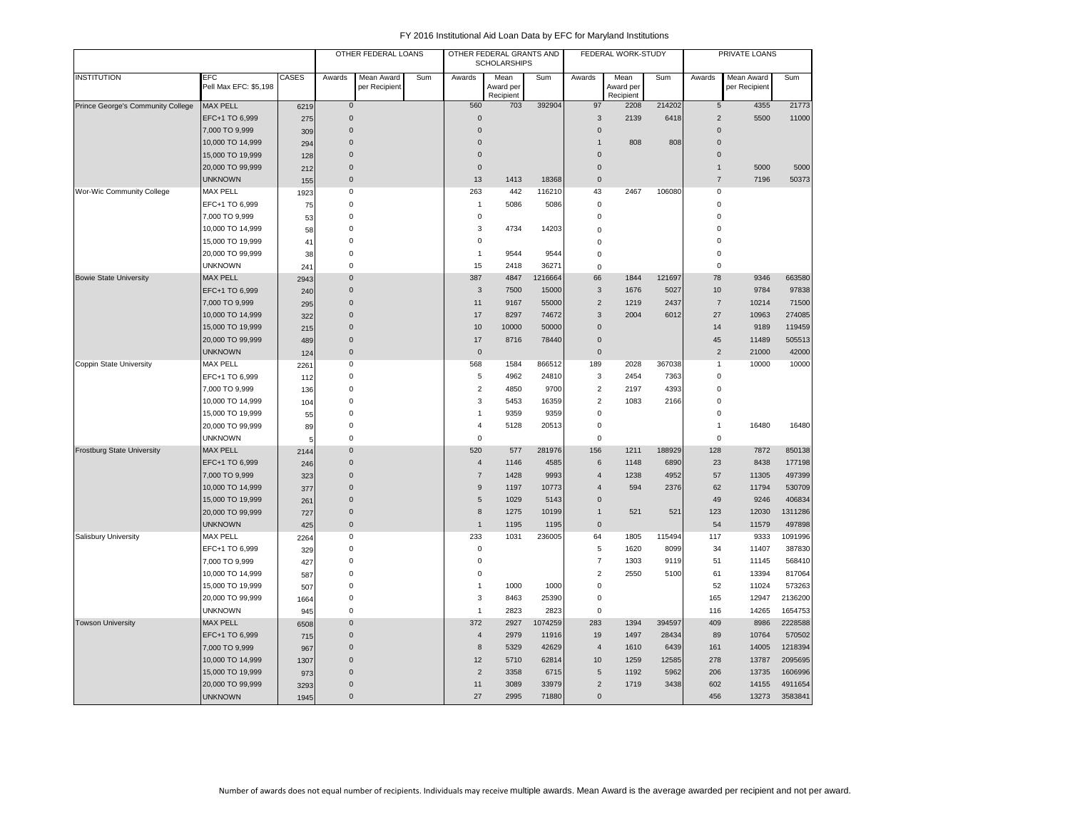FY 2016 Institutional Aid Loan Data by EFC for Maryland Institutions

| | | | OTHER FEDERAL LOANS | | | OTHER FEDERAL GRANTS AND SCHOLARSHIPS | | | FEDERAL WORK-STUDY | | | PRIVATE LOANS | | |
|---|---|---|---|---|---|---|---|---|---|---|---|---|---|---|
| INSTITUTION | EFC Pell Max EFC: $5,198 | CASES | Awards | Mean Award per Recipient | Sum | Awards | Mean Award per Recipient | Sum | Awards | Mean Award per Recipient | Sum | Awards | Mean Award per Recipient | Sum |
| Prince George's Community College | MAX PELL | 6219 | 0 | | | 560 | 703 | 392904 | 97 | 2208 | 214202 | 5 | 4355 | 21773 |
| | EFC+1 TO 6,999 | 275 | 0 | | | 0 | | | 3 | 2139 | 6418 | 2 | 5500 | 11000 |
| | 7,000 TO 9,999 | 309 | 0 | | | 0 | | | 0 | | | 0 | | |
| | 10,000 TO 14,999 | 294 | 0 | | | 0 | | | 1 | 808 | 808 | 0 | | |
| | 15,000 TO 19,999 | 128 | 0 | | | 0 | | | 0 | | | 0 | | |
| | 20,000 TO 99,999 | 212 | 0 | | | 0 | | | 0 | | | 1 | 5000 | 5000 |
| | UNKNOWN | 155 | 0 | | | 13 | 1413 | 18368 | 0 | | | 7 | 7196 | 50373 |
| Wor-Wic Community College | MAX PELL | 1923 | 0 | | | 263 | 442 | 116210 | 43 | 2467 | 106080 | 0 | | |
| | EFC+1 TO 6,999 | 75 | 0 | | | 1 | 5086 | 5086 | 0 | | | 0 | | |
| | 7,000 TO 9,999 | 53 | 0 | | | 0 | | | 0 | | | 0 | | |
| | 10,000 TO 14,999 | 58 | 0 | | | 3 | 4734 | 14203 | 0 | | | 0 | | |
| | 15,000 TO 19,999 | 41 | 0 | | | 0 | | | 0 | | | 0 | | |
| | 20,000 TO 99,999 | 38 | 0 | | | 1 | 9544 | 9544 | 0 | | | 0 | | |
| | UNKNOWN | 241 | 0 | | | 15 | 2418 | 36271 | 0 | | | 0 | | |
| Bowie State University | MAX PELL | 2943 | 0 | | | 387 | 4847 | 1216664 | 66 | 1844 | 121697 | 78 | 9346 | 663580 |
| | EFC+1 TO 6,999 | 240 | 0 | | | 3 | 7500 | 15000 | 3 | 1676 | 5027 | 10 | 9784 | 97838 |
| | 7,000 TO 9,999 | 295 | 0 | | | 11 | 9167 | 55000 | 2 | 1219 | 2437 | 7 | 10214 | 71500 |
| | 10,000 TO 14,999 | 322 | 0 | | | 17 | 8297 | 74672 | 3 | 2004 | 6012 | 27 | 10963 | 274085 |
| | 15,000 TO 19,999 | 215 | 0 | | | 10 | 10000 | 50000 | 0 | | | 14 | 9189 | 119459 |
| | 20,000 TO 99,999 | 489 | 0 | | | 17 | 8716 | 78440 | 0 | | | 45 | 11489 | 505513 |
| | UNKNOWN | 124 | 0 | | | 0 | | | 0 | | | 2 | 21000 | 42000 |
| Coppin State University | MAX PELL | 2261 | 0 | | | 568 | 1584 | 866512 | 189 | 2028 | 367038 | 1 | 10000 | 10000 |
| | EFC+1 TO 6,999 | 112 | 0 | | | 5 | 4962 | 24810 | 3 | 2454 | 7363 | 0 | | |
| | 7,000 TO 9,999 | 136 | 0 | | | 2 | 4850 | 9700 | 2 | 2197 | 4393 | 0 | | |
| | 10,000 TO 14,999 | 104 | 0 | | | 3 | 5453 | 16359 | 2 | 1083 | 2166 | 0 | | |
| | 15,000 TO 19,999 | 55 | 0 | | | 1 | 9359 | 9359 | 0 | | | 0 | | |
| | 20,000 TO 99,999 | 89 | 0 | | | 4 | 5128 | 20513 | 0 | | | 1 | 16480 | 16480 |
| | UNKNOWN | 5 | 0 | | | 0 | | | 0 | | | 0 | | |
| Frostburg State University | MAX PELL | 2144 | 0 | | | 520 | 577 | 281976 | 156 | 1211 | 188929 | 128 | 7872 | 850138 |
| | EFC+1 TO 6,999 | 246 | 0 | | | 4 | 1146 | 4585 | 6 | 1148 | 6890 | 23 | 8438 | 177198 |
| | 7,000 TO 9,999 | 323 | 0 | | | 7 | 1428 | 9993 | 4 | 1238 | 4952 | 57 | 11305 | 497399 |
| | 10,000 TO 14,999 | 377 | 0 | | | 9 | 1197 | 10773 | 4 | 594 | 2376 | 62 | 11794 | 530709 |
| | 15,000 TO 19,999 | 261 | 0 | | | 5 | 1029 | 5143 | 0 | | | 49 | 9246 | 406834 |
| | 20,000 TO 99,999 | 727 | 0 | | | 8 | 1275 | 10199 | 1 | 521 | 521 | 123 | 12030 | 1311286 |
| | UNKNOWN | 425 | 0 | | | 1 | 1195 | 1195 | 0 | | | 54 | 11579 | 497898 |
| Salisbury University | MAX PELL | 2264 | 0 | | | 233 | 1031 | 236005 | 64 | 1805 | 115494 | 117 | 9333 | 1091996 |
| | EFC+1 TO 6,999 | 329 | 0 | | | 0 | | | 5 | 1620 | 8099 | 34 | 11407 | 387830 |
| | 7,000 TO 9,999 | 427 | 0 | | | 0 | | | 7 | 1303 | 9119 | 51 | 11145 | 568410 |
| | 10,000 TO 14,999 | 587 | 0 | | | 0 | | | 2 | 2550 | 5100 | 61 | 13394 | 817064 |
| | 15,000 TO 19,999 | 507 | 0 | | | 1 | 1000 | 1000 | 0 | | | 52 | 11024 | 573263 |
| | 20,000 TO 99,999 | 1664 | 0 | | | 3 | 8463 | 25390 | 0 | | | 165 | 12947 | 2136200 |
| | UNKNOWN | 945 | 0 | | | 1 | 2823 | 2823 | 0 | | | 116 | 14265 | 1654753 |
| Towson University | MAX PELL | 6508 | 0 | | | 372 | 2927 | 1074259 | 283 | 1394 | 394597 | 409 | 8986 | 2228588 |
| | EFC+1 TO 6,999 | 715 | 0 | | | 4 | 2979 | 11916 | 19 | 1497 | 28434 | 89 | 10764 | 570502 |
| | 7,000 TO 9,999 | 967 | 0 | | | 8 | 5329 | 42629 | 4 | 1610 | 6439 | 161 | 14005 | 1218394 |
| | 10,000 TO 14,999 | 1307 | 0 | | | 12 | 5710 | 62814 | 10 | 1259 | 12585 | 278 | 13787 | 2095695 |
| | 15,000 TO 19,999 | 973 | 0 | | | 2 | 3358 | 6715 | 5 | 1192 | 5962 | 206 | 13735 | 1606996 |
| | 20,000 TO 99,999 | 3293 | 0 | | | 11 | 3089 | 33979 | 2 | 1719 | 3438 | 602 | 14155 | 4911654 |
| | UNKNOWN | 1945 | 0 | | | 27 | 2995 | 71880 | 0 | | | 456 | 13273 | 3583841 |

Number of awards does not equal number of recipients. Individuals may receive multiple awards. Mean Award is the average awarded per recipient and not per award.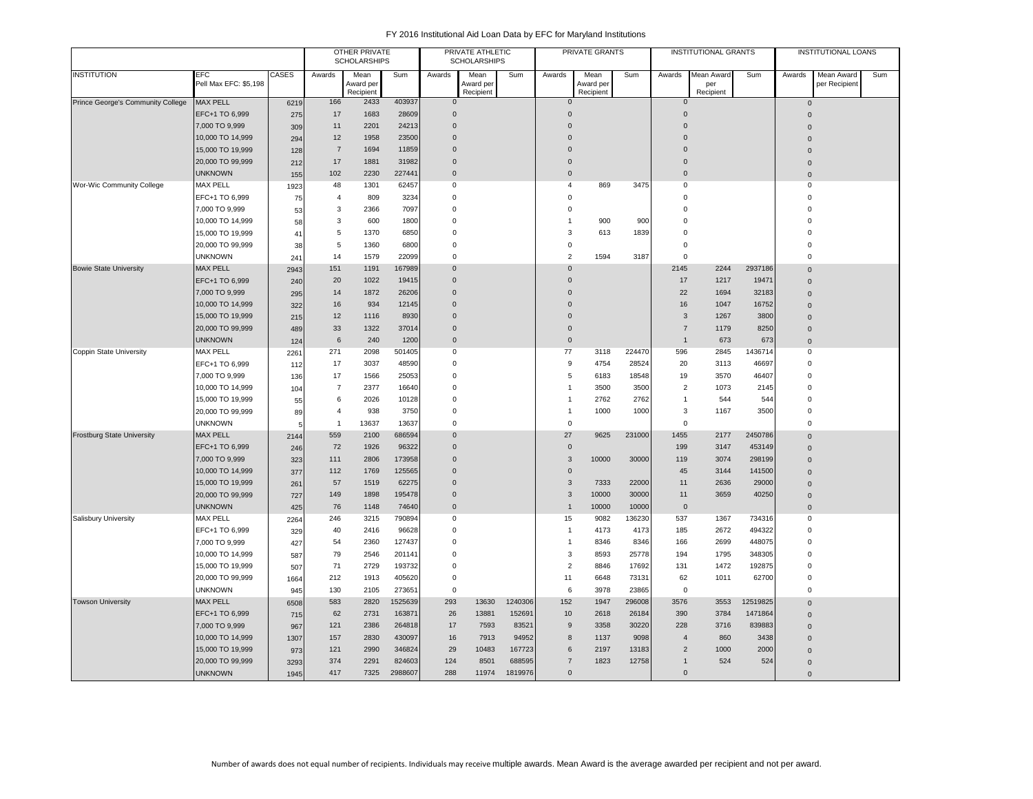# FY 2016 Institutional Aid Loan Data by EFC for Maryland Institutions

| | | | OTHER PRIVATE SCHOLARSHIPS | | | PRIVATE ATHLETIC SCHOLARSHIPS | | | PRIVATE GRANTS | | | INSTITUTIONAL GRANTS | | | INSTITUTIONAL LOANS | | |
|---|---|---|---|---|---|---|---|---|---|---|---|---|---|---|---|---|---|
| INSTITUTION | EFC Pell Max EFC: $5,198 | CASES | Awards | Mean Award per Recipient | Sum | Awards | Mean Award per Recipient | Sum | Awards | Mean Award per Recipient | Sum | Awards | Mean Award per Recipient | Sum | Awards | Mean Award per Recipient | Sum |
| Prince George's Community College | MAX PELL | 6219 | 166 | 2433 | 403937 | 0 | | | 0 | | | 0 | | | 0 | | |
| | EFC+1 TO 6,999 | 275 | 17 | 1683 | 28609 | 0 | | | 0 | | | 0 | | | 0 | | |
| | 7,000 TO 9,999 | 309 | 11 | 2201 | 24213 | 0 | | | 0 | | | 0 | | | 0 | | |
| | 10,000 TO 14,999 | 294 | 12 | 1958 | 23500 | 0 | | | 0 | | | 0 | | | 0 | | |
| | 15,000 TO 19,999 | 128 | 7 | 1694 | 11859 | 0 | | | 0 | | | 0 | | | 0 | | |
| | 20,000 TO 99,999 | 212 | 17 | 1881 | 31982 | 0 | | | 0 | | | 0 | | | 0 | | |
| | UNKNOWN | 155 | 102 | 2230 | 227441 | 0 | | | 0 | | | 0 | | | 0 | | |
| Wor-Wic Community College | MAX PELL | 1923 | 48 | 1301 | 62457 | 0 | | | 4 | 869 | 3475 | 0 | | | 0 | | |
| | EFC+1 TO 6,999 | 75 | 4 | 809 | 3234 | 0 | | | 0 | | | 0 | | | 0 | | |
| | 7,000 TO 9,999 | 53 | 3 | 2366 | 7097 | 0 | | | 0 | | | 0 | | | 0 | | |
| | 10,000 TO 14,999 | 58 | 3 | 600 | 1800 | 0 | | | 1 | 900 | 900 | 0 | | | 0 | | |
| | 15,000 TO 19,999 | 41 | 5 | 1370 | 6850 | 0 | | | 3 | 613 | 1839 | 0 | | | 0 | | |
| | 20,000 TO 99,999 | 38 | 5 | 1360 | 6800 | 0 | | | 0 | | | 0 | | | 0 | | |
| | UNKNOWN | 241 | 14 | 1579 | 22099 | 0 | | | 2 | 1594 | 3187 | 0 | | | 0 | | |
| Bowie State University | MAX PELL | 2943 | 151 | 1191 | 167989 | 0 | | | 0 | | | 2145 | 2244 | 2937186 | 0 | | |
| | EFC+1 TO 6,999 | 240 | 20 | 1022 | 19415 | 0 | | | 0 | | | 17 | 1217 | 19471 | 0 | | |
| | 7,000 TO 9,999 | 295 | 14 | 1872 | 26206 | 0 | | | 0 | | | 22 | 1694 | 32183 | 0 | | |
| | 10,000 TO 14,999 | 322 | 16 | 934 | 12145 | 0 | | | 0 | | | 16 | 1047 | 16752 | 0 | | |
| | 15,000 TO 19,999 | 215 | 12 | 1116 | 8930 | 0 | | | 0 | | | 3 | 1267 | 3800 | 0 | | |
| | 20,000 TO 99,999 | 489 | 33 | 1322 | 37014 | 0 | | | 0 | | | 7 | 1179 | 8250 | 0 | | |
| | UNKNOWN | 124 | 6 | 240 | 1200 | 0 | | | 0 | | | 1 | 673 | 673 | 0 | | |
| Coppin State University | MAX PELL | 2261 | 271 | 2098 | 501405 | 0 | | | 77 | 3118 | 224470 | 596 | 2845 | 1436714 | 0 | | |
| | EFC+1 TO 6,999 | 112 | 17 | 3037 | 48590 | 0 | | | 9 | 4754 | 28524 | 20 | 3113 | 46697 | 0 | | |
| | 7,000 TO 9,999 | 136 | 17 | 1566 | 25053 | 0 | | | 5 | 6183 | 18548 | 19 | 3570 | 46407 | 0 | | |
| | 10,000 TO 14,999 | 104 | 7 | 2377 | 16640 | 0 | | | 1 | 3500 | 3500 | 2 | 1073 | 2145 | 0 | | |
| | 15,000 TO 19,999 | 55 | 6 | 2026 | 10128 | 0 | | | 1 | 2762 | 2762 | 1 | 544 | 544 | 0 | | |
| | 20,000 TO 99,999 | 89 | 4 | 938 | 3750 | 0 | | | 1 | 1000 | 1000 | 3 | 1167 | 3500 | 0 | | |
| | UNKNOWN | 5 | 1 | 13637 | 13637 | 0 | | | 0 | | | 0 | | | 0 | | |
| Frostburg State University | MAX PELL | 2144 | 559 | 2100 | 686594 | 0 | | | 27 | 9625 | 231000 | 1455 | 2177 | 2450786 | 0 | | |
| | EFC+1 TO 6,999 | 246 | 72 | 1926 | 96322 | 0 | | | 0 | | | 199 | 3147 | 453149 | 0 | | |
| | 7,000 TO 9,999 | 323 | 111 | 2806 | 173958 | 0 | | | 3 | 10000 | 30000 | 119 | 3074 | 298199 | 0 | | |
| | 10,000 TO 14,999 | 377 | 112 | 1769 | 125565 | 0 | | | 0 | | | 45 | 3144 | 141500 | 0 | | |
| | 15,000 TO 19,999 | 261 | 57 | 1519 | 62275 | 0 | | | 3 | 7333 | 22000 | 11 | 2636 | 29000 | 0 | | |
| | 20,000 TO 99,999 | 727 | 149 | 1898 | 195478 | 0 | | | 3 | 10000 | 30000 | 11 | 3659 | 40250 | 0 | | |
| | UNKNOWN | 425 | 76 | 1148 | 74640 | 0 | | | 1 | 10000 | 10000 | 0 | | | 0 | | |
| Salisbury University | MAX PELL | 2264 | 246 | 3215 | 790894 | 0 | | | 15 | 9082 | 136230 | 537 | 1367 | 734316 | 0 | | |
| | EFC+1 TO 6,999 | 329 | 40 | 2416 | 96628 | 0 | | | 1 | 4173 | 4173 | 185 | 2672 | 494322 | 0 | | |
| | 7,000 TO 9,999 | 427 | 54 | 2360 | 127437 | 0 | | | 1 | 8346 | 8346 | 166 | 2699 | 448075 | 0 | | |
| | 10,000 TO 14,999 | 587 | 79 | 2546 | 201141 | 0 | | | 3 | 8593 | 25778 | 194 | 1795 | 348305 | 0 | | |
| | 15,000 TO 19,999 | 507 | 71 | 2729 | 193732 | 0 | | | 2 | 8846 | 17692 | 131 | 1472 | 192875 | 0 | | |
| | 20,000 TO 99,999 | 1664 | 212 | 1913 | 405620 | 0 | | | 11 | 6648 | 73131 | 62 | 1011 | 62700 | 0 | | |
| | UNKNOWN | 945 | 130 | 2105 | 273651 | 0 | | | 6 | 3978 | 23865 | 0 | | | 0 | | |
| Towson University | MAX PELL | 6508 | 583 | 2820 | 1525639 | 293 | 13630 | 1240306 | 152 | 1947 | 296008 | 3576 | 3553 | 12519825 | 0 | | |
| | EFC+1 TO 6,999 | 715 | 62 | 2731 | 163871 | 26 | 13881 | 152691 | 10 | 2618 | 26184 | 390 | 3784 | 1471864 | 0 | | |
| | 7,000 TO 9,999 | 967 | 121 | 2386 | 264818 | 17 | 7593 | 83521 | 9 | 3358 | 30220 | 228 | 3716 | 839883 | 0 | | |
| | 10,000 TO 14,999 | 1307 | 157 | 2830 | 430097 | 16 | 7913 | 94952 | 8 | 1137 | 9098 | 4 | 860 | 3438 | 0 | | |
| | 15,000 TO 19,999 | 973 | 121 | 2990 | 346824 | 29 | 10483 | 167723 | 6 | 2197 | 13183 | 2 | 1000 | 2000 | 0 | | |
| | 20,000 TO 99,999 | 3293 | 374 | 2291 | 824603 | 124 | 8501 | 688595 | 7 | 1823 | 12758 | 1 | 524 | 524 | 0 | | |
| | UNKNOWN | 1945 | 417 | 7325 | 2988607 | 288 | 11974 | 1819976 | 0 | | | 0 | | | 0 | | |

Number of awards does not equal number of recipients. Individuals may receive multiple awards. Mean Award is the average awarded per recipient and not per award.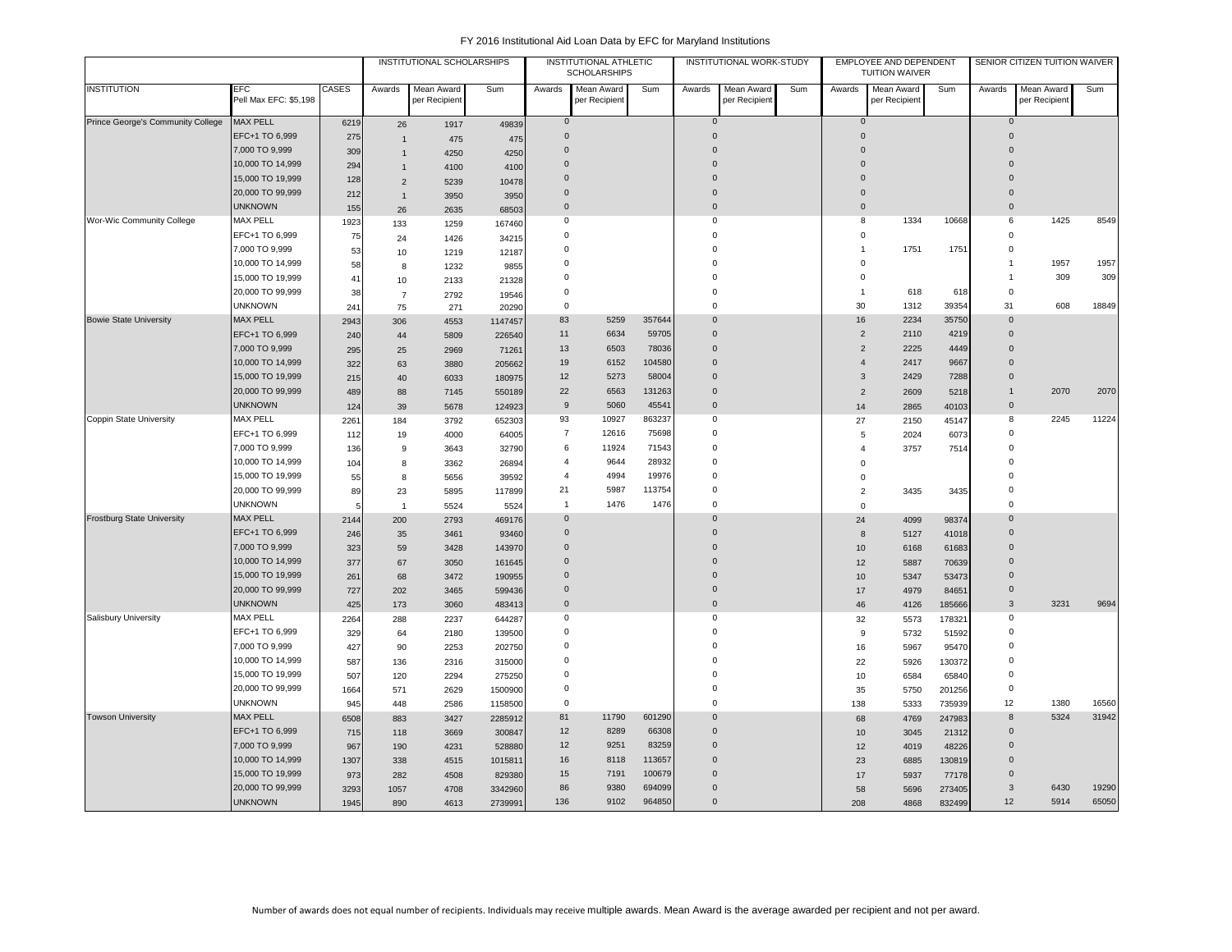FY 2016 Institutional Aid Loan Data by EFC for Maryland Institutions

| | | | INSTITUTIONAL SCHOLARSHIPS | | | INSTITUTIONAL ATHLETIC SCHOLARSHIPS | | | INSTITUTIONAL WORK-STUDY | | | EMPLOYEE AND DEPENDENT TUITION WAIVER | | | SENIOR CITIZEN TUITION WAIVER | | |
|---|---|---|---|---|---|---|---|---|---|---|---|---|---|---|---|---|---|
| INSTITUTION | EFC Pell Max EFC: $5,198 | CASES | Awards | Mean Award per Recipient | Sum | Awards | Mean Award per Recipient | Sum | Awards | Mean Award per Recipient | Sum | Awards | Mean Award per Recipient | Sum | Awards | Mean Award per Recipient | Sum |
| Prince George's Community College | MAX PELL | 6219 | 26 | 1917 | 49839 | 0 | | | 0 | | | 0 | | | 0 | | |
| | EFC+1 TO 6,999 | 275 | 1 | 475 | 475 | 0 | | | 0 | | | 0 | | | 0 | | |
| | 7,000 TO 9,999 | 309 | 1 | 4250 | 4250 | 0 | | | 0 | | | 0 | | | 0 | | |
| | 10,000 TO 14,999 | 294 | 1 | 4100 | 4100 | 0 | | | 0 | | | 0 | | | 0 | | |
| | 15,000 TO 19,999 | 128 | 2 | 5239 | 10478 | 0 | | | 0 | | | 0 | | | 0 | | |
| | 20,000 TO 99,999 | 212 | 1 | 3950 | 3950 | 0 | | | 0 | | | 0 | | | 0 | | |
| | UNKNOWN | 155 | 26 | 2635 | 68503 | 0 | | | 0 | | | 0 | | | 0 | | |
| Wor-Wic Community College | MAX PELL | 1923 | 133 | 1259 | 167460 | 0 | | | 0 | | | 8 | 1334 | 10668 | 6 | 1425 | 8549 |
| | EFC+1 TO 6,999 | 75 | 24 | 1426 | 34215 | 0 | | | 0 | | | 0 | | | 0 | | |
| | 7,000 TO 9,999 | 53 | 10 | 1219 | 12187 | 0 | | | 0 | | | 1 | 1751 | 1751 | 0 | | |
| | 10,000 TO 14,999 | 58 | 8 | 1232 | 9855 | 0 | | | 0 | | | 0 | | | 1 | 1957 | 1957 |
| | 15,000 TO 19,999 | 41 | 10 | 2133 | 21328 | 0 | | | 0 | | | 0 | | | 1 | 309 | 309 |
| | 20,000 TO 99,999 | 38 | 7 | 2792 | 19546 | 0 | | | 0 | | | 1 | 618 | 618 | 0 | | |
| | UNKNOWN | 241 | 75 | 271 | 20290 | 0 | | | 0 | | | 30 | 1312 | 39354 | 31 | 608 | 18849 |
| Bowie State University | MAX PELL | 2943 | 306 | 4553 | 1147457 | 83 | 5259 | 357644 | 0 | | | 16 | 2234 | 35750 | 0 | | |
| | EFC+1 TO 6,999 | 240 | 44 | 5809 | 226540 | 11 | 6634 | 59705 | 0 | | | 2 | 2110 | 4219 | 0 | | |
| | 7,000 TO 9,999 | 295 | 25 | 2969 | 71261 | 13 | 6503 | 78036 | 0 | | | 2 | 2225 | 4449 | 0 | | |
| | 10,000 TO 14,999 | 322 | 63 | 3880 | 205662 | 19 | 6152 | 104580 | 0 | | | 4 | 2417 | 9667 | 0 | | |
| | 15,000 TO 19,999 | 215 | 40 | 6033 | 180975 | 12 | 5273 | 58004 | 0 | | | 3 | 2429 | 7288 | 0 | | |
| | 20,000 TO 99,999 | 489 | 88 | 7145 | 550189 | 22 | 6563 | 131263 | 0 | | | 2 | 2609 | 5218 | 1 | 2070 | 2070 |
| | UNKNOWN | 124 | 39 | 5678 | 124923 | 9 | 5060 | 45541 | 0 | | | 14 | 2865 | 40103 | 0 | | |
| Coppin State University | MAX PELL | 2261 | 184 | 3792 | 652303 | 93 | 10927 | 863237 | 0 | | | 27 | 2150 | 45147 | 8 | 2245 | 11224 |
| | EFC+1 TO 6,999 | 112 | 19 | 4000 | 64005 | 7 | 12616 | 75698 | 0 | | | 5 | 2024 | 6073 | 0 | | |
| | 7,000 TO 9,999 | 136 | 9 | 3643 | 32790 | 6 | 11924 | 71543 | 0 | | | 4 | 3757 | 7514 | 0 | | |
| | 10,000 TO 14,999 | 104 | 8 | 3362 | 26894 | 4 | 9644 | 28932 | 0 | | | 0 | | | 0 | | |
| | 15,000 TO 19,999 | 55 | 8 | 5656 | 39592 | 4 | 4994 | 19976 | 0 | | | 0 | | | 0 | | |
| | 20,000 TO 99,999 | 89 | 23 | 5895 | 117899 | 21 | 5987 | 113754 | 0 | | | 2 | 3435 | 3435 | 0 | | |
| | UNKNOWN | 5 | 1 | 5524 | 5524 | 1 | 1476 | 1476 | 0 | | | 0 | | | 0 | | |
| Frostburg State University | MAX PELL | 2144 | 200 | 2793 | 469176 | 0 | | | 0 | | | 24 | 4099 | 98374 | 0 | | |
| | EFC+1 TO 6,999 | 246 | 35 | 3461 | 93460 | 0 | | | 0 | | | 8 | 5127 | 41018 | 0 | | |
| | 7,000 TO 9,999 | 323 | 59 | 3428 | 143970 | 0 | | | 0 | | | 10 | 6168 | 61683 | 0 | | |
| | 10,000 TO 14,999 | 377 | 67 | 3050 | 161645 | 0 | | | 0 | | | 12 | 5887 | 70639 | 0 | | |
| | 15,000 TO 19,999 | 261 | 68 | 3472 | 190955 | 0 | | | 0 | | | 10 | 5347 | 53473 | 0 | | |
| | 20,000 TO 99,999 | 727 | 202 | 3465 | 599436 | 0 | | | 0 | | | 17 | 4979 | 84651 | 0 | | |
| | UNKNOWN | 425 | 173 | 3060 | 483413 | 0 | | | 0 | | | 46 | 4126 | 185666 | 3 | 3231 | 9694 |
| Salisbury University | MAX PELL | 2264 | 288 | 2237 | 644287 | 0 | | | 0 | | | 32 | 5573 | 178321 | 0 | | |
| | EFC+1 TO 6,999 | 329 | 64 | 2180 | 139500 | 0 | | | 0 | | | 9 | 5732 | 51592 | 0 | | |
| | 7,000 TO 9,999 | 427 | 90 | 2253 | 202750 | 0 | | | 0 | | | 16 | 5967 | 95470 | 0 | | |
| | 10,000 TO 14,999 | 587 | 136 | 2316 | 315000 | 0 | | | 0 | | | 22 | 5926 | 130372 | 0 | | |
| | 15,000 TO 19,999 | 507 | 120 | 2294 | 275250 | 0 | | | 0 | | | 10 | 6584 | 65840 | 0 | | |
| | 20,000 TO 99,999 | 1664 | 571 | 2629 | 1500900 | 0 | | | 0 | | | 35 | 5750 | 201256 | 0 | | |
| | UNKNOWN | 945 | 448 | 2586 | 1158500 | 0 | | | 0 | | | 138 | 5333 | 735939 | 12 | 1380 | 16560 |
| Towson University | MAX PELL | 6508 | 883 | 3427 | 2285912 | 81 | 11790 | 601290 | 0 | | | 68 | 4769 | 247983 | 8 | 5324 | 31942 |
| | EFC+1 TO 6,999 | 715 | 118 | 3669 | 300847 | 12 | 8289 | 66308 | 0 | | | 10 | 3045 | 21312 | 0 | | |
| | 7,000 TO 9,999 | 967 | 190 | 4231 | 528880 | 12 | 9251 | 83259 | 0 | | | 12 | 4019 | 48226 | 0 | | |
| | 10,000 TO 14,999 | 1307 | 338 | 4515 | 1015811 | 16 | 8118 | 113657 | 0 | | | 23 | 6885 | 130819 | 0 | | |
| | 15,000 TO 19,999 | 973 | 282 | 4508 | 829380 | 15 | 7191 | 100679 | 0 | | | 17 | 5937 | 77178 | 0 | | |
| | 20,000 TO 99,999 | 3293 | 1057 | 4708 | 3342960 | 86 | 9380 | 694099 | 0 | | | 58 | 5696 | 273405 | 3 | 6430 | 19290 |
| | UNKNOWN | 1945 | 890 | 4613 | 2739991 | 136 | 9102 | 964850 | 0 | | | 208 | 4868 | 832499 | 12 | 5914 | 65050 |

Number of awards does not equal number of recipients. Individuals may receive multiple awards. Mean Award is the average awarded per recipient and not per award.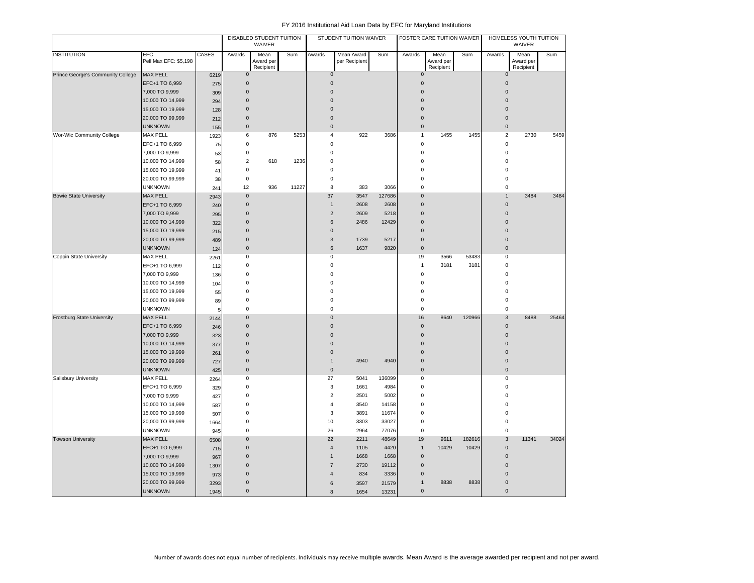FY 2016 Institutional Aid Loan Data by EFC for Maryland Institutions

| | | | DISABLED STUDENT TUITION WAIVER | | | STUDENT TUITION WAIVER | | | FOSTER CARE TUITION WAIVER | | | HOMELESS YOUTH TUITION WAIVER | | |
|---|---|---|---|---|---|---|---|---|---|---|---|---|---|---|
| INSTITUTION | EFC Pell Max EFC: $5,198 | CASES | Awards | Mean Award per Recipient | Sum | Awards | Mean Award per Recipient | Sum | Awards | Mean Award per Recipient | Sum | Awards | Mean Award per Recipient | Sum |
| Prince George's Community College | MAX PELL | 6219 | 0 | | | 0 | | | 0 | | | 0 | | |
| | EFC+1 TO 6,999 | 275 | 0 | | | 0 | | | 0 | | | 0 | | |
| | 7,000 TO 9,999 | 309 | 0 | | | 0 | | | 0 | | | 0 | | |
| | 10,000 TO 14,999 | 294 | 0 | | | 0 | | | 0 | | | 0 | | |
| | 15,000 TO 19,999 | 128 | 0 | | | 0 | | | 0 | | | 0 | | |
| | 20,000 TO 99,999 | 212 | 0 | | | 0 | | | 0 | | | 0 | | |
| | UNKNOWN | 155 | 0 | | | 0 | | | 0 | | | 0 | | |
| Wor-Wic Community College | MAX PELL | 1923 | 6 | 876 | 5253 | 4 | 922 | 3686 | 1 | 1455 | 1455 | 2 | 2730 | 5459 |
| | EFC+1 TO 6,999 | 75 | 0 | | | 0 | | | 0 | | | 0 | | |
| | 7,000 TO 9,999 | 53 | 0 | | | 0 | | | 0 | | | 0 | | |
| | 10,000 TO 14,999 | 58 | 2 | 618 | 1236 | 0 | | | 0 | | | 0 | | |
| | 15,000 TO 19,999 | 41 | 0 | | | 0 | | | 0 | | | 0 | | |
| | 20,000 TO 99,999 | 38 | 0 | | | 0 | | | 0 | | | 0 | | |
| | UNKNOWN | 241 | 12 | 936 | 11227 | 8 | 383 | 3066 | 0 | | | 0 | | |
| Bowie State University | MAX PELL | 2943 | 0 | | | 37 | 3547 | 127686 | 0 | | | 1 | 3484 | 3484 |
| | EFC+1 TO 6,999 | 240 | 0 | | | 1 | 2608 | 2608 | 0 | | | 0 | | |
| | 7,000 TO 9,999 | 295 | 0 | | | 2 | 2609 | 5218 | 0 | | | 0 | | |
| | 10,000 TO 14,999 | 322 | 0 | | | 6 | 2486 | 12429 | 0 | | | 0 | | |
| | 15,000 TO 19,999 | 215 | 0 | | | 0 | | | 0 | | | 0 | | |
| | 20,000 TO 99,999 | 489 | 0 | | | 3 | 1739 | 5217 | 0 | | | 0 | | |
| | UNKNOWN | 124 | 0 | | | 6 | 1637 | 9820 | 0 | | | 0 | | |
| Coppin State University | MAX PELL | 2261 | 0 | | | 0 | | | 19 | 3566 | 53483 | 0 | | |
| | EFC+1 TO 6,999 | 112 | 0 | | | 0 | | | 1 | 3181 | 3181 | 0 | | |
| | 7,000 TO 9,999 | 136 | 0 | | | 0 | | | 0 | | | 0 | | |
| | 10,000 TO 14,999 | 104 | 0 | | | 0 | | | 0 | | | 0 | | |
| | 15,000 TO 19,999 | 55 | 0 | | | 0 | | | 0 | | | 0 | | |
| | 20,000 TO 99,999 | 89 | 0 | | | 0 | | | 0 | | | 0 | | |
| | UNKNOWN | 5 | 0 | | | 0 | | | 0 | | | 0 | | |
| Frostburg State University | MAX PELL | 2144 | 0 | | | 0 | | | 16 | 8640 | 120966 | 3 | 8488 | 25464 |
| | EFC+1 TO 6,999 | 246 | 0 | | | 0 | | | 0 | | | 0 | | |
| | 7,000 TO 9,999 | 323 | 0 | | | 0 | | | 0 | | | 0 | | |
| | 10,000 TO 14,999 | 377 | 0 | | | 0 | | | 0 | | | 0 | | |
| | 15,000 TO 19,999 | 261 | 0 | | | 0 | | | 0 | | | 0 | | |
| | 20,000 TO 99,999 | 727 | 0 | | | 1 | 4940 | 4940 | 0 | | | 0 | | |
| | UNKNOWN | 425 | 0 | | | 0 | | | 0 | | | 0 | | |
| Salisbury University | MAX PELL | 2264 | 0 | | | 27 | 5041 | 136099 | 0 | | | 0 | | |
| | EFC+1 TO 6,999 | 329 | 0 | | | 3 | 1661 | 4984 | 0 | | | 0 | | |
| | 7,000 TO 9,999 | 427 | 0 | | | 2 | 2501 | 5002 | 0 | | | 0 | | |
| | 10,000 TO 14,999 | 587 | 0 | | | 4 | 3540 | 14158 | 0 | | | 0 | | |
| | 15,000 TO 19,999 | 507 | 0 | | | 3 | 3891 | 11674 | 0 | | | 0 | | |
| | 20,000 TO 99,999 | 1664 | 0 | | | 10 | 3303 | 33027 | 0 | | | 0 | | |
| | UNKNOWN | 945 | 0 | | | 26 | 2964 | 77076 | 0 | | | 0 | | |
| Towson University | MAX PELL | 6508 | 0 | | | 22 | 2211 | 48649 | 19 | 9611 | 182616 | 3 | 11341 | 34024 |
| | EFC+1 TO 6,999 | 715 | 0 | | | 4 | 1105 | 4420 | 1 | 10429 | 10429 | 0 | | |
| | 7,000 TO 9,999 | 967 | 0 | | | 1 | 1668 | 1668 | 0 | | | 0 | | |
| | 10,000 TO 14,999 | 1307 | 0 | | | 7 | 2730 | 19112 | 0 | | | 0 | | |
| | 15,000 TO 19,999 | 973 | 0 | | | 4 | 834 | 3336 | 0 | | | 0 | | |
| | 20,000 TO 99,999 | 3293 | 0 | | | 6 | 3597 | 21579 | 1 | 8838 | 8838 | 0 | | |
| | UNKNOWN | 1945 | 0 | | | 8 | 1654 | 13231 | 0 | | | 0 | | |

Number of awards does not equal number of recipients. Individuals may receive multiple awards. Mean Award is the average awarded per recipient and not per award.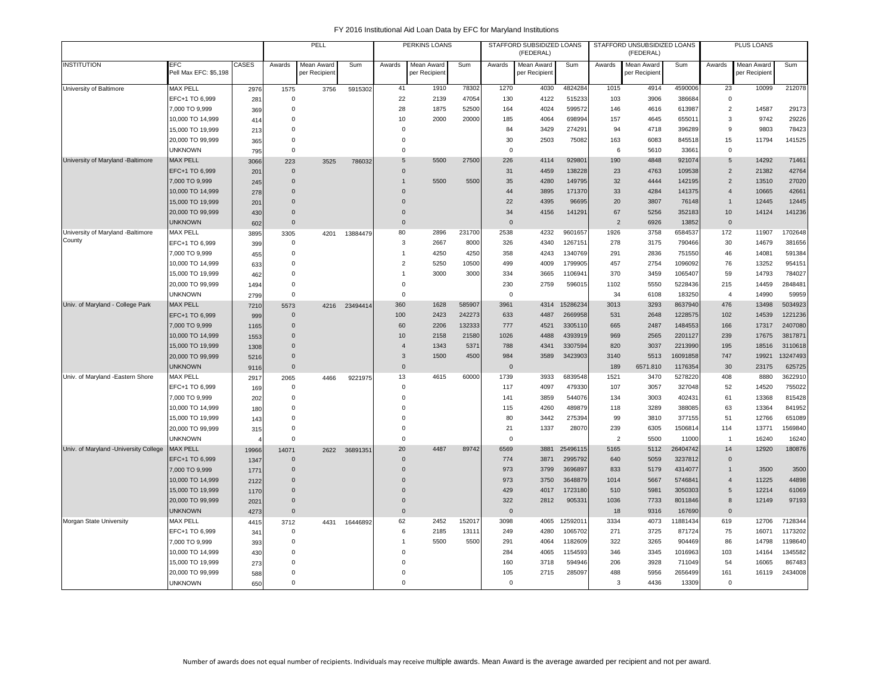FY 2016 Institutional Aid Loan Data by EFC for Maryland Institutions

| | | | PELL | | | PERKINS LOANS | | | STAFFORD SUBSIDIZED LOANS (FEDERAL) | | | STAFFORD UNSUBSIDIZED LOANS (FEDERAL) | | | PLUS LOANS | | |
|---|---|---|---|---|---|---|---|---|---|---|---|---|---|---|---|---|---|
| INSTITUTION | EFC Pell Max EFC: $5,198 | CASES | Awards | Mean Award per Recipient | Sum | Awards | Mean Award per Recipient | Sum | Awards | Mean Award per Recipient | Sum | Awards | Mean Award per Recipient | Sum | Awards | Mean Award per Recipient | Sum |
| University of Baltimore | MAX PELL | 2976 | 1575 | 3756 | 5915302 | 41 | 1910 | 78302 | 1270 | 4030 | 4824284 | 1015 | 4914 | 4590006 | 23 | 10099 | 212078 |
| | EFC+1 TO 6,999 | 281 | 0 | | | 22 | 2139 | 47054 | 130 | 4122 | 515233 | 103 | 3906 | 386684 | 0 | | |
| | 7,000 TO 9,999 | 369 | 0 | | | 28 | 1875 | 52500 | 164 | 4024 | 599572 | 146 | 4616 | 613987 | 2 | 14587 | 29173 |
| | 10,000 TO 14,999 | 414 | 0 | | | 10 | 2000 | 20000 | 185 | 4064 | 698994 | 157 | 4645 | 655011 | 3 | 9742 | 29226 |
| | 15,000 TO 19,999 | 213 | 0 | | | 0 | | | 84 | 3429 | 274291 | 94 | 4718 | 396289 | 9 | 9803 | 78423 |
| | 20,000 TO 99,999 | 365 | 0 | | | 0 | | | 30 | 2503 | 75082 | 163 | 6083 | 845518 | 15 | 11794 | 141525 |
| | UNKNOWN | 795 | 0 | | | 0 | | | 0 | | | 6 | 5610 | 33661 | 0 | | |
| University of Maryland -Baltimore | MAX PELL | 3066 | 223 | 3525 | 786032 | 5 | 5500 | 27500 | 226 | 4114 | 929801 | 190 | 4848 | 921074 | 5 | 14292 | 71461 |
| | EFC+1 TO 6,999 | 201 | 0 | | | 0 | | | 31 | 4459 | 138228 | 23 | 4763 | 109538 | 2 | 21382 | 42764 |
| | 7,000 TO 9,999 | 245 | 0 | | | 1 | 5500 | 5500 | 35 | 4280 | 149795 | 32 | 4444 | 142195 | 2 | 13510 | 27020 |
| | 10,000 TO 14,999 | 278 | 0 | | | 0 | | | 44 | 3895 | 171370 | 33 | 4284 | 141375 | 4 | 10665 | 42661 |
| | 15,000 TO 19,999 | 201 | 0 | | | 0 | | | 22 | 4395 | 96695 | 20 | 3807 | 76148 | 1 | 12445 | 12445 |
| | 20,000 TO 99,999 | 430 | 0 | | | 0 | | | 34 | 4156 | 141291 | 67 | 5256 | 352183 | 10 | 14124 | 141236 |
| | UNKNOWN | 602 | 0 | | | 0 | | | 0 | | | 2 | 6926 | 13852 | 0 | | |
| University of Maryland -Baltimore County | MAX PELL | 3895 | 3305 | 4201 | 13884479 | 80 | 2896 | 231700 | 2538 | 4232 | 9601657 | 1926 | 3758 | 6584537 | 172 | 11907 | 1702648 |
| | EFC+1 TO 6,999 | 399 | 0 | | | 3 | 2667 | 8000 | 326 | 4340 | 1267151 | 278 | 3175 | 790466 | 30 | 14679 | 381656 |
| | 7,000 TO 9,999 | 455 | 0 | | | 1 | 4250 | 4250 | 358 | 4243 | 1340769 | 291 | 2836 | 751550 | 46 | 14081 | 591384 |
| | 10,000 TO 14,999 | 633 | 0 | | | 2 | 5250 | 10500 | 499 | 4009 | 1799905 | 457 | 2754 | 1096092 | 76 | 13252 | 954151 |
| | 15,000 TO 19,999 | 462 | 0 | | | 1 | 3000 | 3000 | 334 | 3665 | 1106941 | 370 | 3459 | 1065407 | 59 | 14793 | 784027 |
| | 20,000 TO 99,999 | 1494 | 0 | | | 0 | | | 230 | 2759 | 596015 | 1102 | 5550 | 5228436 | 215 | 14459 | 2848481 |
| | UNKNOWN | 2799 | 0 | | | 0 | | | 0 | | | 34 | 6108 | 183250 | 4 | 14990 | 59959 |
| Univ. of Maryland - College Park | MAX PELL | 7210 | 5573 | 4216 | 23494414 | 360 | 1628 | 585907 | 3961 | 4314 | 15286234 | 3013 | 3293 | 8637940 | 476 | 13498 | 5034923 |
| | EFC+1 TO 6,999 | 999 | 0 | | | 100 | 2423 | 242273 | 633 | 4487 | 2669958 | 531 | 2648 | 1228575 | 102 | 14539 | 1221236 |
| | 7,000 TO 9,999 | 1165 | 0 | | | 60 | 2206 | 132333 | 777 | 4521 | 3305110 | 665 | 2487 | 1484553 | 166 | 17317 | 2407080 |
| | 10,000 TO 14,999 | 1553 | 0 | | | 10 | 2158 | 21580 | 1026 | 4488 | 4393919 | 969 | 2565 | 2201127 | 239 | 17675 | 3817871 |
| | 15,000 TO 19,999 | 1308 | 0 | | | 4 | 1343 | 5371 | 788 | 4341 | 3307594 | 820 | 3037 | 2213990 | 195 | 18516 | 3110618 |
| | 20,000 TO 99,999 | 5216 | 0 | | | 3 | 1500 | 4500 | 984 | 3589 | 3423903 | 3140 | 5513 | 16091858 | 747 | 19921 | 13247493 |
| | UNKNOWN | 9116 | 0 | | | 0 | | | 0 | | | 189 | 6571.810 | 1176354 | 30 | 23175 | 625725 |
| Univ. of Maryland -Eastern Shore | MAX PELL | 2917 | 2065 | 4466 | 9221975 | 13 | 4615 | 60000 | 1739 | 3933 | 6839548 | 1521 | 3470 | 5278220 | 408 | 8880 | 3622910 |
| | EFC+1 TO 6,999 | 169 | 0 | | | 0 | | | 117 | 4097 | 479330 | 107 | 3057 | 327048 | 52 | 14520 | 755022 |
| | 7,000 TO 9,999 | 202 | 0 | | | 0 | | | 141 | 3859 | 544076 | 134 | 3003 | 402431 | 61 | 13368 | 815428 |
| | 10,000 TO 14,999 | 180 | 0 | | | 0 | | | 115 | 4260 | 489879 | 118 | 3289 | 388085 | 63 | 13364 | 841952 |
| | 15,000 TO 19,999 | 143 | 0 | | | 0 | | | 80 | 3442 | 275394 | 99 | 3810 | 377155 | 51 | 12766 | 651089 |
| | 20,000 TO 99,999 | 315 | 0 | | | 0 | | | 21 | 1337 | 28070 | 239 | 6305 | 1506814 | 114 | 13771 | 1569840 |
| | UNKNOWN | 4 | 0 | | | 0 | | | 0 | | | 2 | 5500 | 11000 | 1 | 16240 | 16240 |
| Univ. of Maryland -University College | MAX PELL | 19966 | 14071 | 2622 | 36891351 | 20 | 4487 | 89742 | 6569 | 3881 | 25496115 | 5165 | 5112 | 26404742 | 14 | 12920 | 180876 |
| | EFC+1 TO 6,999 | 1347 | 0 | | | 0 | | | 774 | 3871 | 2995792 | 640 | 5059 | 3237812 | 0 | | |
| | 7,000 TO 9,999 | 1771 | 0 | | | 0 | | | 973 | 3799 | 3696897 | 833 | 5179 | 4314077 | 1 | 3500 | 3500 |
| | 10,000 TO 14,999 | 2122 | 0 | | | 0 | | | 973 | 3750 | 3648879 | 1014 | 5667 | 5746841 | 4 | 11225 | 44898 |
| | 15,000 TO 19,999 | 1170 | 0 | | | 0 | | | 429 | 4017 | 1723180 | 510 | 5981 | 3050303 | 5 | 12214 | 61069 |
| | 20,000 TO 99,999 | 2021 | 0 | | | 0 | | | 322 | 2812 | 905331 | 1036 | 7733 | 8011846 | 8 | 12149 | 97193 |
| | UNKNOWN | 4273 | 0 | | | 0 | | | 0 | | | 18 | 9316 | 167690 | 0 | | |
| Morgan State University | MAX PELL | 4415 | 3712 | 4431 | 16446892 | 62 | 2452 | 152017 | 3098 | 4065 | 12592011 | 3334 | 4073 | 11881434 | 619 | 12706 | 7128344 |
| | EFC+1 TO 6,999 | 341 | 0 | | | 6 | 2185 | 13111 | 249 | 4280 | 1065702 | 271 | 3725 | 871724 | 75 | 16071 | 1173202 |
| | 7,000 TO 9,999 | 393 | 0 | | | 1 | 5500 | 5500 | 291 | 4064 | 1182609 | 322 | 3265 | 904469 | 86 | 14798 | 1198640 |
| | 10,000 TO 14,999 | 430 | 0 | | | 0 | | | 284 | 4065 | 1154593 | 346 | 3345 | 1016963 | 103 | 14164 | 1345582 |
| | 15,000 TO 19,999 | 273 | 0 | | | 0 | | | 160 | 3718 | 594946 | 206 | 3928 | 711049 | 54 | 16065 | 867483 |
| | 20,000 TO 99,999 | 588 | 0 | | | 0 | | | 105 | 2715 | 285097 | 488 | 5956 | 2656499 | 161 | 16119 | 2434008 |
| | UNKNOWN | 650 | 0 | | | 0 | | | 0 | | | 3 | 4436 | 13309 | 0 | | |

Number of awards does not equal number of recipients. Individuals may receive multiple awards. Mean Award is the average awarded per recipient and not per award.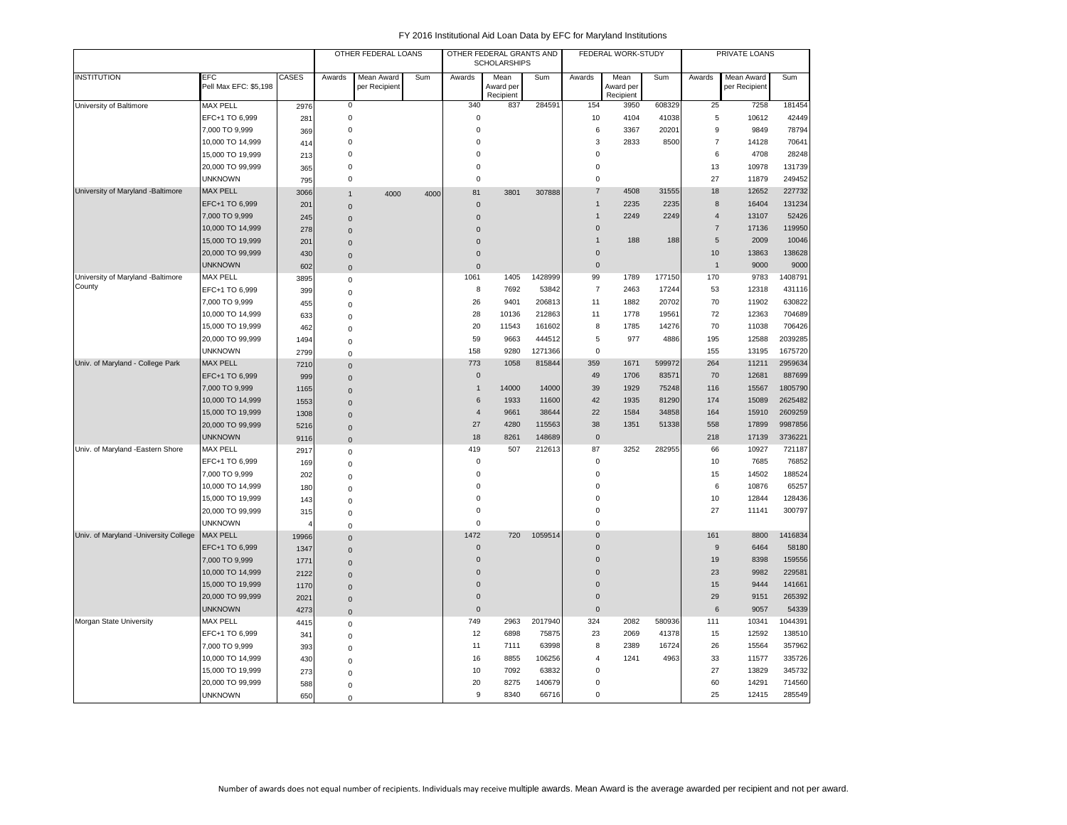# FY 2016 Institutional Aid Loan Data by EFC for Maryland Institutions

| | | | OTHER FEDERAL LOANS | | | OTHER FEDERAL GRANTS AND SCHOLARSHIPS | | | FEDERAL WORK-STUDY | | | PRIVATE LOANS | | |
|---|---|---|---|---|---|---|---|---|---|---|---|---|---|---|
| INSTITUTION | EFC Pell Max EFC: $5,198 | CASES | Awards | Mean Award per Recipient | Sum | Awards | Mean Award per Recipient | Sum | Awards | Mean Award per Recipient | Sum | Awards | Mean Award per Recipient | Sum |
| University of Baltimore | MAX PELL | 2976 | 0 | | | 340 | 837 | 284591 | 154 | 3950 | 608329 | 25 | 7258 | 181454 |
| | EFC+1 TO 6,999 | 281 | 0 | | | 0 | | | 10 | 4104 | 41038 | 5 | 10612 | 42449 |
| | 7,000 TO 9,999 | 369 | 0 | | | 0 | | | 6 | 3367 | 20201 | 9 | 9849 | 78794 |
| | 10,000 TO 14,999 | 414 | 0 | | | 0 | | | 3 | 2833 | 8500 | 7 | 14128 | 70641 |
| | 15,000 TO 19,999 | 213 | 0 | | | 0 | | | 0 | | | 6 | 4708 | 28248 |
| | 20,000 TO 99,999 | 365 | 0 | | | 0 | | | 0 | | | 13 | 10978 | 131739 |
| | UNKNOWN | 795 | 0 | | | 0 | | | 0 | | | 27 | 11879 | 249452 |
| University of Maryland -Baltimore | MAX PELL | 3066 | 1 | 4000 | 4000 | 81 | 3801 | 307888 | 7 | 4508 | 31555 | 18 | 12652 | 227732 |
| | EFC+1 TO 6,999 | 201 | 0 | | | 0 | | | 1 | 2235 | 2235 | 8 | 16404 | 131234 |
| | 7,000 TO 9,999 | 245 | 0 | | | 0 | | | 1 | 2249 | 2249 | 4 | 13107 | 52426 |
| | 10,000 TO 14,999 | 278 | 0 | | | 0 | | | 0 | | | 7 | 17136 | 119950 |
| | 15,000 TO 19,999 | 201 | 0 | | | 0 | | | 1 | 188 | 188 | 5 | 2009 | 10046 |
| | 20,000 TO 99,999 | 430 | 0 | | | 0 | | | 0 | | | 10 | 13863 | 138628 |
| | UNKNOWN | 602 | 0 | | | 0 | | | 0 | | | 1 | 9000 | 9000 |
| University of Maryland -Baltimore County | MAX PELL | 3895 | 0 | | | 1061 | 1405 | 1428999 | 99 | 1789 | 177150 | 170 | 9783 | 1408791 |
| | EFC+1 TO 6,999 | 399 | 0 | | | 8 | 7692 | 53842 | 7 | 2463 | 17244 | 53 | 12318 | 431116 |
| | 7,000 TO 9,999 | 455 | 0 | | | 26 | 9401 | 206813 | 11 | 1882 | 20702 | 70 | 11902 | 630822 |
| | 10,000 TO 14,999 | 633 | 0 | | | 28 | 10136 | 212863 | 11 | 1778 | 19561 | 72 | 12363 | 704689 |
| | 15,000 TO 19,999 | 462 | 0 | | | 20 | 11543 | 161602 | 8 | 1785 | 14276 | 70 | 11038 | 706426 |
| | 20,000 TO 99,999 | 1494 | 0 | | | 59 | 9663 | 444512 | 5 | 977 | 4886 | 195 | 12588 | 2039285 |
| | UNKNOWN | 2799 | 0 | | | 158 | 9280 | 1271366 | 0 | | | 155 | 13195 | 1675720 |
| Univ. of Maryland - College Park | MAX PELL | 7210 | 0 | | | 773 | 1058 | 815844 | 359 | 1671 | 599972 | 264 | 11211 | 2959634 |
| | EFC+1 TO 6,999 | 999 | 0 | | | 0 | | | 49 | 1706 | 83571 | 70 | 12681 | 887699 |
| | 7,000 TO 9,999 | 1165 | 0 | | | 1 | 14000 | 14000 | 39 | 1929 | 75248 | 116 | 15567 | 1805790 |
| | 10,000 TO 14,999 | 1553 | 0 | | | 6 | 1933 | 11600 | 42 | 1935 | 81290 | 174 | 15089 | 2625482 |
| | 15,000 TO 19,999 | 1308 | 0 | | | 4 | 9661 | 38644 | 22 | 1584 | 34858 | 164 | 15910 | 2609259 |
| | 20,000 TO 99,999 | 5216 | 0 | | | 27 | 4280 | 115563 | 38 | 1351 | 51338 | 558 | 17899 | 9987856 |
| | UNKNOWN | 9116 | 0 | | | 18 | 8261 | 148689 | 0 | | | 218 | 17139 | 3736221 |
| Univ. of Maryland -Eastern Shore | MAX PELL | 2917 | 0 | | | 419 | 507 | 212613 | 87 | 3252 | 282955 | 66 | 10927 | 721187 |
| | EFC+1 TO 6,999 | 169 | 0 | | | 0 | | | 0 | | | 10 | 7685 | 76852 |
| | 7,000 TO 9,999 | 202 | 0 | | | 0 | | | 0 | | | 15 | 14502 | 188524 |
| | 10,000 TO 14,999 | 180 | 0 | | | 0 | | | 0 | | | 6 | 10876 | 65257 |
| | 15,000 TO 19,999 | 143 | 0 | | | 0 | | | 0 | | | 10 | 12844 | 128436 |
| | 20,000 TO 99,999 | 315 | 0 | | | 0 | | | 0 | | | 27 | 11141 | 300797 |
| | UNKNOWN | 4 | 0 | | | 0 | | | 0 | | | | | |
| Univ. of Maryland -University College | MAX PELL | 19966 | 0 | | | 1472 | 720 | 1059514 | 0 | | | 161 | 8800 | 1416834 |
| | EFC+1 TO 6,999 | 1347 | 0 | | | 0 | | | 0 | | | 9 | 6464 | 58180 |
| | 7,000 TO 9,999 | 1771 | 0 | | | 0 | | | 0 | | | 19 | 8398 | 159556 |
| | 10,000 TO 14,999 | 2122 | 0 | | | 0 | | | 0 | | | 23 | 9982 | 229581 |
| | 15,000 TO 19,999 | 1170 | 0 | | | 0 | | | 0 | | | 15 | 9444 | 141661 |
| | 20,000 TO 99,999 | 2021 | 0 | | | 0 | | | 0 | | | 29 | 9151 | 265392 |
| | UNKNOWN | 4273 | 0 | | | 0 | | | 0 | | | 6 | 9057 | 54339 |
| Morgan State University | MAX PELL | 4415 | 0 | | | 749 | 2963 | 2017940 | 324 | 2082 | 580936 | 111 | 10341 | 1044391 |
| | EFC+1 TO 6,999 | 341 | 0 | | | 12 | 6898 | 75875 | 23 | 2069 | 41378 | 15 | 12592 | 138510 |
| | 7,000 TO 9,999 | 393 | 0 | | | 11 | 7111 | 63998 | 8 | 2389 | 16724 | 26 | 15564 | 357962 |
| | 10,000 TO 14,999 | 430 | 0 | | | 16 | 8855 | 106256 | 4 | 1241 | 4963 | 33 | 11577 | 335726 |
| | 15,000 TO 19,999 | 273 | 0 | | | 10 | 7092 | 63832 | 0 | | | 27 | 13829 | 345732 |
| | 20,000 TO 99,999 | 588 | 0 | | | 20 | 8275 | 140679 | 0 | | | 60 | 14291 | 714560 |
| | UNKNOWN | 650 | 0 | | | 9 | 8340 | 66716 | 0 | | | 25 | 12415 | 285549 |

Number of awards does not equal number of recipients. Individuals may receive multiple awards. Mean Award is the average awarded per recipient and not per award.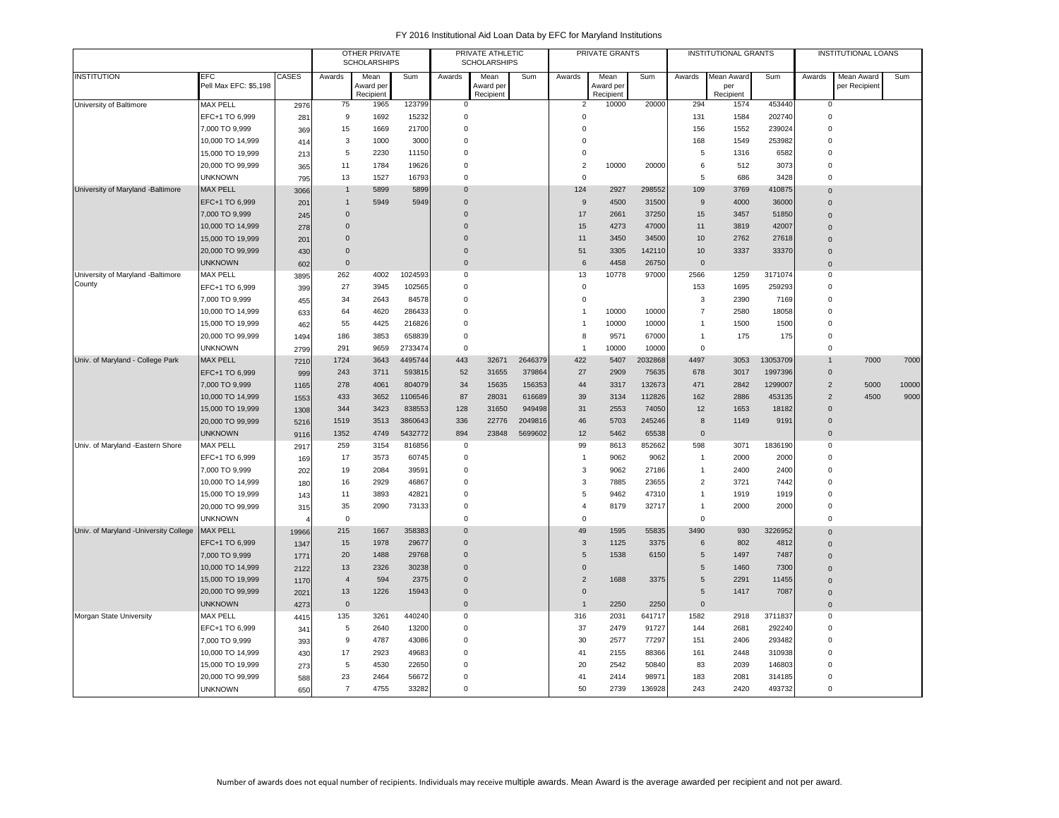# FY 2016 Institutional Aid Loan Data by EFC for Maryland Institutions

| | | | OTHER PRIVATE SCHOLARSHIPS | | | PRIVATE ATHLETIC SCHOLARSHIPS | | | PRIVATE GRANTS | | | INSTITUTIONAL GRANTS | | | INSTITUTIONAL LOANS | | |
|---|---|---|---|---|---|---|---|---|---|---|---|---|---|---|---|---|---|
| INSTITUTION | EFC Pell Max EFC: $5,198 | CASES | Awards | Mean Award per Recipient | Sum | Awards | Mean Award per Recipient | Sum | Awards | Mean Award per Recipient | Sum | Awards | Mean Award per Recipient | Sum | Awards | Mean Award per Recipient | Sum |
| University of Baltimore | MAX PELL | 2976 | 75 | 1965 | 123799 | 0 | | | 2 | 10000 | 20000 | 294 | 1574 | 453440 | 0 | | |
| | EFC+1 TO 6,999 | 281 | 9 | 1692 | 15232 | 0 | | | 0 | | | 131 | 1584 | 202740 | 0 | | |
| | 7,000 TO 9,999 | 369 | 15 | 1669 | 21700 | 0 | | | 0 | | | 156 | 1552 | 239024 | 0 | | |
| | 10,000 TO 14,999 | 414 | 3 | 1000 | 3000 | 0 | | | 0 | | | 168 | 1549 | 253982 | 0 | | |
| | 15,000 TO 19,999 | 213 | 5 | 2230 | 11150 | 0 | | | 0 | | | 5 | 1316 | 6582 | 0 | | |
| | 20,000 TO 99,999 | 365 | 11 | 1784 | 19626 | 0 | | | 2 | 10000 | 20000 | 6 | 512 | 3073 | 0 | | |
| | UNKNOWN | 795 | 13 | 1527 | 16793 | 0 | | | 0 | | | 5 | 686 | 3428 | 0 | | |
| University of Maryland -Baltimore | MAX PELL | 3066 | 1 | 5899 | 5899 | 0 | | | 124 | 2927 | 298552 | 109 | 3769 | 410875 | 0 | | |
| | EFC+1 TO 6,999 | 201 | 1 | 5949 | 5949 | 0 | | | 9 | 4500 | 31500 | 9 | 4000 | 36000 | 0 | | |
| | 7,000 TO 9,999 | 245 | 0 | | | 0 | | | 17 | 2661 | 37250 | 15 | 3457 | 51850 | 0 | | |
| | 10,000 TO 14,999 | 278 | 0 | | | 0 | | | 15 | 4273 | 47000 | 11 | 3819 | 42007 | 0 | | |
| | 15,000 TO 19,999 | 201 | 0 | | | 0 | | | 11 | 3450 | 34500 | 10 | 2762 | 27618 | 0 | | |
| | 20,000 TO 99,999 | 430 | 0 | | | 0 | | | 51 | 3305 | 142110 | 10 | 3337 | 33370 | 0 | | |
| | UNKNOWN | 602 | 0 | | | 0 | | | 6 | 4458 | 26750 | 0 | | | 0 | | |
| University of Maryland -Baltimore County | MAX PELL | 3895 | 262 | 4002 | 1024593 | 0 | | | 13 | 10778 | 97000 | 2566 | 1259 | 3171074 | 0 | | |
| | EFC+1 TO 6,999 | 399 | 27 | 3945 | 102565 | 0 | | | 0 | | | 153 | 1695 | 259293 | 0 | | |
| | 7,000 TO 9,999 | 455 | 34 | 2643 | 84578 | 0 | | | 0 | | | 3 | 2390 | 7169 | 0 | | |
| | 10,000 TO 14,999 | 633 | 64 | 4620 | 286433 | 0 | | | 1 | 10000 | 10000 | 7 | 2580 | 18058 | 0 | | |
| | 15,000 TO 19,999 | 462 | 55 | 4425 | 216826 | 0 | | | 1 | 10000 | 10000 | 1 | 1500 | 1500 | 0 | | |
| | 20,000 TO 99,999 | 1494 | 186 | 3853 | 658839 | 0 | | | 8 | 9571 | 67000 | 1 | 175 | 175 | 0 | | |
| | UNKNOWN | 2799 | 291 | 9659 | 2733474 | 0 | | | 1 | 10000 | 10000 | 0 | | | 0 | | |
| Univ. of Maryland - College Park | MAX PELL | 7210 | 1724 | 3643 | 4495744 | 443 | 32671 | 2646379 | 422 | 5407 | 2032868 | 4497 | 3053 | 13053709 | 1 | 7000 | 7000 |
| | EFC+1 TO 6,999 | 999 | 243 | 3711 | 593815 | 52 | 31655 | 379864 | 27 | 2909 | 75635 | 678 | 3017 | 1997396 | 0 | | |
| | 7,000 TO 9,999 | 1165 | 278 | 4061 | 804079 | 34 | 15635 | 156353 | 44 | 3317 | 132673 | 471 | 2842 | 1299007 | 2 | 5000 | 10000 |
| | 10,000 TO 14,999 | 1553 | 433 | 3652 | 1106546 | 87 | 28031 | 616689 | 39 | 3134 | 112826 | 162 | 2886 | 453135 | 2 | 4500 | 9000 |
| | 15,000 TO 19,999 | 1308 | 344 | 3423 | 838553 | 128 | 31650 | 949498 | 31 | 2553 | 74050 | 12 | 1653 | 18182 | 0 | | |
| | 20,000 TO 99,999 | 5216 | 1519 | 3513 | 3860643 | 336 | 22776 | 2049816 | 46 | 5703 | 245246 | 8 | 1149 | 9191 | 0 | | |
| | UNKNOWN | 9116 | 1352 | 4749 | 5432772 | 894 | 23848 | 5699602 | 12 | 5462 | 65538 | 0 | | | 0 | | |
| Univ. of Maryland -Eastern Shore | MAX PELL | 2917 | 259 | 3154 | 816856 | 0 | | | 99 | 8613 | 852662 | 598 | 3071 | 1836190 | 0 | | |
| | EFC+1 TO 6,999 | 169 | 17 | 3573 | 60745 | 0 | | | 1 | 9062 | 9062 | 1 | 2000 | 2000 | 0 | | |
| | 7,000 TO 9,999 | 202 | 19 | 2084 | 39591 | 0 | | | 3 | 9062 | 27186 | 1 | 2400 | 2400 | 0 | | |
| | 10,000 TO 14,999 | 180 | 16 | 2929 | 46867 | 0 | | | 3 | 7885 | 23655 | 2 | 3721 | 7442 | 0 | | |
| | 15,000 TO 19,999 | 143 | 11 | 3893 | 42821 | 0 | | | 5 | 9462 | 47310 | 1 | 1919 | 1919 | 0 | | |
| | 20,000 TO 99,999 | 315 | 35 | 2090 | 73133 | 0 | | | 4 | 8179 | 32717 | 1 | 2000 | 2000 | 0 | | |
| | UNKNOWN | 4 | 0 | | | 0 | | | 0 | | | 0 | | | 0 | | |
| Univ. of Maryland -University College | MAX PELL | 19966 | 215 | 1667 | 358383 | 0 | | | 49 | 1595 | 55835 | 3490 | 930 | 3226952 | 0 | | |
| | EFC+1 TO 6,999 | 1347 | 15 | 1978 | 29677 | 0 | | | 3 | 1125 | 3375 | 6 | 802 | 4812 | 0 | | |
| | 7,000 TO 9,999 | 1771 | 20 | 1488 | 29768 | 0 | | | 5 | 1538 | 6150 | 5 | 1497 | 7487 | 0 | | |
| | 10,000 TO 14,999 | 2122 | 13 | 2326 | 30238 | 0 | | | 0 | | | 5 | 1460 | 7300 | 0 | | |
| | 15,000 TO 19,999 | 1170 | 4 | 594 | 2375 | 0 | | | 2 | 1688 | 3375 | 5 | 2291 | 11455 | 0 | | |
| | 20,000 TO 99,999 | 2021 | 13 | 1226 | 15943 | 0 | | | 0 | | | 5 | 1417 | 7087 | 0 | | |
| | UNKNOWN | 4273 | 0 | | | 0 | | | 1 | 2250 | 2250 | 0 | | | 0 | | |
| Morgan State University | MAX PELL | 4415 | 135 | 3261 | 440240 | 0 | | | 316 | 2031 | 641717 | 1582 | 2918 | 3711837 | 0 | | |
| | EFC+1 TO 6,999 | 341 | 5 | 2640 | 13200 | 0 | | | 37 | 2479 | 91727 | 144 | 2681 | 292240 | 0 | | |
| | 7,000 TO 9,999 | 393 | 9 | 4787 | 43086 | 0 | | | 30 | 2577 | 77297 | 151 | 2406 | 293482 | 0 | | |
| | 10,000 TO 14,999 | 430 | 17 | 2923 | 49683 | 0 | | | 41 | 2155 | 88366 | 161 | 2448 | 310938 | 0 | | |
| | 15,000 TO 19,999 | 273 | 5 | 4530 | 22650 | 0 | | | 20 | 2542 | 50840 | 83 | 2039 | 146803 | 0 | | |
| | 20,000 TO 99,999 | 588 | 23 | 2464 | 56672 | 0 | | | 41 | 2414 | 98971 | 183 | 2081 | 314185 | 0 | | |
| | UNKNOWN | 650 | 7 | 4755 | 33282 | 0 | | | 50 | 2739 | 136928 | 243 | 2420 | 493732 | 0 | | |

Number of awards does not equal number of recipients. Individuals may receive multiple awards. Mean Award is the average awarded per recipient and not per award.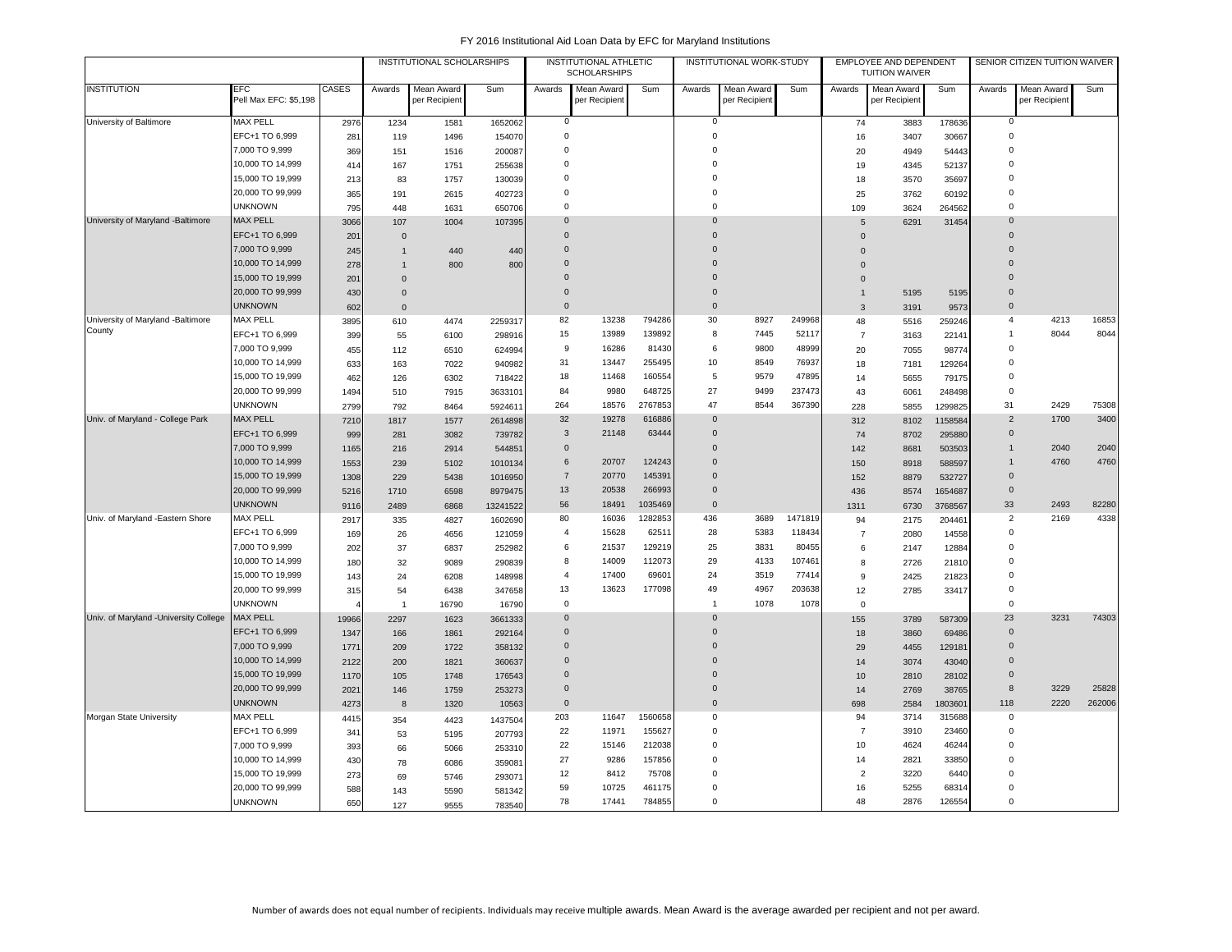FY 2016 Institutional Aid Loan Data by EFC for Maryland Institutions

| | | | INSTITUTIONAL SCHOLARSHIPS | | | INSTITUTIONAL ATHLETIC SCHOLARSHIPS | | | INSTITUTIONAL WORK-STUDY | | | EMPLOYEE AND DEPENDENT TUITION WAIVER | | | SENIOR CITIZEN TUITION WAIVER | | |
|---|---|---|---|---|---|---|---|---|---|---|---|---|---|---|---|---|---|
| INSTITUTION | EFC Pell Max EFC: $5,198 | CASES | Awards | Mean Award per Recipient | Sum | Awards | Mean Award per Recipient | Sum | Awards | Mean Award per Recipient | Sum | Awards | Mean Award per Recipient | Sum | Awards | Mean Award per Recipient | Sum |
| University of Baltimore | MAX PELL | 2976 | 1234 | 1581 | 1652062 | 0 | | | 0 | | | 74 | 3883 | 178636 | 0 | | |
| | EFC+1 TO 6,999 | 281 | 119 | 1496 | 154070 | 0 | | | 0 | | | 16 | 3407 | 30667 | 0 | | |
| | 7,000 TO 9,999 | 369 | 151 | 1516 | 200087 | 0 | | | 0 | | | 20 | 4949 | 54443 | 0 | | |
| | 10,000 TO 14,999 | 414 | 167 | 1751 | 255638 | 0 | | | 0 | | | 19 | 4345 | 52137 | 0 | | |
| | 15,000 TO 19,999 | 213 | 83 | 1757 | 130039 | 0 | | | 0 | | | 18 | 3570 | 35697 | 0 | | |
| | 20,000 TO 99,999 | 365 | 191 | 2615 | 402723 | 0 | | | 0 | | | 25 | 3762 | 60192 | 0 | | |
| | UNKNOWN | 795 | 448 | 1631 | 650706 | 0 | | | 0 | | | 109 | 3624 | 264562 | 0 | | |
| University of Maryland -Baltimore | MAX PELL | 3066 | 107 | 1004 | 107395 | 0 | | | 0 | | | 5 | 6291 | 31454 | 0 | | |
| | EFC+1 TO 6,999 | 201 | 0 | | | 0 | | | 0 | | | 0 | | | 0 | | |
| | 7,000 TO 9,999 | 245 | 1 | 440 | 440 | 0 | | | 0 | | | 0 | | | 0 | | |
| | 10,000 TO 14,999 | 278 | 1 | 800 | 800 | 0 | | | 0 | | | 0 | | | 0 | | |
| | 15,000 TO 19,999 | 201 | 0 | | | 0 | | | 0 | | | 0 | | | 0 | | |
| | 20,000 TO 99,999 | 430 | 0 | | | 0 | | | 0 | | | 1 | 5195 | 5195 | 0 | | |
| | UNKNOWN | 602 | 0 | | | 0 | | | 0 | | | 3 | 3191 | 9573 | 0 | | |
| University of Maryland -Baltimore County | MAX PELL | 3895 | 610 | 4474 | 2259317 | 82 | 13238 | 794286 | 30 | 8927 | 249968 | 48 | 5516 | 259246 | 4 | 4213 | 16853 |
| | EFC+1 TO 6,999 | 399 | 55 | 6100 | 298916 | 15 | 13989 | 139892 | 8 | 7445 | 52117 | 7 | 3163 | 22141 | 1 | 8044 | 8044 |
| | 7,000 TO 9,999 | 455 | 112 | 6510 | 624994 | 9 | 16286 | 81430 | 6 | 9800 | 48999 | 20 | 7055 | 98774 | 0 | | |
| | 10,000 TO 14,999 | 633 | 163 | 7022 | 940982 | 31 | 13447 | 255495 | 10 | 8549 | 76937 | 18 | 7181 | 129264 | 0 | | |
| | 15,000 TO 19,999 | 462 | 126 | 6302 | 718422 | 18 | 11468 | 160554 | 5 | 9579 | 47895 | 14 | 5655 | 79175 | 0 | | |
| | 20,000 TO 99,999 | 1494 | 510 | 7915 | 3633101 | 84 | 9980 | 648725 | 27 | 9499 | 237473 | 43 | 6061 | 248498 | 0 | | |
| | UNKNOWN | 2799 | 792 | 8464 | 5924611 | 264 | 18576 | 2767853 | 47 | 8544 | 367390 | 228 | 5855 | 1299825 | 31 | 2429 | 75308 |
| Univ. of Maryland - College Park | MAX PELL | 7210 | 1817 | 1577 | 2614898 | 32 | 19278 | 616886 | 0 | | | 312 | 8102 | 1158584 | 2 | 1700 | 3400 |
| | EFC+1 TO 6,999 | 999 | 281 | 3082 | 739782 | 3 | 21148 | 63444 | 0 | | | 74 | 8702 | 295880 | 0 | | |
| | 7,000 TO 9,999 | 1165 | 216 | 2914 | 544851 | 0 | | | 0 | | | 142 | 8681 | 503503 | 1 | 2040 | 2040 |
| | 10,000 TO 14,999 | 1553 | 239 | 5102 | 1010134 | 6 | 20707 | 124243 | 0 | | | 150 | 8918 | 588597 | 1 | 4760 | 4760 |
| | 15,000 TO 19,999 | 1308 | 229 | 5438 | 1016950 | 7 | 20770 | 145391 | 0 | | | 152 | 8879 | 532727 | 0 | | |
| | 20,000 TO 99,999 | 5216 | 1710 | 6598 | 8979475 | 13 | 20538 | 266993 | 0 | | | 436 | 8574 | 1654687 | 0 | | |
| | UNKNOWN | 9116 | 2489 | 6868 | 13241522 | 56 | 18491 | 1035469 | 0 | | | 1311 | 6730 | 3768567 | 33 | 2493 | 82280 |
| Univ. of Maryland -Eastern Shore | MAX PELL | 2917 | 335 | 4827 | 1602690 | 80 | 16036 | 1282853 | 436 | 3689 | 1471819 | 94 | 2175 | 204461 | 2 | 2169 | 4338 |
| | EFC+1 TO 6,999 | 169 | 26 | 4656 | 121059 | 4 | 15628 | 62511 | 28 | 5383 | 118434 | 7 | 2080 | 14558 | 0 | | |
| | 7,000 TO 9,999 | 202 | 37 | 6837 | 252982 | 6 | 21537 | 129219 | 25 | 3831 | 80455 | 6 | 2147 | 12884 | 0 | | |
| | 10,000 TO 14,999 | 180 | 32 | 9089 | 290839 | 8 | 14009 | 112073 | 29 | 4133 | 107461 | 8 | 2726 | 21810 | 0 | | |
| | 15,000 TO 19,999 | 143 | 24 | 6208 | 148998 | 4 | 17400 | 69601 | 24 | 3519 | 77414 | 9 | 2425 | 21823 | 0 | | |
| | 20,000 TO 99,999 | 315 | 54 | 6438 | 347658 | 13 | 13623 | 177098 | 49 | 4967 | 203638 | 12 | 2785 | 33417 | 0 | | |
| | UNKNOWN | 4 | 1 | 16790 | 16790 | 0 | | | 1 | 1078 | 1078 | 0 | | | 0 | | |
| Univ. of Maryland -University College | MAX PELL | 19966 | 2297 | 1623 | 3661333 | 0 | | | 0 | | | 155 | 3789 | 587309 | 23 | 3231 | 74303 |
| | EFC+1 TO 6,999 | 1347 | 166 | 1861 | 292164 | 0 | | | 0 | | | 18 | 3860 | 69486 | 0 | | |
| | 7,000 TO 9,999 | 1771 | 209 | 1722 | 358132 | 0 | | | 0 | | | 29 | 4455 | 129181 | 0 | | |
| | 10,000 TO 14,999 | 2122 | 200 | 1821 | 360637 | 0 | | | 0 | | | 14 | 3074 | 43040 | 0 | | |
| | 15,000 TO 19,999 | 1170 | 105 | 1748 | 176543 | 0 | | | 0 | | | 10 | 2810 | 28102 | 0 | | |
| | 20,000 TO 99,999 | 2021 | 146 | 1759 | 253273 | 0 | | | 0 | | | 14 | 2769 | 38765 | 8 | 3229 | 25828 |
| | UNKNOWN | 4273 | 8 | 1320 | 10563 | 0 | | | 0 | | | 698 | 2584 | 1803601 | 118 | 2220 | 262006 |
| Morgan State University | MAX PELL | 4415 | 354 | 4423 | 1437504 | 203 | 11647 | 1560658 | 0 | | | 94 | 3714 | 315688 | 0 | | |
| | EFC+1 TO 6,999 | 341 | 53 | 5195 | 207793 | 22 | 11971 | 155627 | 0 | | | 7 | 3910 | 23460 | 0 | | |
| | 7,000 TO 9,999 | 393 | 66 | 5066 | 253310 | 22 | 15146 | 212038 | 0 | | | 10 | 4624 | 46244 | 0 | | |
| | 10,000 TO 14,999 | 430 | 78 | 6086 | 359081 | 27 | 9286 | 157856 | 0 | | | 14 | 2821 | 33850 | 0 | | |
| | 15,000 TO 19,999 | 273 | 69 | 5746 | 293071 | 12 | 8412 | 75708 | 0 | | | 2 | 3220 | 6440 | 0 | | |
| | 20,000 TO 99,999 | 588 | 143 | 5590 | 581342 | 59 | 10725 | 461175 | 0 | | | 16 | 5255 | 68314 | 0 | | |
| | UNKNOWN | 650 | 127 | 9555 | 783540 | 78 | 17441 | 784855 | 0 | | | 48 | 2876 | 126554 | 0 | | |

Number of awards does not equal number of recipients. Individuals may receive multiple awards. Mean Award is the average awarded per recipient and not per award.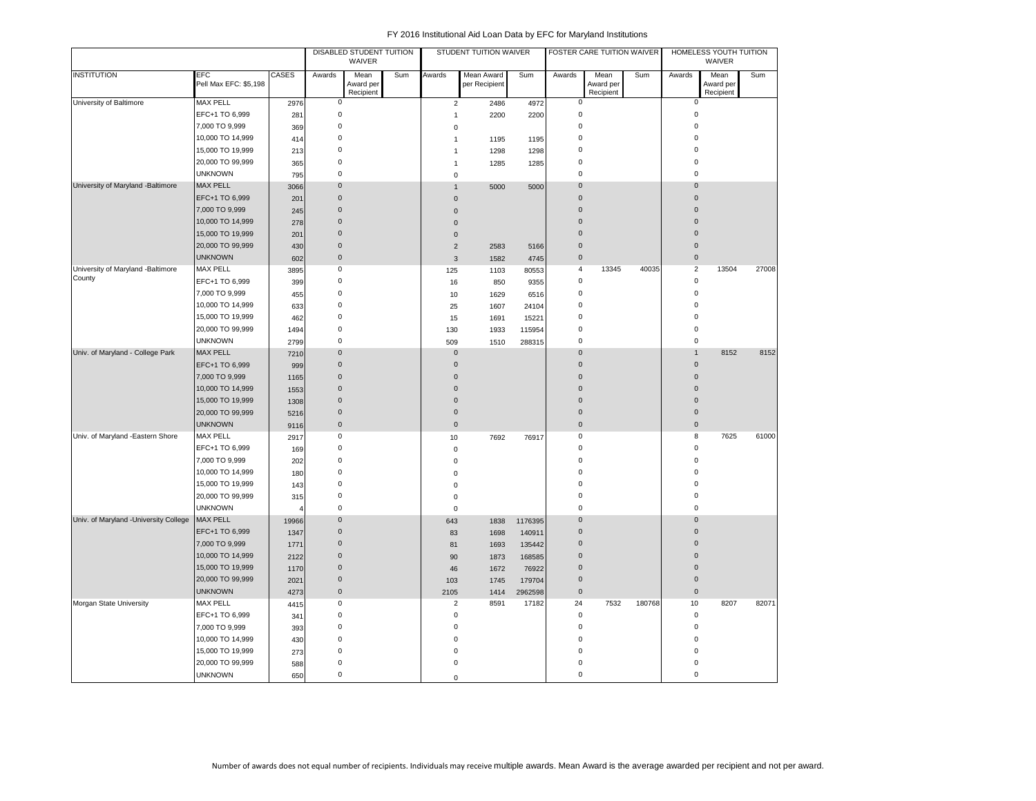# FY 2016 Institutional Aid Loan Data by EFC for Maryland Institutions

| | | | DISABLED STUDENT TUITION WAIVER | | | STUDENT TUITION WAIVER | | | FOSTER CARE TUITION WAIVER | | | HOMELESS YOUTH TUITION WAIVER | | |
|---|---|---|---|---|---|---|---|---|---|---|---|---|---|---|
| INSTITUTION | EFC Pell Max EFC: $5,198 | CASES | Awards | Mean Award per Recipient | Sum | Awards | Mean Award per Recipient | Sum | Awards | Mean Award per Recipient | Sum | Awards | Mean Award per Recipient | Sum |
| University of Baltimore | MAX PELL | 2976 | 0 | | | 2 | 2486 | 4972 | 0 | | | 0 | | |
| | EFC+1 TO 6,999 | 281 | 0 | | | 1 | 2200 | 2200 | 0 | | | 0 | | |
| | 7,000 TO 9,999 | 369 | 0 | | | 0 | | | 0 | | | 0 | | |
| | 10,000 TO 14,999 | 414 | 0 | | | 1 | 1195 | 1195 | 0 | | | 0 | | |
| | 15,000 TO 19,999 | 213 | 0 | | | 1 | 1298 | 1298 | 0 | | | 0 | | |
| | 20,000 TO 99,999 | 365 | 0 | | | 1 | 1285 | 1285 | 0 | | | 0 | | |
| | UNKNOWN | 795 | 0 | | | 0 | | | 0 | | | 0 | | |
| University of Maryland -Baltimore | MAX PELL | 3066 | 0 | | | 1 | 5000 | 5000 | 0 | | | 0 | | |
| | EFC+1 TO 6,999 | 201 | 0 | | | 0 | | | 0 | | | 0 | | |
| | 7,000 TO 9,999 | 245 | 0 | | | 0 | | | 0 | | | 0 | | |
| | 10,000 TO 14,999 | 278 | 0 | | | 0 | | | 0 | | | 0 | | |
| | 15,000 TO 19,999 | 201 | 0 | | | 0 | | | 0 | | | 0 | | |
| | 20,000 TO 99,999 | 430 | 0 | | | 2 | 2583 | 5166 | 0 | | | 0 | | |
| | UNKNOWN | 602 | 0 | | | 3 | 1582 | 4745 | 0 | | | 0 | | |
| University of Maryland -Baltimore County | MAX PELL | 3895 | 0 | | | 125 | 1103 | 80553 | 4 | 13345 | 40035 | 2 | 13504 | 27008 |
| | EFC+1 TO 6,999 | 399 | 0 | | | 16 | 850 | 9355 | 0 | | | 0 | | |
| | 7,000 TO 9,999 | 455 | 0 | | | 10 | 1629 | 6516 | 0 | | | 0 | | |
| | 10,000 TO 14,999 | 633 | 0 | | | 25 | 1607 | 24104 | 0 | | | 0 | | |
| | 15,000 TO 19,999 | 462 | 0 | | | 15 | 1691 | 15221 | 0 | | | 0 | | |
| | 20,000 TO 99,999 | 1494 | 0 | | | 130 | 1933 | 115954 | 0 | | | 0 | | |
| | UNKNOWN | 2799 | 0 | | | 509 | 1510 | 288315 | 0 | | | 0 | | |
| Univ. of Maryland - College Park | MAX PELL | 7210 | 0 | | | 0 | | | 0 | | | 1 | 8152 | 8152 |
| | EFC+1 TO 6,999 | 999 | 0 | | | 0 | | | 0 | | | 0 | | |
| | 7,000 TO 9,999 | 1165 | 0 | | | 0 | | | 0 | | | 0 | | |
| | 10,000 TO 14,999 | 1553 | 0 | | | 0 | | | 0 | | | 0 | | |
| | 15,000 TO 19,999 | 1308 | 0 | | | 0 | | | 0 | | | 0 | | |
| | 20,000 TO 99,999 | 5216 | 0 | | | 0 | | | 0 | | | 0 | | |
| | UNKNOWN | 9116 | 0 | | | 0 | | | 0 | | | 0 | | |
| Univ. of Maryland -Eastern Shore | MAX PELL | 2917 | 0 | | | 10 | 7692 | 76917 | 0 | | | 8 | 7625 | 61000 |
| | EFC+1 TO 6,999 | 169 | 0 | | | 0 | | | 0 | | | 0 | | |
| | 7,000 TO 9,999 | 202 | 0 | | | 0 | | | 0 | | | 0 | | |
| | 10,000 TO 14,999 | 180 | 0 | | | 0 | | | 0 | | | 0 | | |
| | 15,000 TO 19,999 | 143 | 0 | | | 0 | | | 0 | | | 0 | | |
| | 20,000 TO 99,999 | 315 | 0 | | | 0 | | | 0 | | | 0 | | |
| | UNKNOWN | 4 | 0 | | | 0 | | | 0 | | | 0 | | |
| Univ. of Maryland -University College | MAX PELL | 19966 | 0 | | | 643 | 1838 | 1176395 | 0 | | | 0 | | |
| | EFC+1 TO 6,999 | 1347 | 0 | | | 83 | 1698 | 140911 | 0 | | | 0 | | |
| | 7,000 TO 9,999 | 1771 | 0 | | | 81 | 1693 | 135442 | 0 | | | 0 | | |
| | 10,000 TO 14,999 | 2122 | 0 | | | 90 | 1873 | 168585 | 0 | | | 0 | | |
| | 15,000 TO 19,999 | 1170 | 0 | | | 46 | 1672 | 76922 | 0 | | | 0 | | |
| | 20,000 TO 99,999 | 2021 | 0 | | | 103 | 1745 | 179704 | 0 | | | 0 | | |
| | UNKNOWN | 4273 | 0 | | | 2105 | 1414 | 2962598 | 0 | | | 0 | | |
| Morgan State University | MAX PELL | 4415 | 0 | | | 2 | 8591 | 17182 | 24 | 7532 | 180768 | 10 | 8207 | 82071 |
| | EFC+1 TO 6,999 | 341 | 0 | | | 0 | | | 0 | | | 0 | | |
| | 7,000 TO 9,999 | 393 | 0 | | | 0 | | | 0 | | | 0 | | |
| | 10,000 TO 14,999 | 430 | 0 | | | 0 | | | 0 | | | 0 | | |
| | 15,000 TO 19,999 | 273 | 0 | | | 0 | | | 0 | | | 0 | | |
| | 20,000 TO 99,999 | 588 | 0 | | | 0 | | | 0 | | | 0 | | |
| | UNKNOWN | 650 | 0 | | | 0 | | | 0 | | | 0 | | |

Number of awards does not equal number of recipients. Individuals may receive multiple awards. Mean Award is the average awarded per recipient and not per award.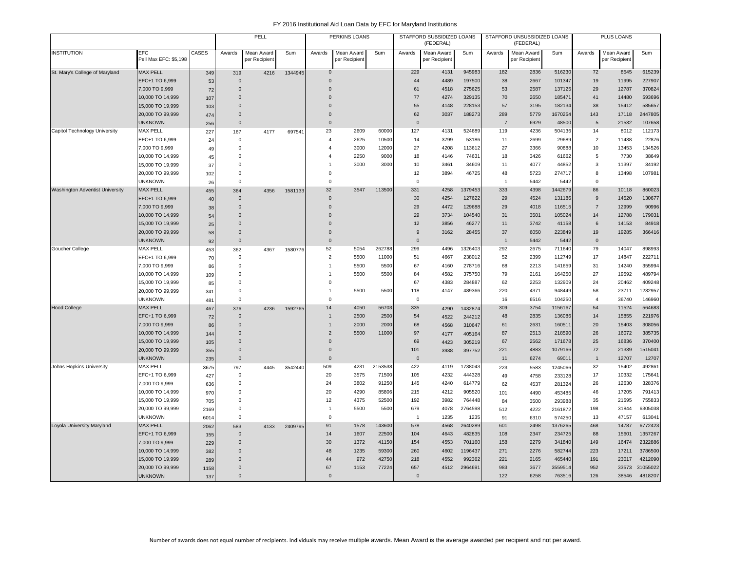# FY 2016 Institutional Aid Loan Data by EFC for Maryland Institutions

| INSTITUTION | EFC Pell Max EFC: $5,198 | CASES | PELL | | | PERKINS LOANS | | | STAFFORD SUBSIDIZED LOANS (FEDERAL) | | | STAFFORD UNSUBSIDIZED LOANS (FEDERAL) | | | PLUS LOANS | | |
|---|---|---|---|---|---|---|---|---|---|---|---|---|---|---|---|---|---|
| | | | Awards | Mean Award per Recipient | Sum | Awards | Mean Award per Recipient | Sum | Awards | Mean Award per Recipient | Sum | Awards | Mean Award per Recipient | Sum | Awards | Mean Award per Recipient | Sum |
| St. Mary's College of Maryland | MAX PELL | 349 | 319 | 4216 | 1344945 | 0 | | | 229 | 4131 | 945983 | 182 | 2836 | 516230 | 72 | 8545 | 615239 |
| | EFC+1 TO 6,999 | 53 | 0 | | | 0 | | | 44 | 4489 | 197500 | 38 | 2667 | 101347 | 19 | 11995 | 227907 |
| | 7,000 TO 9,999 | 72 | 0 | | | 0 | | | 61 | 4518 | 275625 | 53 | 2587 | 137125 | 29 | 12787 | 370824 |
| | 10,000 TO 14,999 | 107 | 0 | | | 0 | | | 77 | 4274 | 329135 | 70 | 2650 | 185471 | 41 | 14480 | 593696 |
| | 15,000 TO 19,999 | 103 | 0 | | | 0 | | | 55 | 4148 | 228153 | 57 | 3195 | 182134 | 38 | 15412 | 585657 |
| | 20,000 TO 99,999 | 474 | 0 | | | 0 | | | 62 | 3037 | 188273 | 289 | 5779 | 1670254 | 143 | 17118 | 2447805 |
| | UNKNOWN | 256 | 0 | | | 0 | | | 0 | | | 7 | 6929 | 48500 | 5 | 21532 | 107658 |
| Capitol Technology University | MAX PELL | 227 | 167 | 4177 | 697541 | 23 | 2609 | 60000 | 127 | 4131 | 524689 | 119 | 4236 | 504136 | 14 | 8012 | 112173 |
| | EFC+1 TO 6,999 | 24 | 0 | | | 4 | 2625 | 10500 | 14 | 3799 | 53186 | 11 | 2699 | 29689 | 2 | 11438 | 22876 |
| | 7,000 TO 9,999 | 49 | 0 | | | 4 | 3000 | 12000 | 27 | 4208 | 113612 | 27 | 3366 | 90888 | 10 | 13453 | 134526 |
| | 10,000 TO 14,999 | 45 | 0 | | | 4 | 2250 | 9000 | 18 | 4146 | 74631 | 18 | 3426 | 61662 | 5 | 7730 | 38649 |
| | 15,000 TO 19,999 | 37 | 0 | | | 1 | 3000 | 3000 | 10 | 3461 | 34609 | 11 | 4077 | 44852 | 3 | 11397 | 34192 |
| | 20,000 TO 99,999 | 102 | 0 | | | 0 | | | 12 | 3894 | 46725 | 48 | 5723 | 274717 | 8 | 13498 | 107981 |
| | UNKNOWN | 26 | 0 | | | 0 | | | 0 | | | 1 | 5442 | 5442 | 0 | | |
| Washington Adventist University | MAX PELL | 455 | 364 | 4356 | 1581133 | 32 | 3547 | 113500 | 331 | 4258 | 1379453 | 333 | 4398 | 1442679 | 86 | 10118 | 860023 |
| | EFC+1 TO 6,999 | 40 | 0 | | | 0 | | | 30 | 4254 | 127622 | 29 | 4524 | 131186 | 9 | 14520 | 130677 |
| | 7,000 TO 9,999 | 38 | 0 | | | 0 | | | 29 | 4472 | 129688 | 29 | 4018 | 116515 | 7 | 12999 | 90996 |
| | 10,000 TO 14,999 | 54 | 0 | | | 0 | | | 29 | 3734 | 104540 | 31 | 3501 | 105024 | 14 | 12788 | 179031 |
| | 15,000 TO 19,999 | 25 | 0 | | | 0 | | | 12 | 3856 | 46277 | 11 | 3742 | 41158 | 6 | 14153 | 84918 |
| | 20,000 TO 99,999 | 58 | 0 | | | 0 | | | 9 | 3162 | 28455 | 37 | 6050 | 223849 | 19 | 19285 | 366416 |
| | UNKNOWN | 92 | 0 | | | 0 | | | 0 | | | 1 | 5442 | 5442 | 0 | | |
| Goucher College | MAX PELL | 453 | 362 | 4367 | 1580776 | 52 | 5054 | 262788 | 299 | 4496 | 1326403 | 292 | 2675 | 711640 | 79 | 14047 | 898993 |
| | EFC+1 TO 6,999 | 70 | 0 | | | 2 | 5500 | 11000 | 51 | 4667 | 238012 | 52 | 2399 | 112749 | 17 | 14847 | 222711 |
| | 7,000 TO 9,999 | 86 | 0 | | | 1 | 5500 | 5500 | 67 | 4160 | 278716 | 68 | 2213 | 141659 | 31 | 14240 | 355994 |
| | 10,000 TO 14,999 | 109 | 0 | | | 1 | 5500 | 5500 | 84 | 4582 | 375750 | 79 | 2161 | 164250 | 27 | 19592 | 489794 |
| | 15,000 TO 19,999 | 85 | 0 | | | 0 | | | 67 | 4383 | 284887 | 62 | 2253 | 132909 | 24 | 20462 | 409248 |
| | 20,000 TO 99,999 | 341 | 0 | | | 1 | 5500 | 5500 | 118 | 4147 | 489366 | 220 | 4371 | 948449 | 58 | 23711 | 1232957 |
| | UNKNOWN | 481 | 0 | | | 0 | | | 0 | | | 16 | 6516 | 104250 | 4 | 36740 | 146960 |
| Hood College | MAX PELL | 467 | 376 | 4236 | 1592765 | 14 | 4050 | 56703 | 335 | 4290 | 1432874 | 309 | 3754 | 1156167 | 54 | 11524 | 564683 |
| | EFC+1 TO 6,999 | 72 | 0 | | | 1 | 2500 | 2500 | 54 | 4522 | 244212 | 48 | 2835 | 136086 | 14 | 15855 | 221976 |
| | 7,000 TO 9,999 | 86 | 0 | | | 1 | 2000 | 2000 | 68 | 4568 | 310647 | 61 | 2631 | 160511 | 20 | 15403 | 308056 |
| | 10,000 TO 14,999 | 144 | 0 | | | 2 | 5500 | 11000 | 97 | 4177 | 405164 | 87 | 2513 | 218590 | 26 | 16072 | 385735 |
| | 15,000 TO 19,999 | 105 | 0 | | | 0 | | | 69 | 4423 | 305219 | 67 | 2562 | 171678 | 25 | 16836 | 370400 |
| | 20,000 TO 99,999 | 355 | 0 | | | 0 | | | 101 | 3938 | 397752 | 221 | 4883 | 1079166 | 72 | 21339 | 1515041 |
| | UNKNOWN | 235 | 0 | | | 0 | | | 0 | | | 11 | 6274 | 69011 | 1 | 12707 | 12707 |
| Johns Hopkins University | MAX PELL | 3675 | 797 | 4445 | 3542440 | 509 | 4231 | 2153538 | 422 | 4119 | 1738043 | 223 | 5583 | 1245066 | 32 | 15402 | 492861 |
| | EFC+1 TO 6,999 | 427 | 0 | | | 20 | 3575 | 71500 | 105 | 4232 | 444328 | 49 | 4758 | 233128 | 17 | 10332 | 175641 |
| | 7,000 TO 9,999 | 636 | 0 | | | 24 | 3802 | 91250 | 145 | 4240 | 614779 | 62 | 4537 | 281324 | 26 | 12630 | 328376 |
| | 10,000 TO 14,999 | 970 | 0 | | | 20 | 4290 | 85806 | 215 | 4212 | 905520 | 101 | 4490 | 453485 | 46 | 17205 | 791413 |
| | 15,000 TO 19,999 | 705 | 0 | | | 12 | 4375 | 52500 | 192 | 3982 | 764448 | 84 | 3500 | 293988 | 35 | 21595 | 755833 |
| | 20,000 TO 99,999 | 2169 | 0 | | | 1 | 5500 | 5500 | 679 | 4078 | 2764598 | 512 | 4222 | 2161872 | 198 | 31844 | 6305038 |
| | UNKNOWN | 6014 | 0 | | | 0 | | | 1 | 1235 | 1235 | 91 | 6310 | 574250 | 13 | 47157 | 613041 |
| Loyola University Maryland | MAX PELL | 2062 | 583 | 4133 | 2409795 | 91 | 1578 | 143600 | 578 | 4568 | 2640289 | 601 | 2498 | 1376265 | 468 | 14787 | 6772423 |
| | EFC+1 TO 6,999 | 155 | 0 | | | 14 | 1607 | 22500 | 104 | 4643 | 482835 | 108 | 2347 | 234725 | 88 | 15601 | 1357267 |
| | 7,000 TO 9,999 | 229 | 0 | | | 30 | 1372 | 41150 | 154 | 4553 | 701160 | 158 | 2279 | 341840 | 149 | 16474 | 2322886 |
| | 10,000 TO 14,999 | 382 | 0 | | | 48 | 1235 | 59300 | 260 | 4602 | 1196437 | 271 | 2276 | 582744 | 223 | 17211 | 3786500 |
| | 15,000 TO 19,999 | 289 | 0 | | | 44 | 972 | 42750 | 218 | 4552 | 992362 | 221 | 2165 | 465440 | 191 | 23017 | 4212090 |
| | 20,000 TO 99,999 | 1158 | 0 | | | 67 | 1153 | 77224 | 657 | 4512 | 2964691 | 983 | 3677 | 3559514 | 952 | 33573 | 31055022 |
| | UNKNOWN | 137 | 0 | | | 0 | | | 0 | | | 122 | 6258 | 763516 | 126 | 38546 | 4818207 |

Number of awards does not equal number of recipients. Individuals may receive multiple awards. Mean Award is the average awarded per recipient and not per award.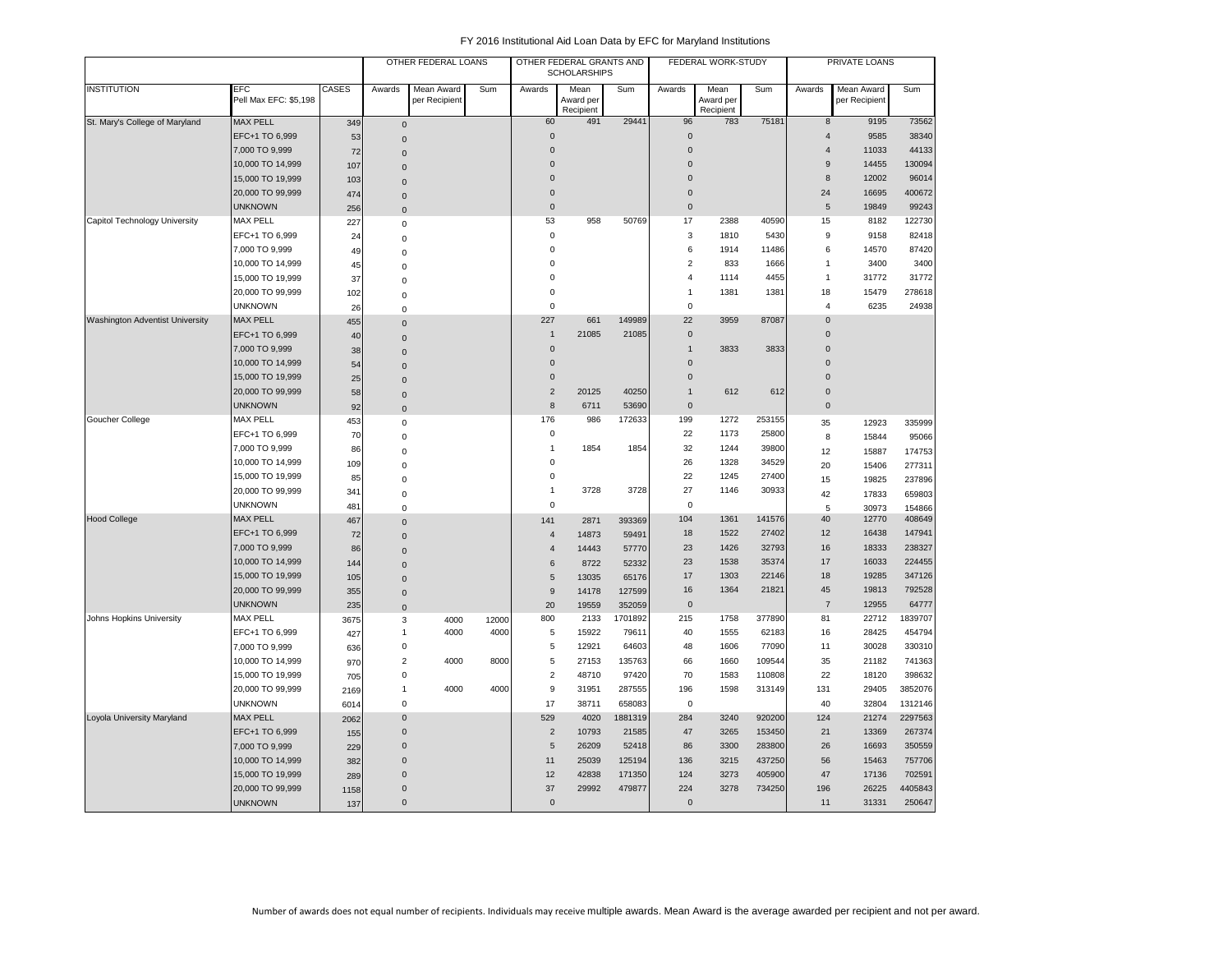FY 2016 Institutional Aid Loan Data by EFC for Maryland Institutions

| | | | OTHER FEDERAL LOANS | | | OTHER FEDERAL GRANTS AND SCHOLARSHIPS | | | FEDERAL WORK-STUDY | | | PRIVATE LOANS | | |
|---|---|---|---|---|---|---|---|---|---|---|---|---|---|---|
| INSTITUTION | EFC Pell Max EFC: $5,198 | CASES | Awards | Mean Award per Recipient | Sum | Awards | Mean Award per Recipient | Sum | Awards | Mean Award per Recipient | Sum | Awards | Mean Award per Recipient | Sum |
| St. Mary's College of Maryland | MAX PELL | 349 | 0 | | | 60 | 491 | 29441 | 96 | 783 | 75181 | 8 | 9195 | 73562 |
| | EFC+1 TO 6,999 | 53 | 0 | | | 0 | | | 0 | | | 4 | 9585 | 38340 |
| | 7,000 TO 9,999 | 72 | 0 | | | 0 | | | 0 | | | 4 | 11033 | 44133 |
| | 10,000 TO 14,999 | 107 | 0 | | | 0 | | | 0 | | | 9 | 14455 | 130094 |
| | 15,000 TO 19,999 | 103 | 0 | | | 0 | | | 0 | | | 8 | 12002 | 96014 |
| | 20,000 TO 99,999 | 474 | 0 | | | 0 | | | 0 | | | 24 | 16695 | 400672 |
| | UNKNOWN | 256 | 0 | | | 0 | | | 0 | | | 5 | 19849 | 99243 |
| Capitol Technology University | MAX PELL | 227 | 0 | | | 53 | 958 | 50769 | 17 | 2388 | 40590 | 15 | 8182 | 122730 |
| | EFC+1 TO 6,999 | 24 | 0 | | | 0 | | | 3 | 1810 | 5430 | 9 | 9158 | 82418 |
| | 7,000 TO 9,999 | 49 | 0 | | | 0 | | | 6 | 1914 | 11486 | 6 | 14570 | 87420 |
| | 10,000 TO 14,999 | 45 | 0 | | | 0 | | | 2 | 833 | 1666 | 1 | 3400 | 3400 |
| | 15,000 TO 19,999 | 37 | 0 | | | 0 | | | 4 | 1114 | 4455 | 1 | 31772 | 31772 |
| | 20,000 TO 99,999 | 102 | 0 | | | 0 | | | 1 | 1381 | 1381 | 18 | 15479 | 278618 |
| | UNKNOWN | 26 | 0 | | | 0 | | | 0 | | | 4 | 6235 | 24938 |
| Washington Adventist University | MAX PELL | 455 | 0 | | | 227 | 661 | 149989 | 22 | 3959 | 87087 | 0 | | |
| | EFC+1 TO 6,999 | 40 | 0 | | | 1 | 21085 | 21085 | 0 | | | 0 | | |
| | 7,000 TO 9,999 | 38 | 0 | | | 0 | | | 1 | 3833 | 3833 | 0 | | |
| | 10,000 TO 14,999 | 54 | 0 | | | 0 | | | 0 | | | 0 | | |
| | 15,000 TO 19,999 | 25 | 0 | | | 0 | | | 0 | | | 0 | | |
| | 20,000 TO 99,999 | 58 | 0 | | | 2 | 20125 | 40250 | 1 | 612 | 612 | 0 | | |
| | UNKNOWN | 92 | 0 | | | 8 | 6711 | 53690 | 0 | | | 0 | | |
| Goucher College | MAX PELL | 453 | 0 | | | 176 | 986 | 172633 | 199 | 1272 | 253155 | 35 | 12923 | 335999 |
| | EFC+1 TO 6,999 | 70 | 0 | | | 0 | | | 22 | 1173 | 25800 | 8 | 15844 | 95066 |
| | 7,000 TO 9,999 | 86 | 0 | | | 1 | 1854 | 1854 | 32 | 1244 | 39800 | 12 | 15887 | 174753 |
| | 10,000 TO 14,999 | 109 | 0 | | | 0 | | | 26 | 1328 | 34529 | 20 | 15406 | 277311 |
| | 15,000 TO 19,999 | 85 | 0 | | | 0 | | | 22 | 1245 | 27400 | 15 | 19825 | 237896 |
| | 20,000 TO 99,999 | 341 | 0 | | | 1 | 3728 | 3728 | 27 | 1146 | 30933 | 42 | 17833 | 659803 |
| | UNKNOWN | 481 | 0 | | | 0 | | | 0 | | | 5 | 30973 | 154866 |
| Hood College | MAX PELL | 467 | 0 | | | 141 | 2871 | 393369 | 104 | 1361 | 141576 | 40 | 12770 | 408649 |
| | EFC+1 TO 6,999 | 72 | 0 | | | 4 | 14873 | 59491 | 18 | 1522 | 27402 | 12 | 16438 | 147941 |
| | 7,000 TO 9,999 | 86 | 0 | | | 4 | 14443 | 57770 | 23 | 1426 | 32793 | 16 | 18333 | 238327 |
| | 10,000 TO 14,999 | 144 | 0 | | | 6 | 8722 | 52332 | 23 | 1538 | 35374 | 17 | 16033 | 224455 |
| | 15,000 TO 19,999 | 105 | 0 | | | 5 | 13035 | 65176 | 17 | 1303 | 22146 | 18 | 19285 | 347126 |
| | 20,000 TO 99,999 | 355 | 0 | | | 9 | 14178 | 127599 | 16 | 1364 | 21821 | 45 | 19813 | 792528 |
| | UNKNOWN | 235 | 0 | | | 20 | 19559 | 352059 | 0 | | | 7 | 12955 | 64777 |
| Johns Hopkins University | MAX PELL | 3675 | 3 | 4000 | 12000 | 800 | 2133 | 1701892 | 215 | 1758 | 377890 | 81 | 22712 | 1839707 |
| | EFC+1 TO 6,999 | 427 | 1 | 4000 | 4000 | 5 | 15922 | 79611 | 40 | 1555 | 62183 | 16 | 28425 | 454794 |
| | 7,000 TO 9,999 | 636 | 0 | | | 5 | 12921 | 64603 | 48 | 1606 | 77090 | 11 | 30028 | 330310 |
| | 10,000 TO 14,999 | 970 | 2 | 4000 | 8000 | 5 | 27153 | 135763 | 66 | 1660 | 109544 | 35 | 21182 | 741363 |
| | 15,000 TO 19,999 | 705 | 0 | | | 2 | 48710 | 97420 | 70 | 1583 | 110808 | 22 | 18120 | 398632 |
| | 20,000 TO 99,999 | 2169 | 1 | 4000 | 4000 | 9 | 31951 | 287555 | 196 | 1598 | 313149 | 131 | 29405 | 3852076 |
| | UNKNOWN | 6014 | 0 | | | 17 | 38711 | 658083 | 0 | | | 40 | 32804 | 1312146 |
| Loyola University Maryland | MAX PELL | 2062 | 0 | | | 529 | 4020 | 1881319 | 284 | 3240 | 920200 | 124 | 21274 | 2297563 |
| | EFC+1 TO 6,999 | 155 | 0 | | | 2 | 10793 | 21585 | 47 | 3265 | 153450 | 21 | 13369 | 267374 |
| | 7,000 TO 9,999 | 229 | 0 | | | 5 | 26209 | 52418 | 86 | 3300 | 283800 | 26 | 16693 | 350559 |
| | 10,000 TO 14,999 | 382 | 0 | | | 11 | 25039 | 125194 | 136 | 3215 | 437250 | 56 | 15463 | 757706 |
| | 15,000 TO 19,999 | 289 | 0 | | | 12 | 42838 | 171350 | 124 | 3273 | 405900 | 47 | 17136 | 702591 |
| | 20,000 TO 99,999 | 1158 | 0 | | | 37 | 29992 | 479877 | 224 | 3278 | 734250 | 196 | 26225 | 4405843 |
| | UNKNOWN | 137 | 0 | | | 0 | | | 0 | | | 11 | 31331 | 250647 |

Number of awards does not equal number of recipients. Individuals may receive multiple awards. Mean Award is the average awarded per recipient and not per award.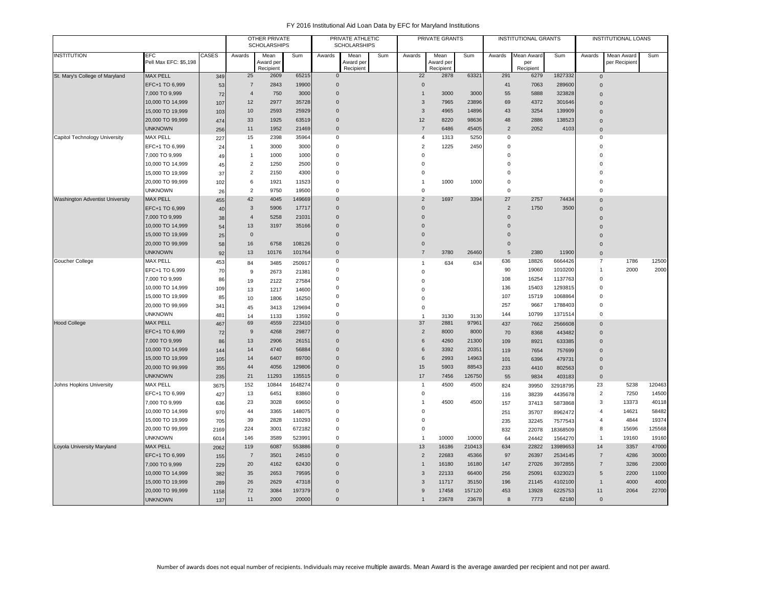# FY 2016 Institutional Aid Loan Data by EFC for Maryland Institutions

| INSTITUTION | EFC<br>Pell Max EFC: $5,198 | CASES | OTHER PRIVATE SCHOLARSHIPS | | | PRIVATE ATHLETIC SCHOLARSHIPS | | | PRIVATE GRANTS | | | INSTITUTIONAL GRANTS | | | INSTITUTIONAL LOANS | | |
|---|---|---|---|---|---|---|---|---|---|---|---|---|---|---|---|---|---|
| | | | Awards | Mean Award per Recipient | Sum | Awards | Mean Award per Recipient | Sum | Awards | Mean Award per Recipient | Sum | Awards | Mean Award per Recipient | Sum | Awards | Mean Award per Recipient | Sum |
| St. Mary's College of Maryland | MAX PELL | 349 | 25 | 2609 | 65215 | 0 | | | 22 | 2878 | 63321 | 291 | 6279 | 1827332 | 0 | | |
| | EFC+1 TO 6,999 | 53 | 7 | 2843 | 19900 | 0 | | | 0 | | | 41 | 7063 | 289600 | 0 | | |
| | 7,000 TO 9,999 | 72 | 4 | 750 | 3000 | 0 | | | 1 | 3000 | 3000 | 55 | 5888 | 323828 | 0 | | |
| | 10,000 TO 14,999 | 107 | 12 | 2977 | 35728 | 0 | | | 3 | 7965 | 23896 | 69 | 4372 | 301646 | 0 | | |
| | 15,000 TO 19,999 | 103 | 10 | 2593 | 25929 | 0 | | | 3 | 4965 | 14896 | 43 | 3254 | 139909 | 0 | | |
| | 20,000 TO 99,999 | 474 | 33 | 1925 | 63519 | 0 | | | 12 | 8220 | 98636 | 48 | 2886 | 138523 | 0 | | |
| | UNKNOWN | 256 | 11 | 1952 | 21469 | 0 | | | 7 | 6486 | 45405 | 2 | 2052 | 4103 | 0 | | |
| Capitol Technology University | MAX PELL | 227 | 15 | 2398 | 35964 | 0 | | | 4 | 1313 | 5250 | 0 | | | 0 | | |
| | EFC+1 TO 6,999 | 24 | 1 | 3000 | 3000 | 0 | | | 2 | 1225 | 2450 | 0 | | | 0 | | |
| | 7,000 TO 9,999 | 49 | 1 | 1000 | 1000 | 0 | | | 0 | | | 0 | | | 0 | | |
| | 10,000 TO 14,999 | 45 | 2 | 1250 | 2500 | 0 | | | 0 | | | 0 | | | 0 | | |
| | 15,000 TO 19,999 | 37 | 2 | 2150 | 4300 | 0 | | | 0 | | | 0 | | | 0 | | |
| | 20,000 TO 99,999 | 102 | 6 | 1921 | 11523 | 0 | | | 1 | 1000 | 1000 | 0 | | | 0 | | |
| | UNKNOWN | 26 | 2 | 9750 | 19500 | 0 | | | 0 | | | 0 | | | 0 | | |
| Washington Adventist University | MAX PELL | 455 | 42 | 4045 | 149669 | 0 | | | 2 | 1697 | 3394 | 27 | 2757 | 74434 | 0 | | |
| | EFC+1 TO 6,999 | 40 | 3 | 5906 | 17717 | 0 | | | 0 | | | 2 | 1750 | 3500 | 0 | | |
| | 7,000 TO 9,999 | 38 | 4 | 5258 | 21031 | 0 | | | 0 | | | 0 | | | 0 | | |
| | 10,000 TO 14,999 | 54 | 13 | 3197 | 35166 | 0 | | | 0 | | | 0 | | | 0 | | |
| | 15,000 TO 19,999 | 25 | 0 | | | 0 | | | 0 | | | 0 | | | 0 | | |
| | 20,000 TO 99,999 | 58 | 16 | 6758 | 108126 | 0 | | | 0 | | | 0 | | | 0 | | |
| | UNKNOWN | 92 | 13 | 10176 | 101764 | 0 | | | 7 | 3780 | 26460 | 5 | 2380 | 11900 | 0 | | |
| Goucher College | MAX PELL | 453 | 84 | 3485 | 250917 | 0 | | | 1 | 634 | 634 | 636 | 18826 | 6664426 | 7 | 1786 | 12500 |
| | EFC+1 TO 6,999 | 70 | 9 | 2673 | 21381 | 0 | | | 0 | | | 90 | 19060 | 1010200 | 1 | 2000 | 2000 |
| | 7,000 TO 9,999 | 86 | 19 | 2122 | 27584 | 0 | | | 0 | | | 108 | 16254 | 1137763 | 0 | | |
| | 10,000 TO 14,999 | 109 | 13 | 1217 | 14600 | 0 | | | 0 | | | 136 | 15403 | 1293815 | 0 | | |
| | 15,000 TO 19,999 | 85 | 10 | 1806 | 16250 | 0 | | | 0 | | | 107 | 15719 | 1068864 | 0 | | |
| | 20,000 TO 99,999 | 341 | 45 | 3413 | 129694 | 0 | | | 0 | | | 257 | 9667 | 1788403 | 0 | | |
| | UNKNOWN | 481 | 14 | 1133 | 13592 | 0 | | | 1 | 3130 | 3130 | 144 | 10799 | 1371514 | 0 | | |
| Hood College | MAX PELL | 467 | 69 | 4559 | 223410 | 0 | | | 37 | 2881 | 97961 | 437 | 7662 | 2566608 | 0 | | |
| | EFC+1 TO 6,999 | 72 | 9 | 4268 | 29877 | 0 | | | 2 | 8000 | 8000 | 70 | 8368 | 443482 | 0 | | |
| | 7,000 TO 9,999 | 86 | 13 | 2906 | 26151 | 0 | | | 6 | 4260 | 21300 | 109 | 8921 | 633385 | 0 | | |
| | 10,000 TO 14,999 | 144 | 14 | 4740 | 56884 | 0 | | | 6 | 3392 | 20351 | 119 | 7654 | 757699 | 0 | | |
| | 15,000 TO 19,999 | 105 | 14 | 6407 | 89700 | 0 | | | 6 | 2993 | 14963 | 101 | 6396 | 479731 | 0 | | |
| | 20,000 TO 99,999 | 355 | 44 | 4056 | 129806 | 0 | | | 15 | 5903 | 88543 | 233 | 4410 | 802563 | 0 | | |
| | UNKNOWN | 235 | 21 | 11293 | 135515 | 0 | | | 17 | 7456 | 126750 | 55 | 9834 | 403183 | 0 | | |
| Johns Hopkins University | MAX PELL | 3675 | 152 | 10844 | 1648274 | 0 | | | 1 | 4500 | 4500 | 824 | 39950 | 32918795 | 23 | 5238 | 120463 |
| | EFC+1 TO 6,999 | 427 | 13 | 6451 | 83860 | 0 | | | 0 | | | 116 | 38239 | 4435678 | 2 | 7250 | 14500 |
| | 7,000 TO 9,999 | 636 | 23 | 3028 | 69650 | 0 | | | 1 | 4500 | 4500 | 157 | 37413 | 5873868 | 3 | 13373 | 40118 |
| | 10,000 TO 14,999 | 970 | 44 | 3365 | 148075 | 0 | | | 0 | | | 251 | 35707 | 8962472 | 4 | 14621 | 58482 |
| | 15,000 TO 19,999 | 705 | 39 | 2828 | 110293 | 0 | | | 0 | | | 235 | 32245 | 7577543 | 4 | 4844 | 19374 |
| | 20,000 TO 99,999 | 2169 | 224 | 3001 | 672182 | 0 | | | 0 | | | 832 | 22078 | 18368509 | 8 | 15696 | 125568 |
| | UNKNOWN | 6014 | 146 | 3589 | 523991 | 0 | | | 1 | 10000 | 10000 | 64 | 24442 | 1564270 | 1 | 19160 | 19160 |
| Loyola University Maryland | MAX PELL | 2062 | 119 | 6087 | 553886 | 0 | | | 13 | 16186 | 210413 | 634 | 22822 | 13989653 | 14 | 3357 | 47000 |
| | EFC+1 TO 6,999 | 155 | 7 | 3501 | 24510 | 0 | | | 2 | 22683 | 45366 | 97 | 26397 | 2534145 | 7 | 4286 | 30000 |
| | 7,000 TO 9,999 | 229 | 20 | 4162 | 62430 | 0 | | | 1 | 16180 | 16180 | 147 | 27026 | 3972855 | 7 | 3286 | 23000 |
| | 10,000 TO 14,999 | 382 | 35 | 2653 | 79595 | 0 | | | 3 | 22133 | 66400 | 256 | 25091 | 6323023 | 5 | 2200 | 11000 |
| | 15,000 TO 19,999 | 289 | 26 | 2629 | 47318 | 0 | | | 3 | 11717 | 35150 | 196 | 21145 | 4102100 | 1 | 4000 | 4000 |
| | 20,000 TO 99,999 | 1158 | 72 | 3084 | 197379 | 0 | | | 9 | 17458 | 157120 | 453 | 13928 | 6225753 | 11 | 2064 | 22700 |
| | UNKNOWN | 137 | 11 | 2000 | 20000 | 0 | | | 1 | 23678 | 23678 | 8 | 7773 | 62180 | 0 | | |

Number of awards does not equal number of recipients. Individuals may receive multiple awards. Mean Award is the average awarded per recipient and not per award.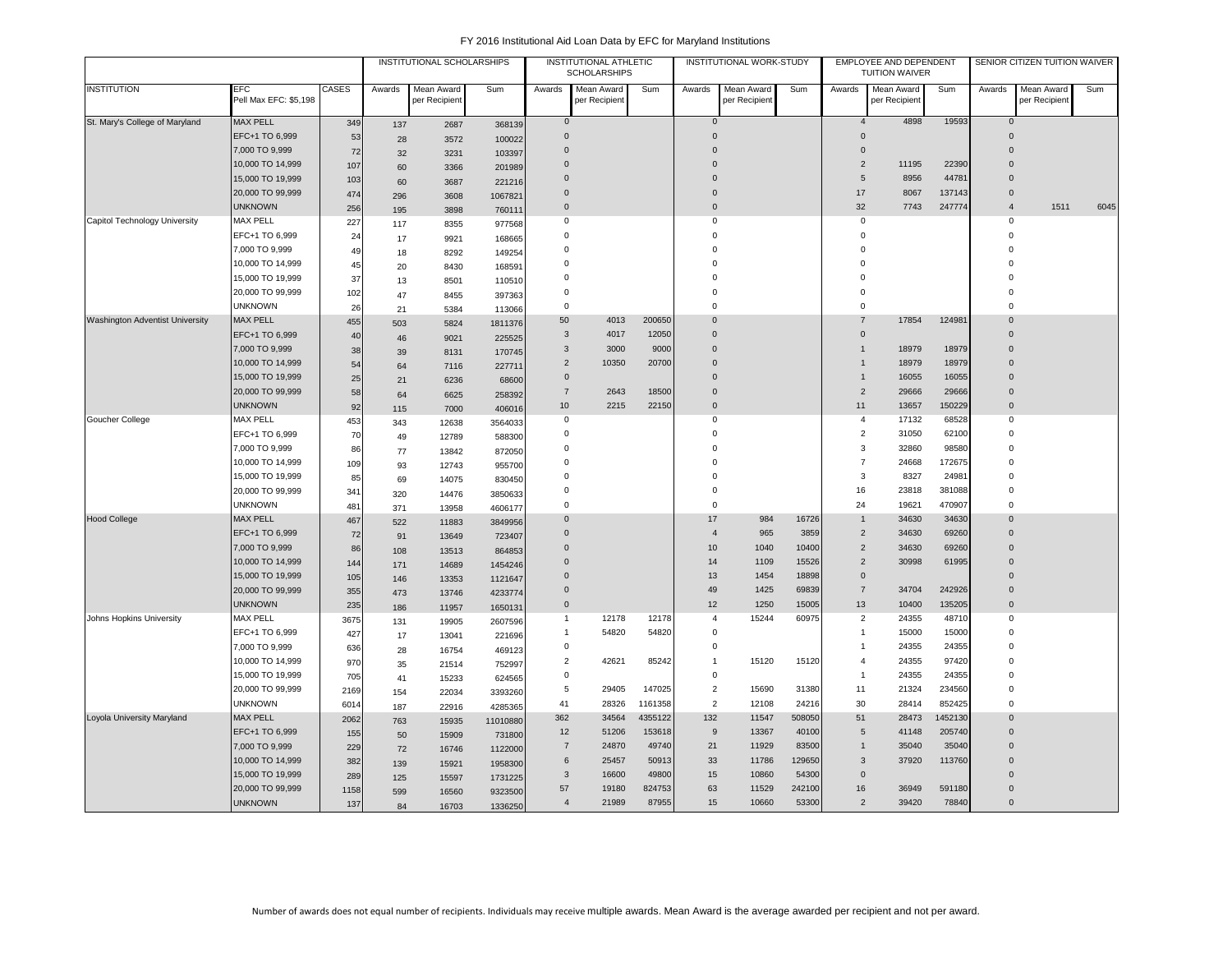FY 2016 Institutional Aid Loan Data by EFC for Maryland Institutions

| | | | INSTITUTIONAL SCHOLARSHIPS | | | INSTITUTIONAL ATHLETIC SCHOLARSHIPS | | | INSTITUTIONAL WORK-STUDY | | | EMPLOYEE AND DEPENDENT TUITION WAIVER | | | SENIOR CITIZEN TUITION WAIVER | | |
|---|---|---|---|---|---|---|---|---|---|---|---|---|---|---|---|---|---|
| INSTITUTION | EFC Pell Max EFC: $5,198 | CASES | Awards | Mean Award per Recipient | Sum | Awards | Mean Award per Recipient | Sum | Awards | Mean Award per Recipient | Sum | Awards | Mean Award per Recipient | Sum | Awards | Mean Award per Recipient | Sum |
| St. Mary's College of Maryland | MAX PELL | 349 | 137 | 2687 | 368139 | 0 | | | 0 | | | 4 | 4898 | 19593 | 0 | | |
| | EFC+1 TO 6,999 | 53 | 28 | 3572 | 100022 | 0 | | | 0 | | | 0 | | | 0 | | |
| | 7,000 TO 9,999 | 72 | 32 | 3231 | 103397 | 0 | | | 0 | | | 0 | | | 0 | | |
| | 10,000 TO 14,999 | 107 | 60 | 3366 | 201989 | 0 | | | 0 | | | 2 | 11195 | 22390 | 0 | | |
| | 15,000 TO 19,999 | 103 | 60 | 3687 | 221216 | 0 | | | 0 | | | 5 | 8956 | 44781 | 0 | | |
| | 20,000 TO 99,999 | 474 | 296 | 3608 | 1067821 | 0 | | | 0 | | | 17 | 8067 | 137143 | 0 | | |
| | UNKNOWN | 256 | 195 | 3898 | 760111 | 0 | | | 0 | | | 32 | 7743 | 247774 | 4 | 1511 | 6045 |
| Capitol Technology University | MAX PELL | 227 | 117 | 8355 | 977568 | 0 | | | 0 | | | 0 | | | 0 | | |
| | EFC+1 TO 6,999 | 24 | 17 | 9921 | 168665 | 0 | | | 0 | | | 0 | | | 0 | | |
| | 7,000 TO 9,999 | 49 | 18 | 8292 | 149254 | 0 | | | 0 | | | 0 | | | 0 | | |
| | 10,000 TO 14,999 | 45 | 20 | 8430 | 168591 | 0 | | | 0 | | | 0 | | | 0 | | |
| | 15,000 TO 19,999 | 37 | 13 | 8501 | 110510 | 0 | | | 0 | | | 0 | | | 0 | | |
| | 20,000 TO 99,999 | 102 | 47 | 8455 | 397363 | 0 | | | 0 | | | 0 | | | 0 | | |
| | UNKNOWN | 26 | 21 | 5384 | 113066 | 0 | | | 0 | | | 0 | | | 0 | | |
| Washington Adventist University | MAX PELL | 455 | 503 | 5824 | 1811376 | 50 | 4013 | 200650 | 0 | | | 7 | 17854 | 124981 | 0 | | |
| | EFC+1 TO 6,999 | 40 | 46 | 9021 | 225525 | 3 | 4017 | 12050 | 0 | | | 0 | | | 0 | | |
| | 7,000 TO 9,999 | 38 | 39 | 8131 | 170745 | 3 | 3000 | 9000 | 0 | | | 1 | 18979 | 18979 | 0 | | |
| | 10,000 TO 14,999 | 54 | 64 | 7116 | 227711 | 2 | 10350 | 20700 | 0 | | | 1 | 18979 | 18979 | 0 | | |
| | 15,000 TO 19,999 | 25 | 21 | 6236 | 68600 | 0 | | | 0 | | | 1 | 16055 | 16055 | 0 | | |
| | 20,000 TO 99,999 | 58 | 64 | 6625 | 258392 | 7 | 2643 | 18500 | 0 | | | 2 | 29666 | 29666 | 0 | | |
| | UNKNOWN | 92 | 115 | 7000 | 406016 | 10 | 2215 | 22150 | 0 | | | 11 | 13657 | 150229 | 0 | | |
| Goucher College | MAX PELL | 453 | 343 | 12638 | 3564033 | 0 | | | 0 | | | 4 | 17132 | 68528 | 0 | | |
| | EFC+1 TO 6,999 | 70 | 49 | 12789 | 588300 | 0 | | | 0 | | | 2 | 31050 | 62100 | 0 | | |
| | 7,000 TO 9,999 | 86 | 77 | 13842 | 872050 | 0 | | | 0 | | | 3 | 32860 | 98580 | 0 | | |
| | 10,000 TO 14,999 | 109 | 93 | 12743 | 955700 | 0 | | | 0 | | | 7 | 24668 | 172675 | 0 | | |
| | 15,000 TO 19,999 | 85 | 69 | 14075 | 830450 | 0 | | | 0 | | | 3 | 8327 | 24981 | 0 | | |
| | 20,000 TO 99,999 | 341 | 320 | 14476 | 3850633 | 0 | | | 0 | | | 16 | 23818 | 381088 | 0 | | |
| | UNKNOWN | 481 | 371 | 13958 | 4606177 | 0 | | | 0 | | | 24 | 19621 | 470907 | 0 | | |
| Hood College | MAX PELL | 467 | 522 | 11883 | 3849956 | 0 | | | 17 | 984 | 16726 | 1 | 34630 | 34630 | 0 | | |
| | EFC+1 TO 6,999 | 72 | 91 | 13649 | 723407 | 0 | | | 4 | 965 | 3859 | 2 | 34630 | 69260 | 0 | | |
| | 7,000 TO 9,999 | 86 | 108 | 13513 | 864853 | 0 | | | 10 | 1040 | 10400 | 2 | 34630 | 69260 | 0 | | |
| | 10,000 TO 14,999 | 144 | 171 | 14689 | 1454246 | 0 | | | 14 | 1109 | 15526 | 2 | 30998 | 61995 | 0 | | |
| | 15,000 TO 19,999 | 105 | 146 | 13353 | 1121647 | 0 | | | 13 | 1454 | 18898 | 0 | | | 0 | | |
| | 20,000 TO 99,999 | 355 | 473 | 13746 | 4233774 | 0 | | | 49 | 1425 | 69839 | 7 | 34704 | 242926 | 0 | | |
| | UNKNOWN | 235 | 186 | 11957 | 1650131 | 0 | | | 12 | 1250 | 15005 | 13 | 10400 | 135205 | 0 | | |
| Johns Hopkins University | MAX PELL | 3675 | 131 | 19905 | 2607596 | 1 | 12178 | 12178 | 4 | 15244 | 60975 | 2 | 24355 | 48710 | 0 | | |
| | EFC+1 TO 6,999 | 427 | 17 | 13041 | 221696 | 1 | 54820 | 54820 | 0 | | | 1 | 15000 | 15000 | 0 | | |
| | 7,000 TO 9,999 | 636 | 28 | 16754 | 469123 | 0 | | | 0 | | | 1 | 24355 | 24355 | 0 | | |
| | 10,000 TO 14,999 | 970 | 35 | 21514 | 752997 | 2 | 42621 | 85242 | 1 | 15120 | 15120 | 4 | 24355 | 97420 | 0 | | |
| | 15,000 TO 19,999 | 705 | 41 | 15233 | 624565 | 0 | | | 0 | | | 1 | 24355 | 24355 | 0 | | |
| | 20,000 TO 99,999 | 2169 | 154 | 22034 | 3393260 | 5 | 29405 | 147025 | 2 | 15690 | 31380 | 11 | 21324 | 234560 | 0 | | |
| | UNKNOWN | 6014 | 187 | 22916 | 4285365 | 41 | 28326 | 1161358 | 2 | 12108 | 24216 | 30 | 28414 | 852425 | 0 | | |
| Loyola University Maryland | MAX PELL | 2062 | 763 | 15935 | 11010880 | 362 | 34564 | 4355122 | 132 | 11547 | 508050 | 51 | 28473 | 1452130 | 0 | | |
| | EFC+1 TO 6,999 | 155 | 50 | 15909 | 731800 | 12 | 51206 | 153618 | 9 | 13367 | 40100 | 5 | 41148 | 205740 | 0 | | |
| | 7,000 TO 9,999 | 229 | 72 | 16746 | 1122000 | 7 | 24870 | 49740 | 21 | 11929 | 83500 | 1 | 35040 | 35040 | 0 | | |
| | 10,000 TO 14,999 | 382 | 139 | 15921 | 1958300 | 6 | 25457 | 50913 | 33 | 11786 | 129650 | 3 | 37920 | 113760 | 0 | | |
| | 15,000 TO 19,999 | 289 | 125 | 15597 | 1731225 | 3 | 16600 | 49800 | 15 | 10860 | 54300 | 0 | | | 0 | | |
| | 20,000 TO 99,999 | 1158 | 599 | 16560 | 9323500 | 57 | 19180 | 824753 | 63 | 11529 | 242100 | 16 | 36949 | 591180 | 0 | | |
| | UNKNOWN | 137 | 84 | 16703 | 1336250 | 4 | 21989 | 87955 | 15 | 10660 | 53300 | 2 | 39420 | 78840 | 0 | | |

Number of awards does not equal number of recipients. Individuals may receive multiple awards. Mean Award is the average awarded per recipient and not per award.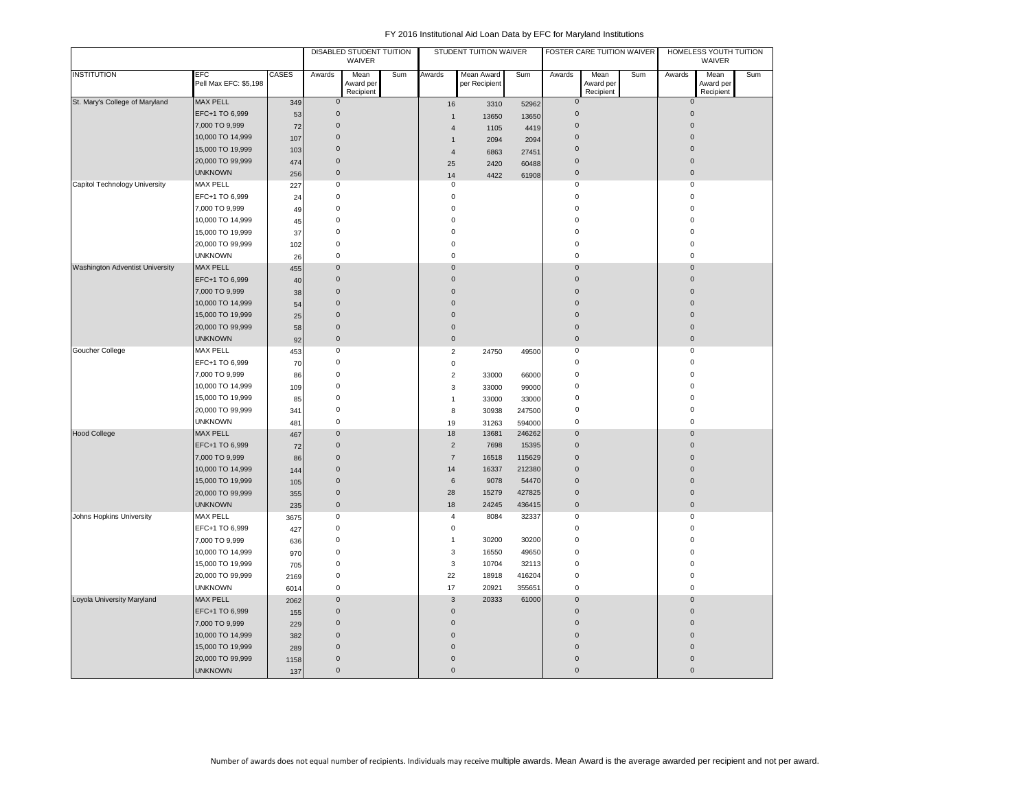# FY 2016 Institutional Aid Loan Data by EFC for Maryland Institutions

| | | | DISABLED STUDENT TUITION WAIVER | | | STUDENT TUITION WAIVER | | | FOSTER CARE TUITION WAIVER | | | HOMELESS YOUTH TUITION WAIVER | | |
|---|---|---|---|---|---|---|---|---|---|---|---|---|---|---|
| INSTITUTION | EFC Pell Max EFC: $5,198 | CASES | Awards | Mean Award per Recipient | Sum | Awards | Mean Award per Recipient | Sum | Awards | Mean Award per Recipient | Sum | Awards | Mean Award per Recipient | Sum |
| St. Mary's College of Maryland | MAX PELL | 349 | 0 | | | 16 | 3310 | 52962 | 0 | | | 0 | | |
| | EFC+1 TO 6,999 | 53 | 0 | | | 1 | 13650 | 13650 | 0 | | | 0 | | |
| | 7,000 TO 9,999 | 72 | 0 | | | 4 | 1105 | 4419 | 0 | | | 0 | | |
| | 10,000 TO 14,999 | 107 | 0 | | | 1 | 2094 | 2094 | 0 | | | 0 | | |
| | 15,000 TO 19,999 | 103 | 0 | | | 4 | 6863 | 27451 | 0 | | | 0 | | |
| | 20,000 TO 99,999 | 474 | 0 | | | 25 | 2420 | 60488 | 0 | | | 0 | | |
| | UNKNOWN | 256 | 0 | | | 14 | 4422 | 61908 | 0 | | | 0 | | |
| Capitol Technology University | MAX PELL | 227 | 0 | | | 0 | | | 0 | | | 0 | | |
| | EFC+1 TO 6,999 | 24 | 0 | | | 0 | | | 0 | | | 0 | | |
| | 7,000 TO 9,999 | 49 | 0 | | | 0 | | | 0 | | | 0 | | |
| | 10,000 TO 14,999 | 45 | 0 | | | 0 | | | 0 | | | 0 | | |
| | 15,000 TO 19,999 | 37 | 0 | | | 0 | | | 0 | | | 0 | | |
| | 20,000 TO 99,999 | 102 | 0 | | | 0 | | | 0 | | | 0 | | |
| | UNKNOWN | 26 | 0 | | | 0 | | | 0 | | | 0 | | |
| Washington Adventist University | MAX PELL | 455 | 0 | | | 0 | | | 0 | | | 0 | | |
| | EFC+1 TO 6,999 | 40 | 0 | | | 0 | | | 0 | | | 0 | | |
| | 7,000 TO 9,999 | 38 | 0 | | | 0 | | | 0 | | | 0 | | |
| | 10,000 TO 14,999 | 54 | 0 | | | 0 | | | 0 | | | 0 | | |
| | 15,000 TO 19,999 | 25 | 0 | | | 0 | | | 0 | | | 0 | | |
| | 20,000 TO 99,999 | 58 | 0 | | | 0 | | | 0 | | | 0 | | |
| | UNKNOWN | 92 | 0 | | | 0 | | | 0 | | | 0 | | |
| Goucher College | MAX PELL | 453 | 0 | | | 2 | 24750 | 49500 | 0 | | | 0 | | |
| | EFC+1 TO 6,999 | 70 | 0 | | | 0 | | | 0 | | | 0 | | |
| | 7,000 TO 9,999 | 86 | 0 | | | 2 | 33000 | 66000 | 0 | | | 0 | | |
| | 10,000 TO 14,999 | 109 | 0 | | | 3 | 33000 | 99000 | 0 | | | 0 | | |
| | 15,000 TO 19,999 | 85 | 0 | | | 1 | 33000 | 33000 | 0 | | | 0 | | |
| | 20,000 TO 99,999 | 341 | 0 | | | 8 | 30938 | 247500 | 0 | | | 0 | | |
| | UNKNOWN | 481 | 0 | | | 19 | 31263 | 594000 | 0 | | | 0 | | |
| Hood College | MAX PELL | 467 | 0 | | | 18 | 13681 | 246262 | 0 | | | 0 | | |
| | EFC+1 TO 6,999 | 72 | 0 | | | 2 | 7698 | 15395 | 0 | | | 0 | | |
| | 7,000 TO 9,999 | 86 | 0 | | | 7 | 16518 | 115629 | 0 | | | 0 | | |
| | 10,000 TO 14,999 | 144 | 0 | | | 14 | 16337 | 212380 | 0 | | | 0 | | |
| | 15,000 TO 19,999 | 105 | 0 | | | 6 | 9078 | 54470 | 0 | | | 0 | | |
| | 20,000 TO 99,999 | 355 | 0 | | | 28 | 15279 | 427825 | 0 | | | 0 | | |
| | UNKNOWN | 235 | 0 | | | 18 | 24245 | 436415 | 0 | | | 0 | | |
| Johns Hopkins University | MAX PELL | 3675 | 0 | | | 4 | 8084 | 32337 | 0 | | | 0 | | |
| | EFC+1 TO 6,999 | 427 | 0 | | | 0 | | | 0 | | | 0 | | |
| | 7,000 TO 9,999 | 636 | 0 | | | 1 | 30200 | 30200 | 0 | | | 0 | | |
| | 10,000 TO 14,999 | 970 | 0 | | | 3 | 16550 | 49650 | 0 | | | 0 | | |
| | 15,000 TO 19,999 | 705 | 0 | | | 3 | 10704 | 32113 | 0 | | | 0 | | |
| | 20,000 TO 99,999 | 2169 | 0 | | | 22 | 18918 | 416204 | 0 | | | 0 | | |
| | UNKNOWN | 6014 | 0 | | | 17 | 20921 | 355651 | 0 | | | 0 | | |
| Loyola University Maryland | MAX PELL | 2062 | 0 | | | 3 | 20333 | 61000 | 0 | | | 0 | | |
| | EFC+1 TO 6,999 | 155 | 0 | | | 0 | | | 0 | | | 0 | | |
| | 7,000 TO 9,999 | 229 | 0 | | | 0 | | | 0 | | | 0 | | |
| | 10,000 TO 14,999 | 382 | 0 | | | 0 | | | 0 | | | 0 | | |
| | 15,000 TO 19,999 | 289 | 0 | | | 0 | | | 0 | | | 0 | | |
| | 20,000 TO 99,999 | 1158 | 0 | | | 0 | | | 0 | | | 0 | | |
| | UNKNOWN | 137 | 0 | | | 0 | | | 0 | | | 0 | | |

Number of awards does not equal number of recipients. Individuals may receive multiple awards. Mean Award is the average awarded per recipient and not per award.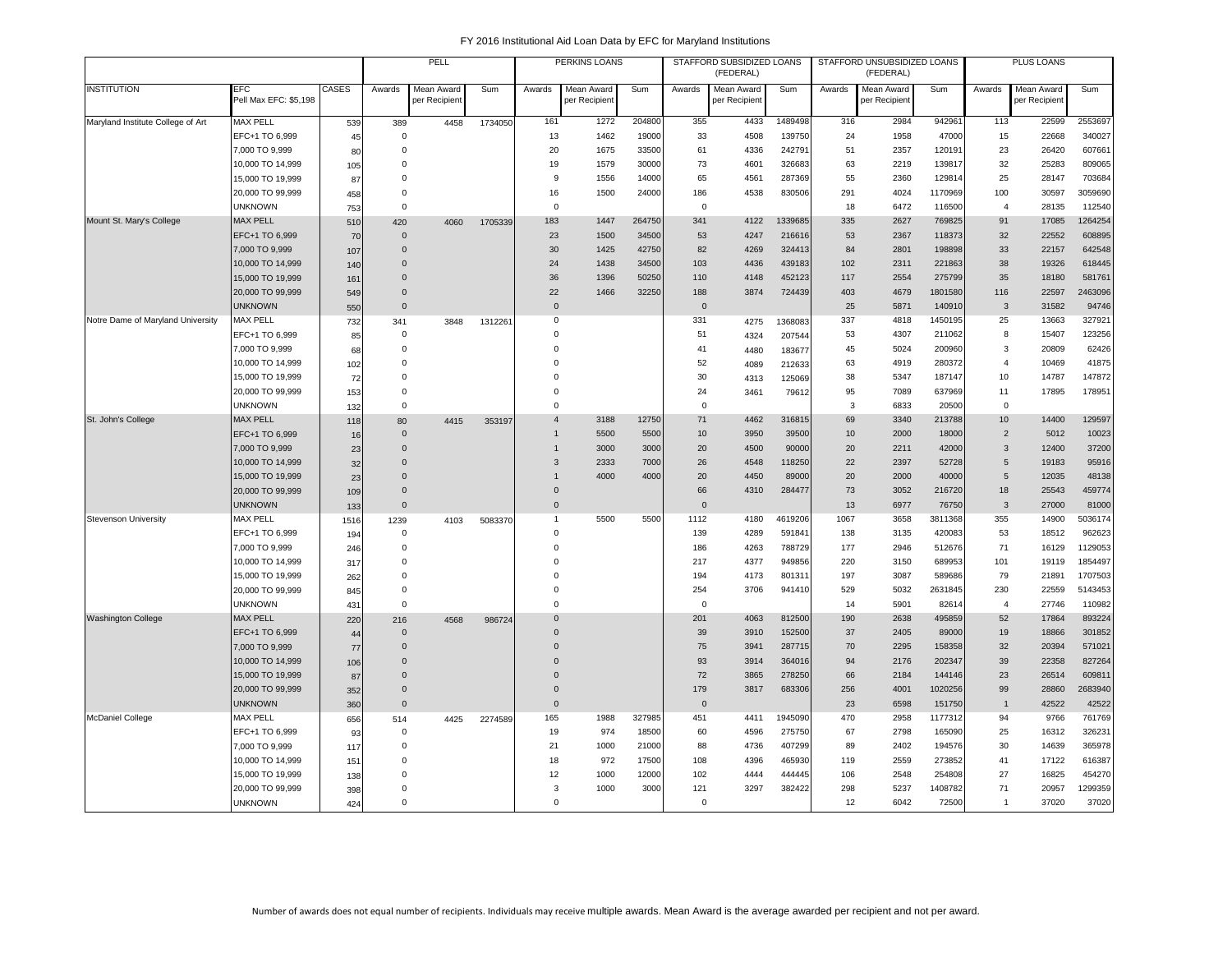# FY 2016 Institutional Aid Loan Data by EFC for Maryland Institutions

| | | | PELL | | | PERKINS LOANS | | | STAFFORD SUBSIDIZED LOANS (FEDERAL) | | | STAFFORD UNSUBSIDIZED LOANS (FEDERAL) | | | PLUS LOANS | | |
|---|---|---|---|---|---|---|---|---|---|---|---|---|---|---|---|---|---|
| INSTITUTION | EFC Pell Max EFC: $5,198 | CASES | Awards | Mean Award per Recipient | Sum | Awards | Mean Award per Recipient | Sum | Awards | Mean Award per Recipient | Sum | Awards | Mean Award per Recipient | Sum | Awards | Mean Award per Recipient | Sum |
| Maryland Institute College of Art | MAX PELL | 539 | 389 | 4458 | 1734050 | 161 | 1272 | 204800 | 355 | 4433 | 1489498 | 316 | 2984 | 942961 | 113 | 22599 | 2553697 |
| | EFC+1 TO 6,999 | 45 | 0 | | | 13 | 1462 | 19000 | 33 | 4508 | 139750 | 24 | 1958 | 47000 | 15 | 22668 | 340027 |
| | 7,000 TO 9,999 | 80 | 0 | | | 20 | 1675 | 33500 | 61 | 4336 | 242791 | 51 | 2357 | 120191 | 23 | 26420 | 607661 |
| | 10,000 TO 14,999 | 105 | 0 | | | 19 | 1579 | 30000 | 73 | 4601 | 326683 | 63 | 2219 | 139817 | 32 | 25283 | 809065 |
| | 15,000 TO 19,999 | 87 | 0 | | | 9 | 1556 | 14000 | 65 | 4561 | 287369 | 55 | 2360 | 129814 | 25 | 28147 | 703684 |
| | 20,000 TO 99,999 | 458 | 0 | | | 16 | 1500 | 24000 | 186 | 4538 | 830506 | 291 | 4024 | 1170969 | 100 | 30597 | 3059690 |
| | UNKNOWN | 753 | 0 | | | 0 | | | 0 | | | 18 | 6472 | 116500 | 4 | 28135 | 112540 |
| Mount St. Mary's College | MAX PELL | 510 | 420 | 4060 | 1705339 | 183 | 1447 | 264750 | 341 | 4122 | 1339685 | 335 | 2627 | 769825 | 91 | 17085 | 1264254 |
| | EFC+1 TO 6,999 | 70 | 0 | | | 23 | 1500 | 34500 | 53 | 4247 | 216616 | 53 | 2367 | 118373 | 32 | 22552 | 608895 |
| | 7,000 TO 9,999 | 107 | 0 | | | 30 | 1425 | 42750 | 82 | 4269 | 324413 | 84 | 2801 | 198898 | 33 | 22157 | 642548 |
| | 10,000 TO 14,999 | 140 | 0 | | | 24 | 1438 | 34500 | 103 | 4436 | 439183 | 102 | 2311 | 221863 | 38 | 19326 | 618445 |
| | 15,000 TO 19,999 | 161 | 0 | | | 36 | 1396 | 50250 | 110 | 4148 | 452123 | 117 | 2554 | 275799 | 35 | 18180 | 581761 |
| | 20,000 TO 99,999 | 549 | 0 | | | 22 | 1466 | 32250 | 188 | 3874 | 724439 | 403 | 4679 | 1801580 | 116 | 22597 | 2463096 |
| | UNKNOWN | 550 | 0 | | | 0 | | | 0 | | | 25 | 5871 | 140910 | 3 | 31582 | 94746 |
| Notre Dame of Maryland University | MAX PELL | 732 | 341 | 3848 | 1312261 | 0 | | | 331 | 4275 | 1368083 | 337 | 4818 | 1450195 | 25 | 13663 | 327921 |
| | EFC+1 TO 6,999 | 85 | 0 | | | 0 | | | 51 | 4324 | 207544 | 53 | 4307 | 211062 | 8 | 15407 | 123256 |
| | 7,000 TO 9,999 | 68 | 0 | | | 0 | | | 41 | 4480 | 183677 | 45 | 5024 | 200960 | 3 | 20809 | 62426 |
| | 10,000 TO 14,999 | 102 | 0 | | | 0 | | | 52 | 4089 | 212633 | 63 | 4919 | 280372 | 4 | 10469 | 41875 |
| | 15,000 TO 19,999 | 72 | 0 | | | 0 | | | 30 | 4313 | 125069 | 38 | 5347 | 187147 | 10 | 14787 | 147872 |
| | 20,000 TO 99,999 | 153 | 0 | | | 0 | | | 24 | 3461 | 79612 | 95 | 7089 | 637969 | 11 | 17895 | 178951 |
| | UNKNOWN | 132 | 0 | | | 0 | | | 0 | | | 3 | 6833 | 20500 | 0 | | |
| St. John's College | MAX PELL | 118 | 80 | 4415 | 353197 | 4 | 3188 | 12750 | 71 | 4462 | 316815 | 69 | 3340 | 213788 | 10 | 14400 | 129597 |
| | EFC+1 TO 6,999 | 16 | 0 | | | 1 | 5500 | 5500 | 10 | 3950 | 39500 | 10 | 2000 | 18000 | 2 | 5012 | 10023 |
| | 7,000 TO 9,999 | 23 | 0 | | | 1 | 3000 | 3000 | 20 | 4500 | 90000 | 20 | 2211 | 42000 | 3 | 12400 | 37200 |
| | 10,000 TO 14,999 | 32 | 0 | | | 3 | 2333 | 7000 | 26 | 4548 | 118250 | 22 | 2397 | 52728 | 5 | 19183 | 95916 |
| | 15,000 TO 19,999 | 23 | 0 | | | 1 | 4000 | 4000 | 20 | 4450 | 89000 | 20 | 2000 | 40000 | 5 | 12035 | 48138 |
| | 20,000 TO 99,999 | 109 | 0 | | | 0 | | | 66 | 4310 | 284477 | 73 | 3052 | 216720 | 18 | 25543 | 459774 |
| | UNKNOWN | 133 | 0 | | | 0 | | | 0 | | | 13 | 6977 | 76750 | 3 | 27000 | 81000 |
| Stevenson University | MAX PELL | 1516 | 1239 | 4103 | 5083370 | 1 | 5500 | 5500 | 1112 | 4180 | 4619206 | 1067 | 3658 | 3811368 | 355 | 14900 | 5036174 |
| | EFC+1 TO 6,999 | 194 | 0 | | | 0 | | | 139 | 4289 | 591841 | 138 | 3135 | 420083 | 53 | 18512 | 962623 |
| | 7,000 TO 9,999 | 246 | 0 | | | 0 | | | 186 | 4263 | 788729 | 177 | 2946 | 512676 | 71 | 16129 | 1129053 |
| | 10,000 TO 14,999 | 317 | 0 | | | 0 | | | 217 | 4377 | 949856 | 220 | 3150 | 689953 | 101 | 19119 | 1854497 |
| | 15,000 TO 19,999 | 262 | 0 | | | 0 | | | 194 | 4173 | 801311 | 197 | 3087 | 589686 | 79 | 21891 | 1707503 |
| | 20,000 TO 99,999 | 845 | 0 | | | 0 | | | 254 | 3706 | 941410 | 529 | 5032 | 2631845 | 230 | 22559 | 5143453 |
| | UNKNOWN | 431 | 0 | | | 0 | | | 0 | | | 14 | 5901 | 82614 | 4 | 27746 | 110982 |
| Washington College | MAX PELL | 220 | 216 | 4568 | 986724 | 0 | | | 201 | 4063 | 812500 | 190 | 2638 | 495859 | 52 | 17864 | 893224 |
| | EFC+1 TO 6,999 | 44 | 0 | | | 0 | | | 39 | 3910 | 152500 | 37 | 2405 | 89000 | 19 | 18866 | 301852 |
| | 7,000 TO 9,999 | 77 | 0 | | | 0 | | | 75 | 3941 | 287715 | 70 | 2295 | 158358 | 32 | 20394 | 571021 |
| | 10,000 TO 14,999 | 106 | 0 | | | 0 | | | 93 | 3914 | 364016 | 94 | 2176 | 202347 | 39 | 22358 | 827264 |
| | 15,000 TO 19,999 | 87 | 0 | | | 0 | | | 72 | 3865 | 278250 | 66 | 2184 | 144146 | 23 | 26514 | 609811 |
| | 20,000 TO 99,999 | 352 | 0 | | | 0 | | | 179 | 3817 | 683306 | 256 | 4001 | 1020256 | 99 | 28860 | 2683940 |
| | UNKNOWN | 360 | 0 | | | 0 | | | 0 | | | 23 | 6598 | 151750 | 1 | 42522 | 42522 |
| McDaniel College | MAX PELL | 656 | 514 | 4425 | 2274589 | 165 | 1988 | 327985 | 451 | 4411 | 1945090 | 470 | 2958 | 1177312 | 94 | 9766 | 761769 |
| | EFC+1 TO 6,999 | 93 | 0 | | | 19 | 974 | 18500 | 60 | 4596 | 275750 | 67 | 2798 | 165090 | 25 | 16312 | 326231 |
| | 7,000 TO 9,999 | 117 | 0 | | | 21 | 1000 | 21000 | 88 | 4736 | 407299 | 89 | 2402 | 194576 | 30 | 14639 | 365978 |
| | 10,000 TO 14,999 | 151 | 0 | | | 18 | 972 | 17500 | 108 | 4396 | 465930 | 119 | 2559 | 273852 | 41 | 17122 | 616387 |
| | 15,000 TO 19,999 | 138 | 0 | | | 12 | 1000 | 12000 | 102 | 4444 | 444445 | 106 | 2548 | 254808 | 27 | 16825 | 454270 |
| | 20,000 TO 99,999 | 398 | 0 | | | 3 | 1000 | 3000 | 121 | 3297 | 382422 | 298 | 5237 | 1408782 | 71 | 20957 | 1299359 |
| | UNKNOWN | 424 | 0 | | | 0 | | | 0 | | | 12 | 6042 | 72500 | 1 | 37020 | 37020 |

Number of awards does not equal number of recipients. Individuals may receive multiple awards. Mean Award is the average awarded per recipient and not per award.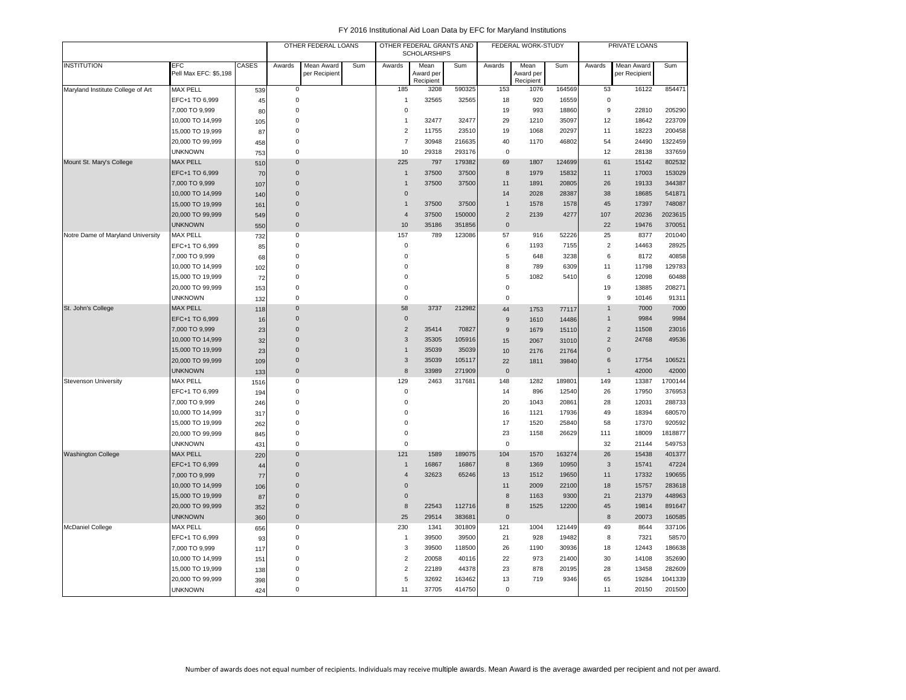# FY 2016 Institutional Aid Loan Data by EFC for Maryland Institutions

| | | | OTHER FEDERAL LOANS | | | OTHER FEDERAL GRANTS AND SCHOLARSHIPS | | | FEDERAL WORK-STUDY | | | PRIVATE LOANS | | |
|---|---|---|---|---|---|---|---|---|---|---|---|---|---|---|
| INSTITUTION | EFC Pell Max EFC: $5,198 | CASES | Awards | Mean Award per Recipient | Sum | Awards | Mean Award per Recipient | Sum | Awards | Mean Award per Recipient | Sum | Awards | Mean Award per Recipient | Sum |
| Maryland Institute College of Art | MAX PELL | 539 | 0 | | | 185 | 3208 | 590325 | 153 | 1076 | 164569 | 53 | 16122 | 854471 |
| | EFC+1 TO 6,999 | 45 | 0 | | | 1 | 32565 | 32565 | 18 | 920 | 16559 | 0 | | |
| | 7,000 TO 9,999 | 80 | 0 | | | 0 | | | 19 | 993 | 18860 | 9 | 22810 | 205290 |
| | 10,000 TO 14,999 | 105 | 0 | | | 1 | 32477 | 32477 | 29 | 1210 | 35097 | 12 | 18642 | 223709 |
| | 15,000 TO 19,999 | 87 | 0 | | | 2 | 11755 | 23510 | 19 | 1068 | 20297 | 11 | 18223 | 200458 |
| | 20,000 TO 99,999 | 458 | 0 | | | 7 | 30948 | 216635 | 40 | 1170 | 46802 | 54 | 24490 | 1322459 |
| | UNKNOWN | 753 | 0 | | | 10 | 29318 | 293176 | 0 | | | 12 | 28138 | 337659 |
| Mount St. Mary's College | MAX PELL | 510 | 0 | | | 225 | 797 | 179382 | 69 | 1807 | 124699 | 61 | 15142 | 802532 |
| | EFC+1 TO 6,999 | 70 | 0 | | | 1 | 37500 | 37500 | 8 | 1979 | 15832 | 11 | 17003 | 153029 |
| | 7,000 TO 9,999 | 107 | 0 | | | 1 | 37500 | 37500 | 11 | 1891 | 20805 | 26 | 19133 | 344387 |
| | 10,000 TO 14,999 | 140 | 0 | | | 0 | | | 14 | 2028 | 28387 | 38 | 18685 | 541871 |
| | 15,000 TO 19,999 | 161 | 0 | | | 1 | 37500 | 37500 | 1 | 1578 | 1578 | 45 | 17397 | 748087 |
| | 20,000 TO 99,999 | 549 | 0 | | | 4 | 37500 | 150000 | 2 | 2139 | 4277 | 107 | 20236 | 2023615 |
| | UNKNOWN | 550 | 0 | | | 10 | 35186 | 351856 | 0 | | | 22 | 19476 | 370051 |
| Notre Dame of Maryland University | MAX PELL | 732 | 0 | | | 157 | 789 | 123086 | 57 | 916 | 52226 | 25 | 8377 | 201040 |
| | EFC+1 TO 6,999 | 85 | 0 | | | 0 | | | 6 | 1193 | 7155 | 2 | 14463 | 28925 |
| | 7,000 TO 9,999 | 68 | 0 | | | 0 | | | 5 | 648 | 3238 | 6 | 8172 | 40858 |
| | 10,000 TO 14,999 | 102 | 0 | | | 0 | | | 8 | 789 | 6309 | 11 | 11798 | 129783 |
| | 15,000 TO 19,999 | 72 | 0 | | | 0 | | | 5 | 1082 | 5410 | 6 | 12098 | 60488 |
| | 20,000 TO 99,999 | 153 | 0 | | | 0 | | | 0 | | | 19 | 13885 | 208271 |
| | UNKNOWN | 132 | 0 | | | 0 | | | 0 | | | 9 | 10146 | 91311 |
| St. John's College | MAX PELL | 118 | 0 | | | 58 | 3737 | 212982 | 44 | 1753 | 77117 | 1 | 7000 | 7000 |
| | EFC+1 TO 6,999 | 16 | 0 | | | 0 | | | 9 | 1610 | 14486 | 1 | 9984 | 9984 |
| | 7,000 TO 9,999 | 23 | 0 | | | 2 | 35414 | 70827 | 9 | 1679 | 15110 | 2 | 11508 | 23016 |
| | 10,000 TO 14,999 | 32 | 0 | | | 3 | 35305 | 105916 | 15 | 2067 | 31010 | 2 | 24768 | 49536 |
| | 15,000 TO 19,999 | 23 | 0 | | | 1 | 35039 | 35039 | 10 | 2176 | 21764 | 0 | | |
| | 20,000 TO 99,999 | 109 | 0 | | | 3 | 35039 | 105117 | 22 | 1811 | 39840 | 6 | 17754 | 106521 |
| | UNKNOWN | 133 | 0 | | | 8 | 33989 | 271909 | 0 | | | 1 | 42000 | 42000 |
| Stevenson University | MAX PELL | 1516 | 0 | | | 129 | 2463 | 317681 | 148 | 1282 | 189801 | 149 | 13387 | 1700144 |
| | EFC+1 TO 6,999 | 194 | 0 | | | 0 | | | 14 | 896 | 12540 | 26 | 17950 | 376953 |
| | 7,000 TO 9,999 | 246 | 0 | | | 0 | | | 20 | 1043 | 20861 | 28 | 12031 | 288733 |
| | 10,000 TO 14,999 | 317 | 0 | | | 0 | | | 16 | 1121 | 17936 | 49 | 18394 | 680570 |
| | 15,000 TO 19,999 | 262 | 0 | | | 0 | | | 17 | 1520 | 25840 | 58 | 17370 | 920592 |
| | 20,000 TO 99,999 | 845 | 0 | | | 0 | | | 23 | 1158 | 26629 | 111 | 18009 | 1818877 |
| | UNKNOWN | 431 | 0 | | | 0 | | | 0 | | | 32 | 21144 | 549753 |
| Washington College | MAX PELL | 220 | 0 | | | 121 | 1589 | 189075 | 104 | 1570 | 163274 | 26 | 15438 | 401377 |
| | EFC+1 TO 6,999 | 44 | 0 | | | 1 | 16867 | 16867 | 8 | 1369 | 10950 | 3 | 15741 | 47224 |
| | 7,000 TO 9,999 | 77 | 0 | | | 4 | 32623 | 65246 | 13 | 1512 | 19650 | 11 | 17332 | 190655 |
| | 10,000 TO 14,999 | 106 | 0 | | | 0 | | | 11 | 2009 | 22100 | 18 | 15757 | 283618 |
| | 15,000 TO 19,999 | 87 | 0 | | | 0 | | | 8 | 1163 | 9300 | 21 | 21379 | 448963 |
| | 20,000 TO 99,999 | 352 | 0 | | | 8 | 22543 | 112716 | 8 | 1525 | 12200 | 45 | 19814 | 891647 |
| | UNKNOWN | 360 | 0 | | | 25 | 29514 | 383681 | 0 | | | 8 | 20073 | 160585 |
| McDaniel College | MAX PELL | 656 | 0 | | | 230 | 1341 | 301809 | 121 | 1004 | 121449 | 49 | 8644 | 337106 |
| | EFC+1 TO 6,999 | 93 | 0 | | | 1 | 39500 | 39500 | 21 | 928 | 19482 | 8 | 7321 | 58570 |
| | 7,000 TO 9,999 | 117 | 0 | | | 3 | 39500 | 118500 | 26 | 1190 | 30936 | 18 | 12443 | 186638 |
| | 10,000 TO 14,999 | 151 | 0 | | | 2 | 20058 | 40116 | 22 | 973 | 21400 | 30 | 14108 | 352690 |
| | 15,000 TO 19,999 | 138 | 0 | | | 2 | 22189 | 44378 | 23 | 878 | 20195 | 28 | 13458 | 282609 |
| | 20,000 TO 99,999 | 398 | 0 | | | 5 | 32692 | 163462 | 13 | 719 | 9346 | 65 | 19284 | 1041339 |
| | UNKNOWN | 424 | 0 | | | 11 | 37705 | 414750 | 0 | | | 11 | 20150 | 201500 |

Number of awards does not equal number of recipients. Individuals may receive multiple awards. Mean Award is the average awarded per recipient and not per award.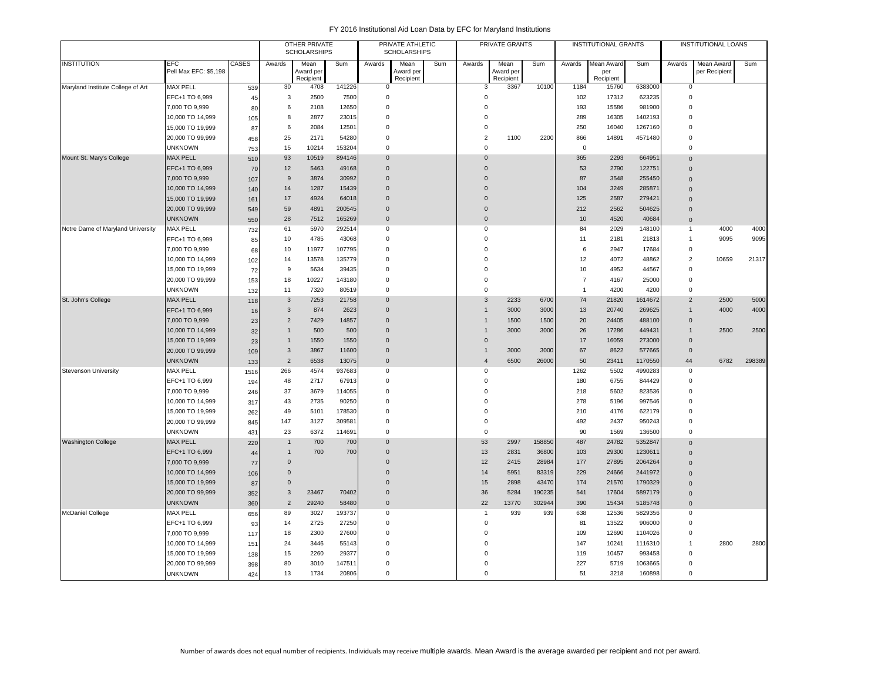# FY 2016 Institutional Aid Loan Data by EFC for Maryland Institutions

| | | | OTHER PRIVATE SCHOLARSHIPS | | | PRIVATE ATHLETIC SCHOLARSHIPS | | | PRIVATE GRANTS | | | INSTITUTIONAL GRANTS | | | INSTITUTIONAL LOANS | | |
|---|---|---|---|---|---|---|---|---|---|---|---|---|---|---|---|---|---|
| INSTITUTION | EFC Pell Max EFC: $5,198 | CASES | Awards | Mean Award per Recipient | Sum | Awards | Mean Award per Recipient | Sum | Awards | Mean Award per Recipient | Sum | Awards | Mean Award per Recipient | Sum | Awards | Mean Award per Recipient | Sum |
| Maryland Institute College of Art | MAX PELL | 539 | 30 | 4708 | 141226 | 0 | | | 3 | 3367 | 10100 | 1184 | 15760 | 6383000 | 0 | | |
| | EFC+1 TO 6,999 | 45 | 3 | 2500 | 7500 | 0 | | | 0 | | | 102 | 17312 | 623235 | 0 | | |
| | 7,000 TO 9,999 | 80 | 6 | 2108 | 12650 | 0 | | | 0 | | | 193 | 15586 | 981900 | 0 | | |
| | 10,000 TO 14,999 | 105 | 8 | 2877 | 23015 | 0 | | | 0 | | | 289 | 16305 | 1402193 | 0 | | |
| | 15,000 TO 19,999 | 87 | 6 | 2084 | 12501 | 0 | | | 0 | | | 250 | 16040 | 1267160 | 0 | | |
| | 20,000 TO 99,999 | 458 | 25 | 2171 | 54280 | 0 | | | 2 | 1100 | 2200 | 866 | 14891 | 4571480 | 0 | | |
| | UNKNOWN | 753 | 15 | 10214 | 153204 | 0 | | | 0 | | | 0 | | | 0 | | |
| Mount St. Mary's College | MAX PELL | 510 | 93 | 10519 | 894146 | 0 | | | 0 | | | 365 | 2293 | 664951 | 0 | | |
| | EFC+1 TO 6,999 | 70 | 12 | 5463 | 49168 | 0 | | | 0 | | | 53 | 2790 | 122751 | 0 | | |
| | 7,000 TO 9,999 | 107 | 9 | 3874 | 30992 | 0 | | | 0 | | | 87 | 3548 | 255450 | 0 | | |
| | 10,000 TO 14,999 | 140 | 14 | 1287 | 15439 | 0 | | | 0 | | | 104 | 3249 | 285871 | 0 | | |
| | 15,000 TO 19,999 | 161 | 17 | 4924 | 64018 | 0 | | | 0 | | | 125 | 2587 | 279421 | 0 | | |
| | 20,000 TO 99,999 | 549 | 59 | 4891 | 200545 | 0 | | | 0 | | | 212 | 2562 | 504625 | 0 | | |
| | UNKNOWN | 550 | 28 | 7512 | 165269 | 0 | | | 0 | | | 10 | 4520 | 40684 | 0 | | |
| Notre Dame of Maryland University | MAX PELL | 732 | 61 | 5970 | 292514 | 0 | | | 0 | | | 84 | 2029 | 148100 | 1 | 4000 | 4000 |
| | EFC+1 TO 6,999 | 85 | 10 | 4785 | 43068 | 0 | | | 0 | | | 11 | 2181 | 21813 | 1 | 9095 | 9095 |
| | 7,000 TO 9,999 | 68 | 10 | 11977 | 107795 | 0 | | | 0 | | | 6 | 2947 | 17684 | 0 | | |
| | 10,000 TO 14,999 | 102 | 14 | 13578 | 135779 | 0 | | | 0 | | | 12 | 4072 | 48862 | 2 | 10659 | 21317 |
| | 15,000 TO 19,999 | 72 | 9 | 5634 | 39435 | 0 | | | 0 | | | 10 | 4952 | 44567 | 0 | | |
| | 20,000 TO 99,999 | 153 | 18 | 10227 | 143180 | 0 | | | 0 | | | 7 | 4167 | 25000 | 0 | | |
| | UNKNOWN | 132 | 11 | 7320 | 80519 | 0 | | | 0 | | | 1 | 4200 | 4200 | 0 | | |
| St. John's College | MAX PELL | 118 | 3 | 7253 | 21758 | 0 | | | 3 | 2233 | 6700 | 74 | 21820 | 1614672 | 2 | 2500 | 5000 |
| | EFC+1 TO 6,999 | 16 | 3 | 874 | 2623 | 0 | | | 1 | 3000 | 3000 | 13 | 20740 | 269625 | 1 | 4000 | 4000 |
| | 7,000 TO 9,999 | 23 | 2 | 7429 | 14857 | 0 | | | 1 | 1500 | 1500 | 20 | 24405 | 488100 | 0 | | |
| | 10,000 TO 14,999 | 32 | 1 | 500 | 500 | 0 | | | 1 | 3000 | 3000 | 26 | 17286 | 449431 | 1 | 2500 | 2500 |
| | 15,000 TO 19,999 | 23 | 1 | 1550 | 1550 | 0 | | | 0 | | | 17 | 16059 | 273000 | 0 | | |
| | 20,000 TO 99,999 | 109 | 3 | 3867 | 11600 | 0 | | | 1 | 3000 | 3000 | 67 | 8622 | 577665 | 0 | | |
| | UNKNOWN | 133 | 2 | 6538 | 13075 | 0 | | | 4 | 6500 | 26000 | 50 | 23411 | 1170550 | 44 | 6782 | 298389 |
| Stevenson University | MAX PELL | 1516 | 266 | 4574 | 937683 | 0 | | | 0 | | | 1262 | 5502 | 4990283 | 0 | | |
| | EFC+1 TO 6,999 | 194 | 48 | 2717 | 67913 | 0 | | | 0 | | | 180 | 6755 | 844429 | 0 | | |
| | 7,000 TO 9,999 | 246 | 37 | 3679 | 114055 | 0 | | | 0 | | | 218 | 5602 | 823536 | 0 | | |
| | 10,000 TO 14,999 | 317 | 43 | 2735 | 90250 | 0 | | | 0 | | | 278 | 5196 | 997546 | 0 | | |
| | 15,000 TO 19,999 | 262 | 49 | 5101 | 178530 | 0 | | | 0 | | | 210 | 4176 | 622179 | 0 | | |
| | 20,000 TO 99,999 | 845 | 147 | 3127 | 309581 | 0 | | | 0 | | | 492 | 2437 | 950243 | 0 | | |
| | UNKNOWN | 431 | 23 | 6372 | 114691 | 0 | | | 0 | | | 90 | 1569 | 136500 | 0 | | |
| Washington College | MAX PELL | 220 | 1 | 700 | 700 | 0 | | | 53 | 2997 | 158850 | 487 | 24782 | 5352847 | 0 | | |
| | EFC+1 TO 6,999 | 44 | 1 | 700 | 700 | 0 | | | 13 | 2831 | 36800 | 103 | 29300 | 1230611 | 0 | | |
| | 7,000 TO 9,999 | 77 | 0 | | | 0 | | | 12 | 2415 | 28984 | 177 | 27895 | 2064264 | 0 | | |
| | 10,000 TO 14,999 | 106 | 0 | | | 0 | | | 14 | 5951 | 83319 | 229 | 24666 | 2441972 | 0 | | |
| | 15,000 TO 19,999 | 87 | 0 | | | 0 | | | 15 | 2898 | 43470 | 174 | 21570 | 1790329 | 0 | | |
| | 20,000 TO 99,999 | 352 | 3 | 23467 | 70402 | 0 | | | 36 | 5284 | 190235 | 541 | 17604 | 5897179 | 0 | | |
| | UNKNOWN | 360 | 2 | 29240 | 58480 | 0 | | | 22 | 13770 | 302944 | 390 | 15434 | 5185748 | 0 | | |
| McDaniel College | MAX PELL | 656 | 89 | 3027 | 193737 | 0 | | | 1 | 939 | 939 | 638 | 12536 | 5829356 | 0 | | |
| | EFC+1 TO 6,999 | 93 | 14 | 2725 | 27250 | 0 | | | 0 | | | 81 | 13522 | 906000 | 0 | | |
| | 7,000 TO 9,999 | 117 | 18 | 2300 | 27600 | 0 | | | 0 | | | 109 | 12690 | 1104026 | 0 | | |
| | 10,000 TO 14,999 | 151 | 24 | 3446 | 55143 | 0 | | | 0 | | | 147 | 10241 | 1116310 | 1 | 2800 | 2800 |
| | 15,000 TO 19,999 | 138 | 15 | 2260 | 29377 | 0 | | | 0 | | | 119 | 10457 | 993458 | 0 | | |
| | 20,000 TO 99,999 | 398 | 80 | 3010 | 147511 | 0 | | | 0 | | | 227 | 5719 | 1063665 | 0 | | |
| | UNKNOWN | 424 | 13 | 1734 | 20806 | 0 | | | 0 | | | 51 | 3218 | 160898 | 0 | | |

Number of awards does not equal number of recipients. Individuals may receive multiple awards. Mean Award is the average awarded per recipient and not per award.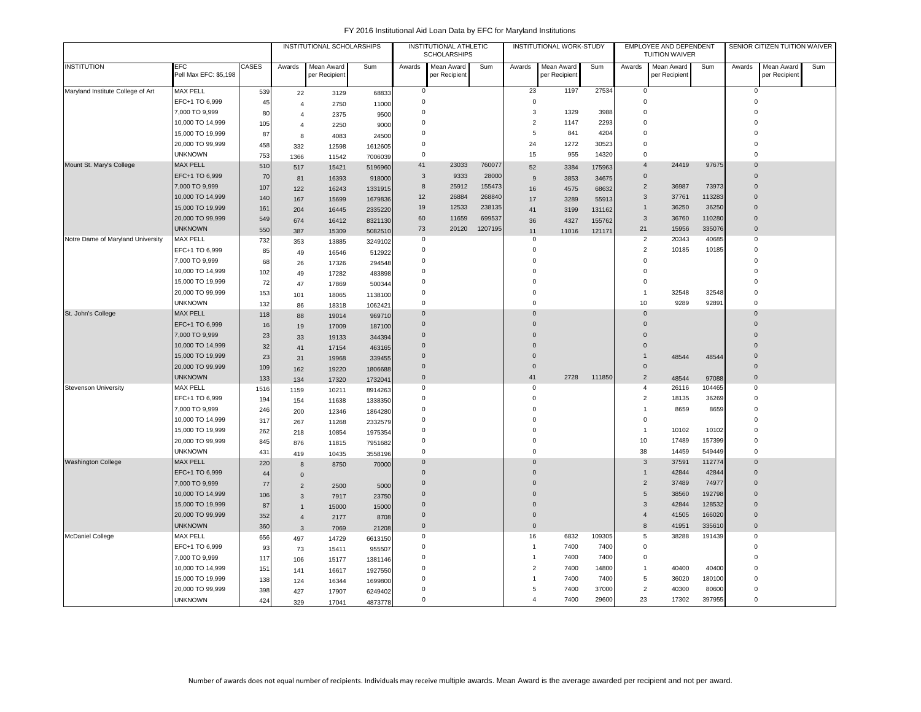FY 2016 Institutional Aid Loan Data by EFC for Maryland Institutions

| | | | INSTITUTIONAL SCHOLARSHIPS | | | INSTITUTIONAL ATHLETIC SCHOLARSHIPS | | | INSTITUTIONAL WORK-STUDY | | | EMPLOYEE AND DEPENDENT TUITION WAIVER | | | SENIOR CITIZEN TUITION WAIVER | | |
|---|---|---|---|---|---|---|---|---|---|---|---|---|---|---|---|---|---|
| INSTITUTION | EFC Pell Max EFC: $5,198 | CASES | Awards | Mean Award per Recipient | Sum | Awards | Mean Award per Recipient | Sum | Awards | Mean Award per Recipient | Sum | Awards | Mean Award per Recipient | Sum | Awards | Mean Award per Recipient | Sum |
| Maryland Institute College of Art | MAX PELL | 539 | 22 | 3129 | 68833 | 0 | | | 23 | 1197 | 27534 | 0 | | | 0 | | |
| | EFC+1 TO 6,999 | 45 | 4 | 2750 | 11000 | 0 | | | 0 | | | 0 | | | 0 | | |
| | 7,000 TO 9,999 | 80 | 4 | 2375 | 9500 | 0 | | | 3 | 1329 | 3988 | 0 | | | 0 | | |
| | 10,000 TO 14,999 | 105 | 4 | 2250 | 9000 | 0 | | | 2 | 1147 | 2293 | 0 | | | 0 | | |
| | 15,000 TO 19,999 | 87 | 8 | 4083 | 24500 | 0 | | | 5 | 841 | 4204 | 0 | | | 0 | | |
| | 20,000 TO 99,999 | 458 | 332 | 12598 | 1612605 | 0 | | | 24 | 1272 | 30523 | 0 | | | 0 | | |
| | UNKNOWN | 753 | 1366 | 11542 | 7006039 | 0 | | | 15 | 955 | 14320 | 0 | | | 0 | | |
| Mount St. Mary's College | MAX PELL | 510 | 517 | 15421 | 5196960 | 41 | 23033 | 760077 | 52 | 3384 | 175963 | 4 | 24419 | 97675 | 0 | | |
| | EFC+1 TO 6,999 | 70 | 81 | 16393 | 918000 | 3 | 9333 | 28000 | 9 | 3853 | 34675 | 0 | | | 0 | | |
| | 7,000 TO 9,999 | 107 | 122 | 16243 | 1331915 | 8 | 25912 | 155473 | 16 | 4575 | 68632 | 2 | 36987 | 73973 | 0 | | |
| | 10,000 TO 14,999 | 140 | 167 | 15699 | 1679836 | 12 | 26884 | 268840 | 17 | 3289 | 55913 | 3 | 37761 | 113283 | 0 | | |
| | 15,000 TO 19,999 | 161 | 204 | 16445 | 2335220 | 19 | 12533 | 238135 | 41 | 3199 | 131162 | 1 | 36250 | 36250 | 0 | | |
| | 20,000 TO 99,999 | 549 | 674 | 16412 | 8321130 | 60 | 11659 | 699537 | 36 | 4327 | 155762 | 3 | 36760 | 110280 | 0 | | |
| | UNKNOWN | 550 | 387 | 15309 | 5082510 | 73 | 20120 | 1207195 | 11 | 11016 | 121171 | 21 | 15956 | 335076 | 0 | | |
| Notre Dame of Maryland University | MAX PELL | 732 | 353 | 13885 | 3249102 | 0 | | | 0 | | | 2 | 20343 | 40685 | 0 | | |
| | EFC+1 TO 6,999 | 85 | 49 | 16546 | 512922 | 0 | | | 0 | | | 2 | 10185 | 10185 | 0 | | |
| | 7,000 TO 9,999 | 68 | 26 | 17326 | 294548 | 0 | | | 0 | | | 0 | | | 0 | | |
| | 10,000 TO 14,999 | 102 | 49 | 17282 | 483898 | 0 | | | 0 | | | 0 | | | 0 | | |
| | 15,000 TO 19,999 | 72 | 47 | 17869 | 500344 | 0 | | | 0 | | | 0 | | | 0 | | |
| | 20,000 TO 99,999 | 153 | 101 | 18065 | 1138100 | 0 | | | 0 | | | 1 | 32548 | 32548 | 0 | | |
| | UNKNOWN | 132 | 86 | 18318 | 1062421 | 0 | | | 0 | | | 10 | 9289 | 92891 | 0 | | |
| St. John's College | MAX PELL | 118 | 88 | 19014 | 969710 | 0 | | | 0 | | | 0 | | | 0 | | |
| | EFC+1 TO 6,999 | 16 | 19 | 17009 | 187100 | 0 | | | 0 | | | 0 | | | 0 | | |
| | 7,000 TO 9,999 | 23 | 33 | 19133 | 344394 | 0 | | | 0 | | | 0 | | | 0 | | |
| | 10,000 TO 14,999 | 32 | 41 | 17154 | 463165 | 0 | | | 0 | | | 0 | | | 0 | | |
| | 15,000 TO 19,999 | 23 | 31 | 19968 | 339455 | 0 | | | 0 | | | 1 | 48544 | 48544 | 0 | | |
| | 20,000 TO 99,999 | 109 | 162 | 19220 | 1806688 | 0 | | | 0 | | | 0 | | | 0 | | |
| | UNKNOWN | 133 | 134 | 17320 | 1732041 | 0 | | | 41 | 2728 | 111850 | 2 | 48544 | 97088 | 0 | | |
| Stevenson University | MAX PELL | 1516 | 1159 | 10211 | 8914263 | 0 | | | 0 | | | 4 | 26116 | 104465 | 0 | | |
| | EFC+1 TO 6,999 | 194 | 154 | 11638 | 1338350 | 0 | | | 0 | | | 2 | 18135 | 36269 | 0 | | |
| | 7,000 TO 9,999 | 246 | 200 | 12346 | 1864280 | 0 | | | 0 | | | 1 | 8659 | 8659 | 0 | | |
| | 10,000 TO 14,999 | 317 | 267 | 11268 | 2332579 | 0 | | | 0 | | | 0 | | | 0 | | |
| | 15,000 TO 19,999 | 262 | 218 | 10854 | 1975354 | 0 | | | 0 | | | 1 | 10102 | 10102 | 0 | | |
| | 20,000 TO 99,999 | 845 | 876 | 11815 | 7951682 | 0 | | | 0 | | | 10 | 17489 | 157399 | 0 | | |
| | UNKNOWN | 431 | 419 | 10435 | 3558196 | 0 | | | 0 | | | 38 | 14459 | 549449 | 0 | | |
| Washington College | MAX PELL | 220 | 8 | 8750 | 70000 | 0 | | | 0 | | | 3 | 37591 | 112774 | 0 | | |
| | EFC+1 TO 6,999 | 44 | 0 | | | 0 | | | 0 | | | 1 | 42844 | 42844 | 0 | | |
| | 7,000 TO 9,999 | 77 | 2 | 2500 | 5000 | 0 | | | 0 | | | 2 | 37489 | 74977 | 0 | | |
| | 10,000 TO 14,999 | 106 | 3 | 7917 | 23750 | 0 | | | 0 | | | 5 | 38560 | 192798 | 0 | | |
| | 15,000 TO 19,999 | 87 | 1 | 15000 | 15000 | 0 | | | 0 | | | 3 | 42844 | 128532 | 0 | | |
| | 20,000 TO 99,999 | 352 | 4 | 2177 | 8708 | 0 | | | 0 | | | 4 | 41505 | 166020 | 0 | | |
| | UNKNOWN | 360 | 3 | 7069 | 21208 | 0 | | | 0 | | | 8 | 41951 | 335610 | 0 | | |
| McDaniel College | MAX PELL | 656 | 497 | 14729 | 6613150 | 0 | | | 16 | 6832 | 109305 | 5 | 38288 | 191439 | 0 | | |
| | EFC+1 TO 6,999 | 93 | 73 | 15411 | 955507 | 0 | | | 1 | 7400 | 7400 | 0 | | | 0 | | |
| | 7,000 TO 9,999 | 117 | 106 | 15177 | 1381146 | 0 | | | 1 | 7400 | 7400 | 0 | | | 0 | | |
| | 10,000 TO 14,999 | 151 | 141 | 16617 | 1927550 | 0 | | | 2 | 7400 | 14800 | 1 | 40400 | 40400 | 0 | | |
| | 15,000 TO 19,999 | 138 | 124 | 16344 | 1699800 | 0 | | | 1 | 7400 | 7400 | 5 | 36020 | 180100 | 0 | | |
| | 20,000 TO 99,999 | 398 | 427 | 17907 | 6249402 | 0 | | | 5 | 7400 | 37000 | 2 | 40300 | 80600 | 0 | | |
| | UNKNOWN | 424 | 329 | 17041 | 4873778 | 0 | | | 4 | 7400 | 29600 | 23 | 17302 | 397955 | 0 | | |

Number of awards does not equal number of recipients. Individuals may receive multiple awards. Mean Award is the average awarded per recipient and not per award.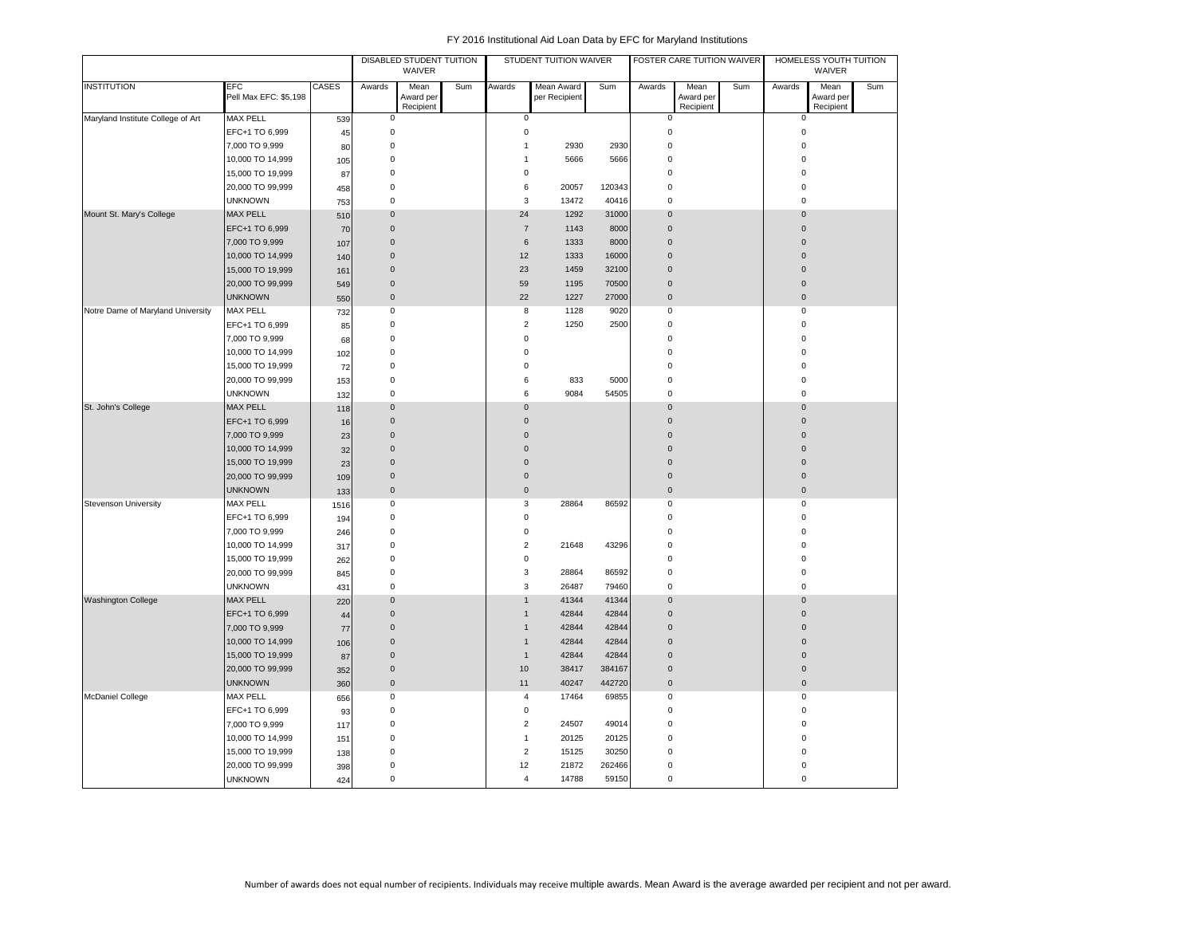FY 2016 Institutional Aid Loan Data by EFC for Maryland Institutions

| | | | DISABLED STUDENT TUITION WAIVER | | | STUDENT TUITION WAIVER | | | FOSTER CARE TUITION WAIVER | | | HOMELESS YOUTH TUITION WAIVER | | |
|---|---|---|---|---|---|---|---|---|---|---|---|---|---|---|
| INSTITUTION | EFC Pell Max EFC: $5,198 | CASES | Awards | Mean Award per Recipient | Sum | Awards | Mean Award per Recipient | Sum | Awards | Mean Award per Recipient | Sum | Awards | Mean Award per Recipient | Sum |
| Maryland Institute College of Art | MAX PELL | 539 | 0 | | | 0 | | | 0 | | | 0 | | |
| | EFC+1 TO 6,999 | 45 | 0 | | | 0 | | | 0 | | | 0 | | |
| | 7,000 TO 9,999 | 80 | 0 | | | 1 | 2930 | 2930 | 0 | | | 0 | | |
| | 10,000 TO 14,999 | 105 | 0 | | | 1 | 5666 | 5666 | 0 | | | 0 | | |
| | 15,000 TO 19,999 | 87 | 0 | | | 0 | | | 0 | | | 0 | | |
| | 20,000 TO 99,999 | 458 | 0 | | | 6 | 20057 | 120343 | 0 | | | 0 | | |
| | UNKNOWN | 753 | 0 | | | 3 | 13472 | 40416 | 0 | | | 0 | | |
| Mount St. Mary's College | MAX PELL | 510 | 0 | | | 24 | 1292 | 31000 | 0 | | | 0 | | |
| | EFC+1 TO 6,999 | 70 | 0 | | | 7 | 1143 | 8000 | 0 | | | 0 | | |
| | 7,000 TO 9,999 | 107 | 0 | | | 6 | 1333 | 8000 | 0 | | | 0 | | |
| | 10,000 TO 14,999 | 140 | 0 | | | 12 | 1333 | 16000 | 0 | | | 0 | | |
| | 15,000 TO 19,999 | 161 | 0 | | | 23 | 1459 | 32100 | 0 | | | 0 | | |
| | 20,000 TO 99,999 | 549 | 0 | | | 59 | 1195 | 70500 | 0 | | | 0 | | |
| | UNKNOWN | 550 | 0 | | | 22 | 1227 | 27000 | 0 | | | 0 | | |
| Notre Dame of Maryland University | MAX PELL | 732 | 0 | | | 8 | 1128 | 9020 | 0 | | | 0 | | |
| | EFC+1 TO 6,999 | 85 | 0 | | | 2 | 1250 | 2500 | 0 | | | 0 | | |
| | 7,000 TO 9,999 | 68 | 0 | | | 0 | | | 0 | | | 0 | | |
| | 10,000 TO 14,999 | 102 | 0 | | | 0 | | | 0 | | | 0 | | |
| | 15,000 TO 19,999 | 72 | 0 | | | 0 | | | 0 | | | 0 | | |
| | 20,000 TO 99,999 | 153 | 0 | | | 6 | 833 | 5000 | 0 | | | 0 | | |
| | UNKNOWN | 132 | 0 | | | 6 | 9084 | 54505 | 0 | | | 0 | | |
| St. John's College | MAX PELL | 118 | 0 | | | 0 | | | 0 | | | 0 | | |
| | EFC+1 TO 6,999 | 16 | 0 | | | 0 | | | 0 | | | 0 | | |
| | 7,000 TO 9,999 | 23 | 0 | | | 0 | | | 0 | | | 0 | | |
| | 10,000 TO 14,999 | 32 | 0 | | | 0 | | | 0 | | | 0 | | |
| | 15,000 TO 19,999 | 23 | 0 | | | 0 | | | 0 | | | 0 | | |
| | 20,000 TO 99,999 | 109 | 0 | | | 0 | | | 0 | | | 0 | | |
| | UNKNOWN | 133 | 0 | | | 0 | | | 0 | | | 0 | | |
| Stevenson University | MAX PELL | 1516 | 0 | | | 3 | 28864 | 86592 | 0 | | | 0 | | |
| | EFC+1 TO 6,999 | 194 | 0 | | | 0 | | | 0 | | | 0 | | |
| | 7,000 TO 9,999 | 246 | 0 | | | 0 | | | 0 | | | 0 | | |
| | 10,000 TO 14,999 | 317 | 0 | | | 2 | 21648 | 43296 | 0 | | | 0 | | |
| | 15,000 TO 19,999 | 262 | 0 | | | 0 | | | 0 | | | 0 | | |
| | 20,000 TO 99,999 | 845 | 0 | | | 3 | 28864 | 86592 | 0 | | | 0 | | |
| | UNKNOWN | 431 | 0 | | | 3 | 26487 | 79460 | 0 | | | 0 | | |
| Washington College | MAX PELL | 220 | 0 | | | 1 | 41344 | 41344 | 0 | | | 0 | | |
| | EFC+1 TO 6,999 | 44 | 0 | | | 1 | 42844 | 42844 | 0 | | | 0 | | |
| | 7,000 TO 9,999 | 77 | 0 | | | 1 | 42844 | 42844 | 0 | | | 0 | | |
| | 10,000 TO 14,999 | 106 | 0 | | | 1 | 42844 | 42844 | 0 | | | 0 | | |
| | 15,000 TO 19,999 | 87 | 0 | | | 1 | 42844 | 42844 | 0 | | | 0 | | |
| | 20,000 TO 99,999 | 352 | 0 | | | 10 | 38417 | 384167 | 0 | | | 0 | | |
| | UNKNOWN | 360 | 0 | | | 11 | 40247 | 442720 | 0 | | | 0 | | |
| McDaniel College | MAX PELL | 656 | 0 | | | 4 | 17464 | 69855 | 0 | | | 0 | | |
| | EFC+1 TO 6,999 | 93 | 0 | | | 0 | | | 0 | | | 0 | | |
| | 7,000 TO 9,999 | 117 | 0 | | | 2 | 24507 | 49014 | 0 | | | 0 | | |
| | 10,000 TO 14,999 | 151 | 0 | | | 1 | 20125 | 20125 | 0 | | | 0 | | |
| | 15,000 TO 19,999 | 138 | 0 | | | 2 | 15125 | 30250 | 0 | | | 0 | | |
| | 20,000 TO 99,999 | 398 | 0 | | | 12 | 21872 | 262466 | 0 | | | 0 | | |
| | UNKNOWN | 424 | 0 | | | 4 | 14788 | 59150 | 0 | | | 0 | | |

Number of awards does not equal number of recipients. Individuals may receive multiple awards. Mean Award is the average awarded per recipient and not per award.